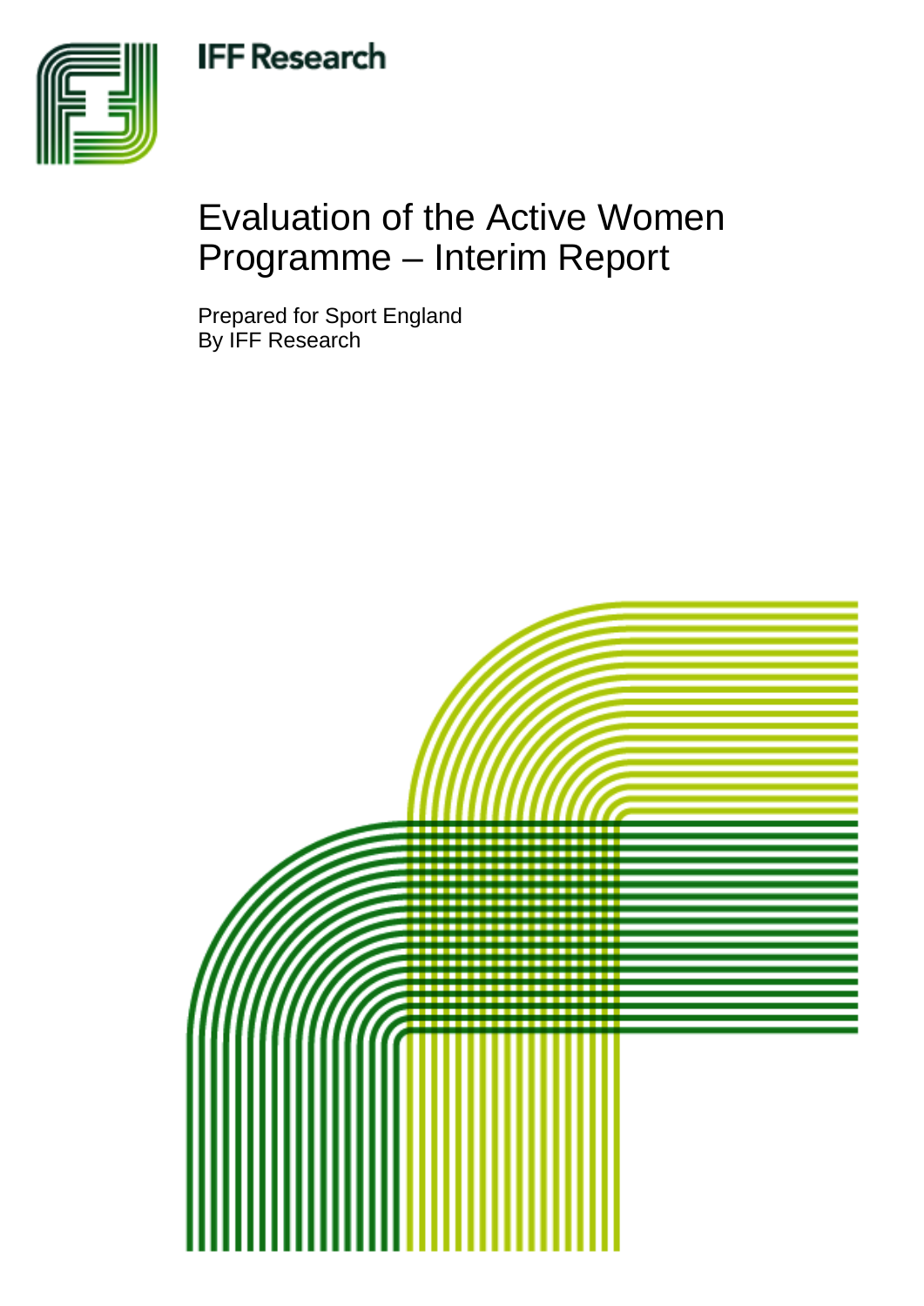IFF Research

# Evaluation of the Active Women Programme – Interim Report

Prepared for Sport England
By IFF Research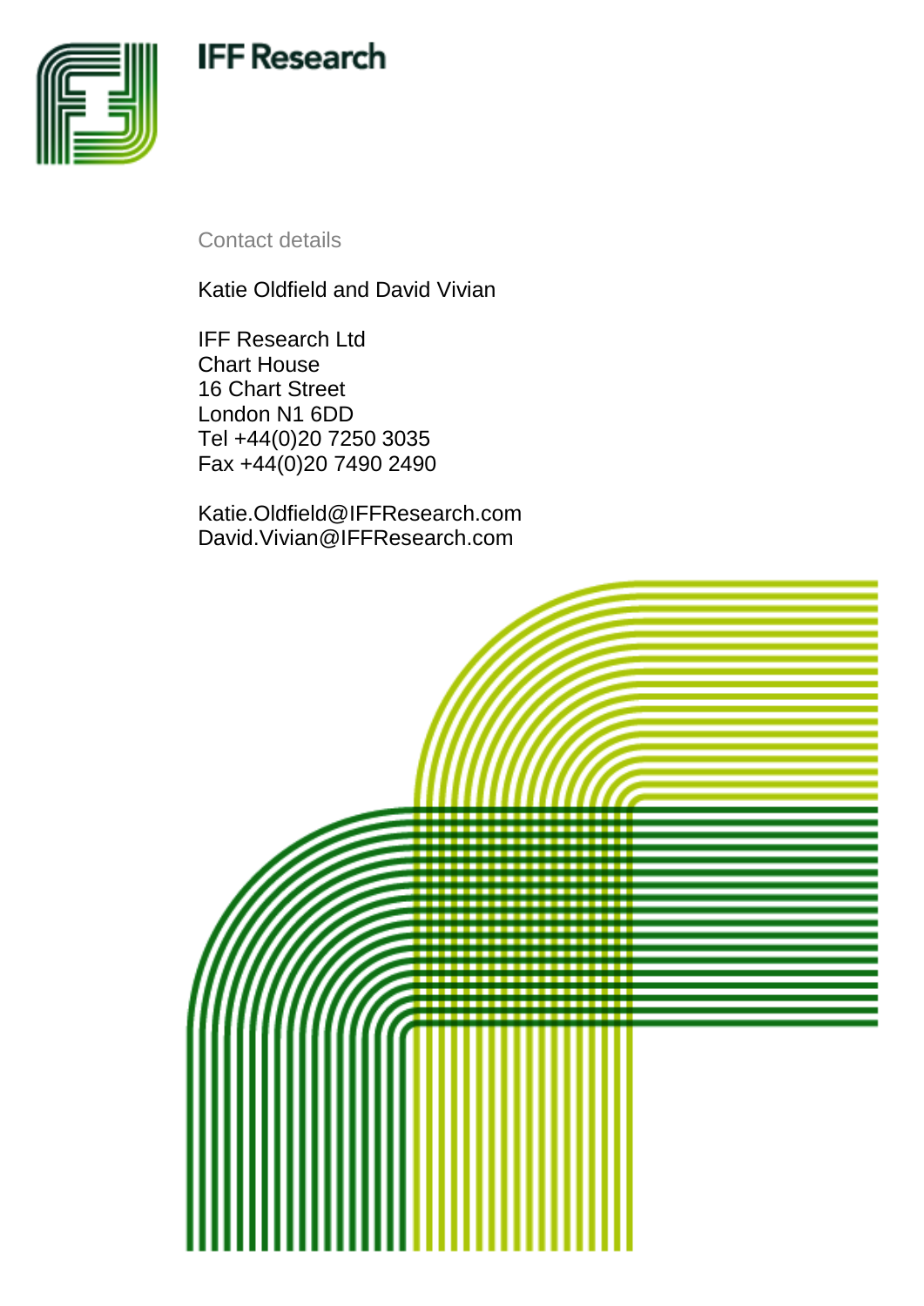IFF Research

Contact details

Katie Oldfield and David Vivian

IFF Research Ltd
Chart House
16 Chart Street
London N1 6DD
Tel +44(0)20 7250 3035
Fax +44(0)20 7490 2490

Katie.Oldfield@IFFResearch.com
David.Vivian@IFFResearch.com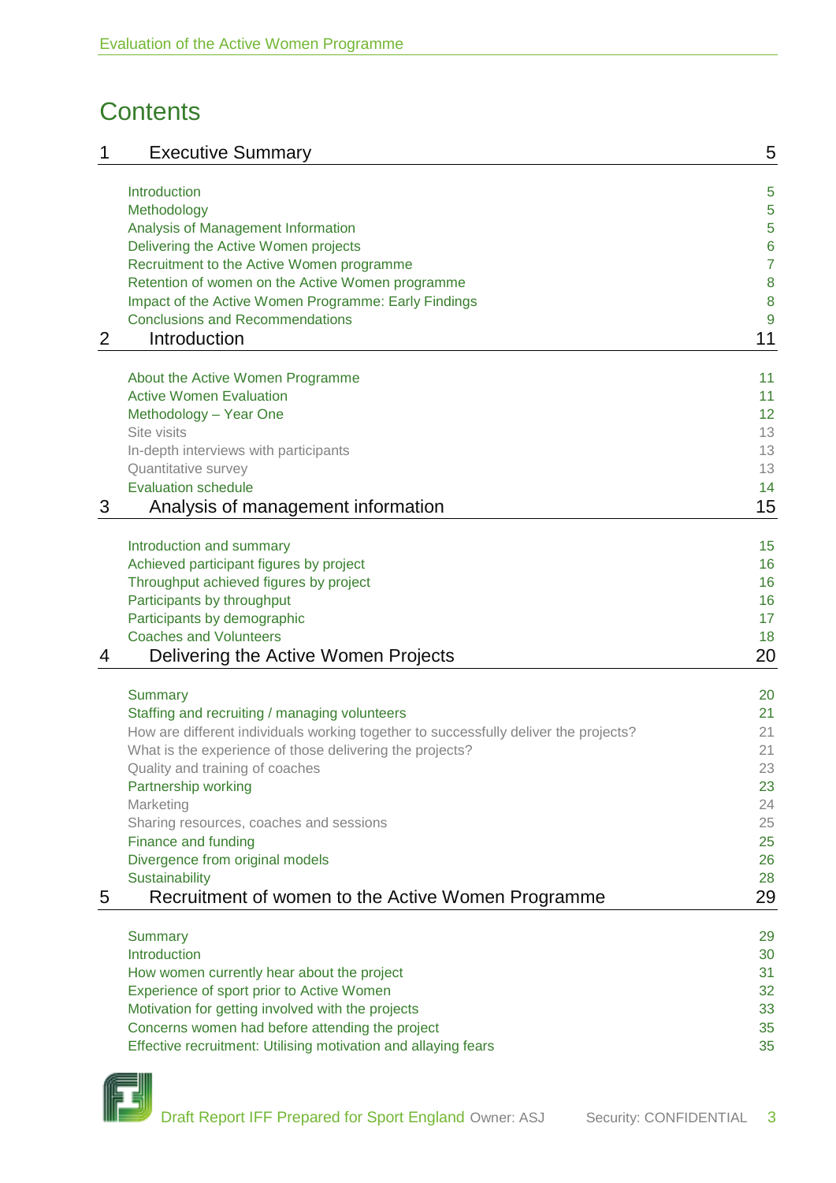# Contents

| | | |
|---|---|---|
| 1 | **Executive Summary** | **5** |
| | Introduction | 5 |
| | Methodology | 5 |
| | Analysis of Management Information | 5 |
| | Delivering the Active Women projects | 6 |
| | Recruitment to the Active Women programme | 7 |
| | Retention of women on the Active Women programme | 8 |
| | Impact of the Active Women Programme: Early Findings | 8 |
| | Conclusions and Recommendations | 9 |
| 2 | **Introduction** | **11** |
| | About the Active Women Programme | 11 |
| | Active Women Evaluation | 11 |
| | Methodology – Year One | 12 |
| | Site visits | 13 |
| | In-depth interviews with participants | 13 |
| | Quantitative survey | 13 |
| | Evaluation schedule | 14 |
| 3 | **Analysis of management information** | **15** |
| | Introduction and summary | 15 |
| | Achieved participant figures by project | 16 |
| | Throughput achieved figures by project | 16 |
| | Participants by throughput | 16 |
| | Participants by demographic | 17 |
| | Coaches and Volunteers | 18 |
| 4 | **Delivering the Active Women Projects** | **20** |
| | Summary | 20 |
| | Staffing and recruiting / managing volunteers | 21 |
| | How are different individuals working together to successfully deliver the projects? | 21 |
| | What is the experience of those delivering the projects? | 21 |
| | Quality and training of coaches | 23 |
| | Partnership working | 23 |
| | Marketing | 24 |
| | Sharing resources, coaches and sessions | 25 |
| | Finance and funding | 25 |
| | Divergence from original models | 26 |
| | Sustainability | 28 |
| 5 | **Recruitment of women to the Active Women Programme** | **29** |
| | Summary | 29 |
| | Introduction | 30 |
| | How women currently hear about the project | 31 |
| | Experience of sport prior to Active Women | 32 |
| | Motivation for getting involved with the projects | 33 |
| | Concerns women had before attending the project | 35 |
| | Effective recruitment: Utilising motivation and allaying fears | 35 |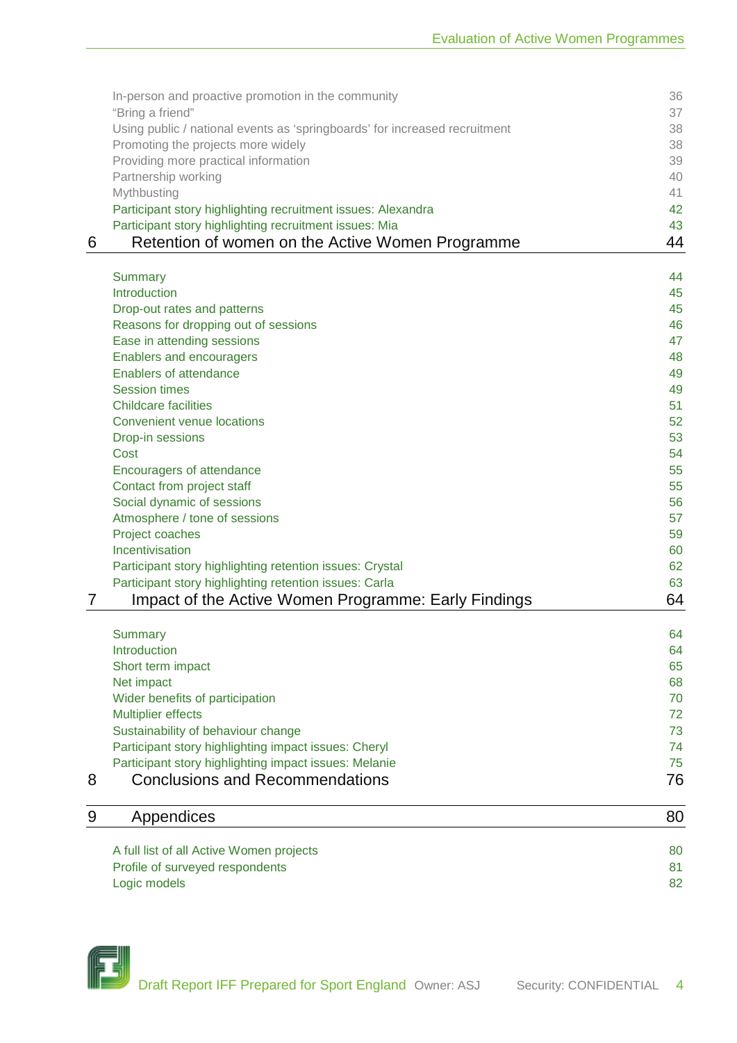| | |
|---|---|
| In-person and proactive promotion in the community | 36 |
| "Bring a friend" | 37 |
| Using public / national events as 'springboards' for increased recruitment | 38 |
| Promoting the projects more widely | 38 |
| Providing more practical information | 39 |
| Partnership working | 40 |
| Mythbusting | 41 |
| Participant story highlighting recruitment issues: Alexandra | 42 |
| Participant story highlighting recruitment issues: Mia | 43 |
| **6 Retention of women on the Active Women Programme** | **44** |
| Summary | 44 |
| Introduction | 45 |
| Drop-out rates and patterns | 45 |
| Reasons for dropping out of sessions | 46 |
| Ease in attending sessions | 47 |
| Enablers and encouragers | 48 |
| Enablers of attendance | 49 |
| Session times | 49 |
| Childcare facilities | 51 |
| Convenient venue locations | 52 |
| Drop-in sessions | 53 |
| Cost | 54 |
| Encouragers of attendance | 55 |
| Contact from project staff | 55 |
| Social dynamic of sessions | 56 |
| Atmosphere / tone of sessions | 57 |
| Project coaches | 59 |
| Incentivisation | 60 |
| Participant story highlighting retention issues: Crystal | 62 |
| Participant story highlighting retention issues: Carla | 63 |
| **7 Impact of the Active Women Programme: Early Findings** | **64** |
| Summary | 64 |
| Introduction | 64 |
| Short term impact | 65 |
| Net impact | 68 |
| Wider benefits of participation | 70 |
| Multiplier effects | 72 |
| Sustainability of behaviour change | 73 |
| Participant story highlighting impact issues: Cheryl | 74 |
| Participant story highlighting impact issues: Melanie | 75 |
| **8 Conclusions and Recommendations** | **76** |
| **9 Appendices** | **80** |
| A full list of all Active Women projects | 80 |
| Profile of surveyed respondents | 81 |
| Logic models | 82 |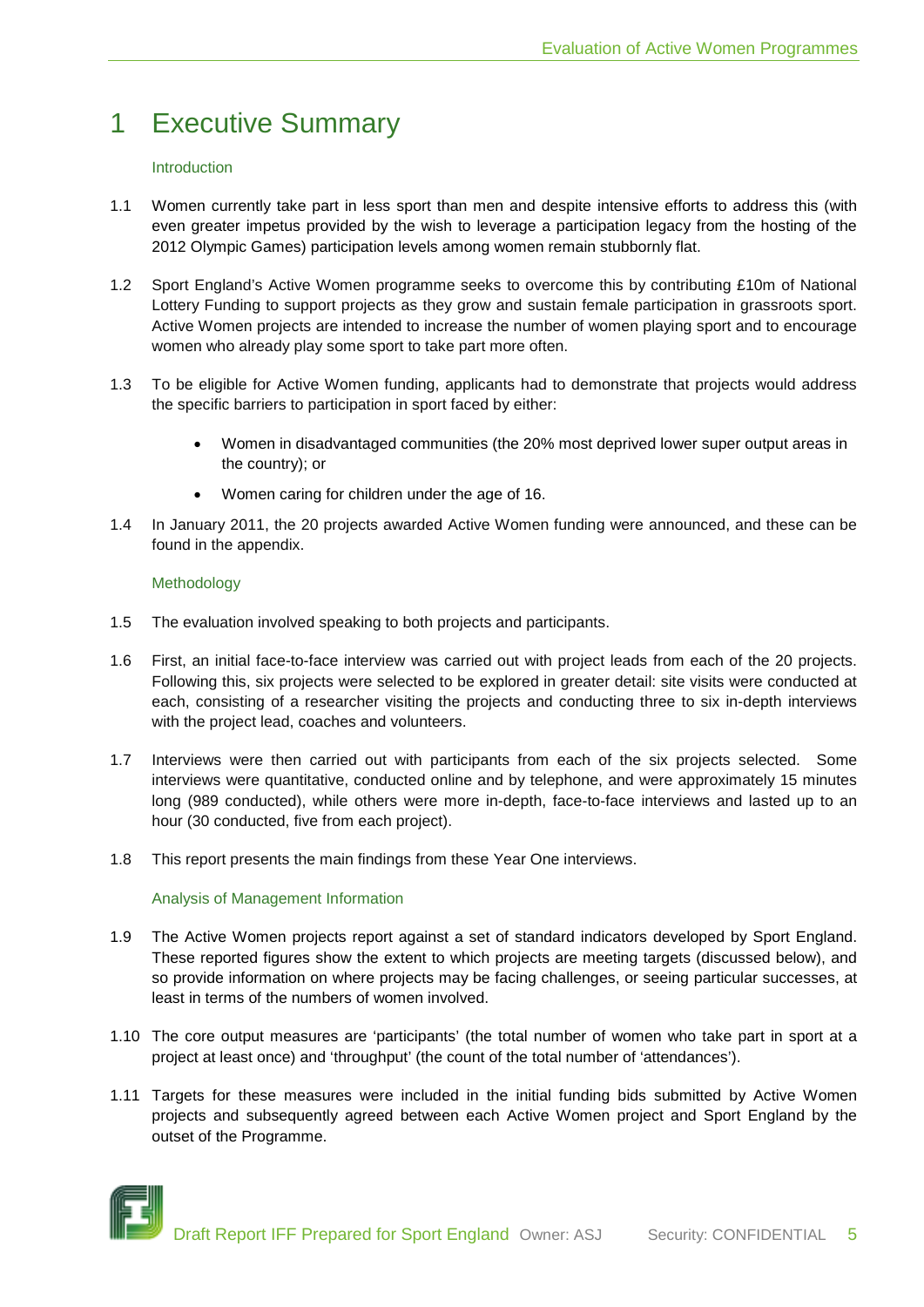# 1 Executive Summary

### Introduction

1.1 Women currently take part in less sport than men and despite intensive efforts to address this (with even greater impetus provided by the wish to leverage a participation legacy from the hosting of the 2012 Olympic Games) participation levels among women remain stubbornly flat.

1.2 Sport England's Active Women programme seeks to overcome this by contributing £10m of National Lottery Funding to support projects as they grow and sustain female participation in grassroots sport. Active Women projects are intended to increase the number of women playing sport and to encourage women who already play some sport to take part more often.

1.3 To be eligible for Active Women funding, applicants had to demonstrate that projects would address the specific barriers to participation in sport faced by either:

- Women in disadvantaged communities (the 20% most deprived lower super output areas in the country); or
- Women caring for children under the age of 16.

1.4 In January 2011, the 20 projects awarded Active Women funding were announced, and these can be found in the appendix.

### Methodology

1.5 The evaluation involved speaking to both projects and participants.

1.6 First, an initial face-to-face interview was carried out with project leads from each of the 20 projects. Following this, six projects were selected to be explored in greater detail: site visits were conducted at each, consisting of a researcher visiting the projects and conducting three to six in-depth interviews with the project lead, coaches and volunteers.

1.7 Interviews were then carried out with participants from each of the six projects selected. Some interviews were quantitative, conducted online and by telephone, and were approximately 15 minutes long (989 conducted), while others were more in-depth, face-to-face interviews and lasted up to an hour (30 conducted, five from each project).

1.8 This report presents the main findings from these Year One interviews.

### Analysis of Management Information

1.9 The Active Women projects report against a set of standard indicators developed by Sport England. These reported figures show the extent to which projects are meeting targets (discussed below), and so provide information on where projects may be facing challenges, or seeing particular successes, at least in terms of the numbers of women involved.

1.10 The core output measures are 'participants' (the total number of women who take part in sport at a project at least once) and 'throughput' (the count of the total number of 'attendances').

1.11 Targets for these measures were included in the initial funding bids submitted by Active Women projects and subsequently agreed between each Active Women project and Sport England by the outset of the Programme.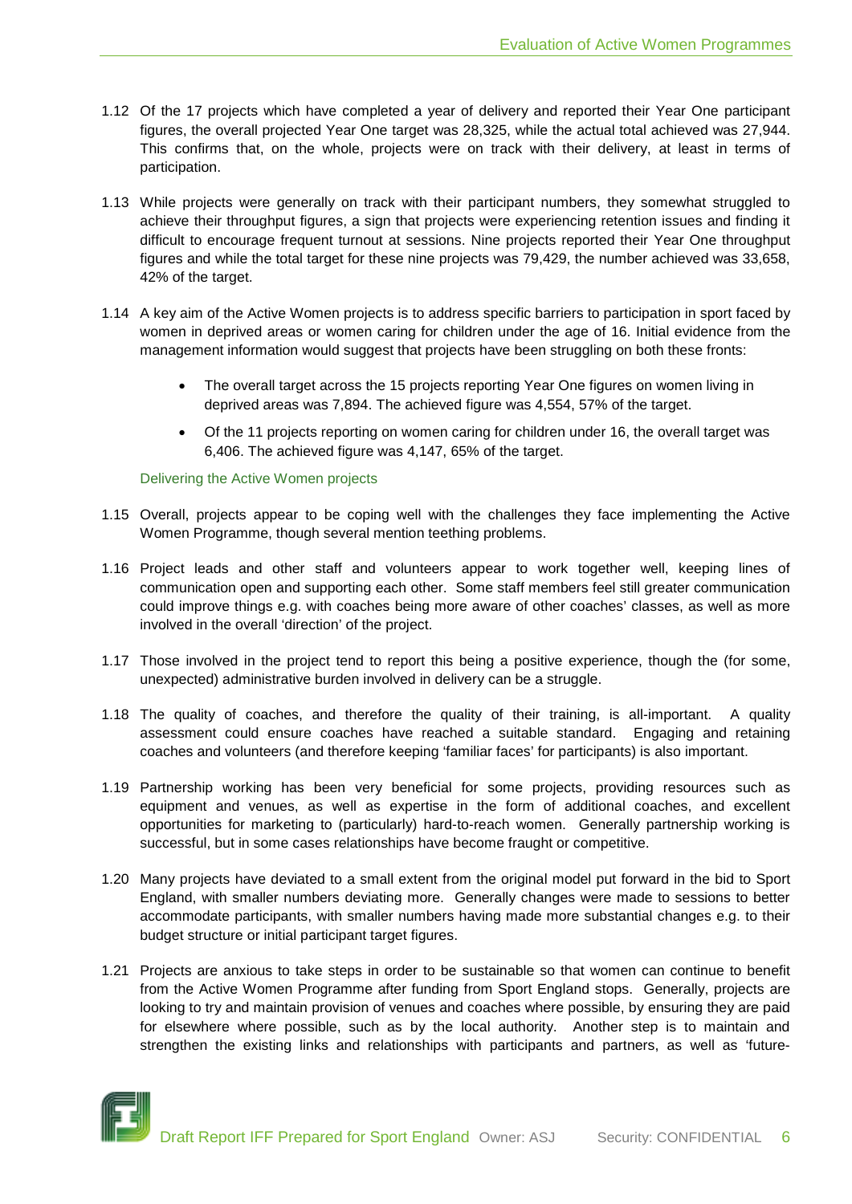1.12 Of the 17 projects which have completed a year of delivery and reported their Year One participant figures, the overall projected Year One target was 28,325, while the actual total achieved was 27,944. This confirms that, on the whole, projects were on track with their delivery, at least in terms of participation.

1.13 While projects were generally on track with their participant numbers, they somewhat struggled to achieve their throughput figures, a sign that projects were experiencing retention issues and finding it difficult to encourage frequent turnout at sessions. Nine projects reported their Year One throughput figures and while the total target for these nine projects was 79,429, the number achieved was 33,658, 42% of the target.

1.14 A key aim of the Active Women projects is to address specific barriers to participation in sport faced by women in deprived areas or women caring for children under the age of 16. Initial evidence from the management information would suggest that projects have been struggling on both these fronts:

- The overall target across the 15 projects reporting Year One figures on women living in deprived areas was 7,894. The achieved figure was 4,554, 57% of the target.
- Of the 11 projects reporting on women caring for children under 16, the overall target was 6,406. The achieved figure was 4,147, 65% of the target.

### Delivering the Active Women projects

1.15 Overall, projects appear to be coping well with the challenges they face implementing the Active Women Programme, though several mention teething problems.

1.16 Project leads and other staff and volunteers appear to work together well, keeping lines of communication open and supporting each other. Some staff members feel still greater communication could improve things e.g. with coaches being more aware of other coaches' classes, as well as more involved in the overall 'direction' of the project.

1.17 Those involved in the project tend to report this being a positive experience, though the (for some, unexpected) administrative burden involved in delivery can be a struggle.

1.18 The quality of coaches, and therefore the quality of their training, is all-important. A quality assessment could ensure coaches have reached a suitable standard. Engaging and retaining coaches and volunteers (and therefore keeping 'familiar faces' for participants) is also important.

1.19 Partnership working has been very beneficial for some projects, providing resources such as equipment and venues, as well as expertise in the form of additional coaches, and excellent opportunities for marketing to (particularly) hard-to-reach women. Generally partnership working is successful, but in some cases relationships have become fraught or competitive.

1.20 Many projects have deviated to a small extent from the original model put forward in the bid to Sport England, with smaller numbers deviating more. Generally changes were made to sessions to better accommodate participants, with smaller numbers having made more substantial changes e.g. to their budget structure or initial participant target figures.

1.21 Projects are anxious to take steps in order to be sustainable so that women can continue to benefit from the Active Women Programme after funding from Sport England stops. Generally, projects are looking to try and maintain provision of venues and coaches where possible, by ensuring they are paid for elsewhere where possible, such as by the local authority. Another step is to maintain and strengthen the existing links and relationships with participants and partners, as well as 'future-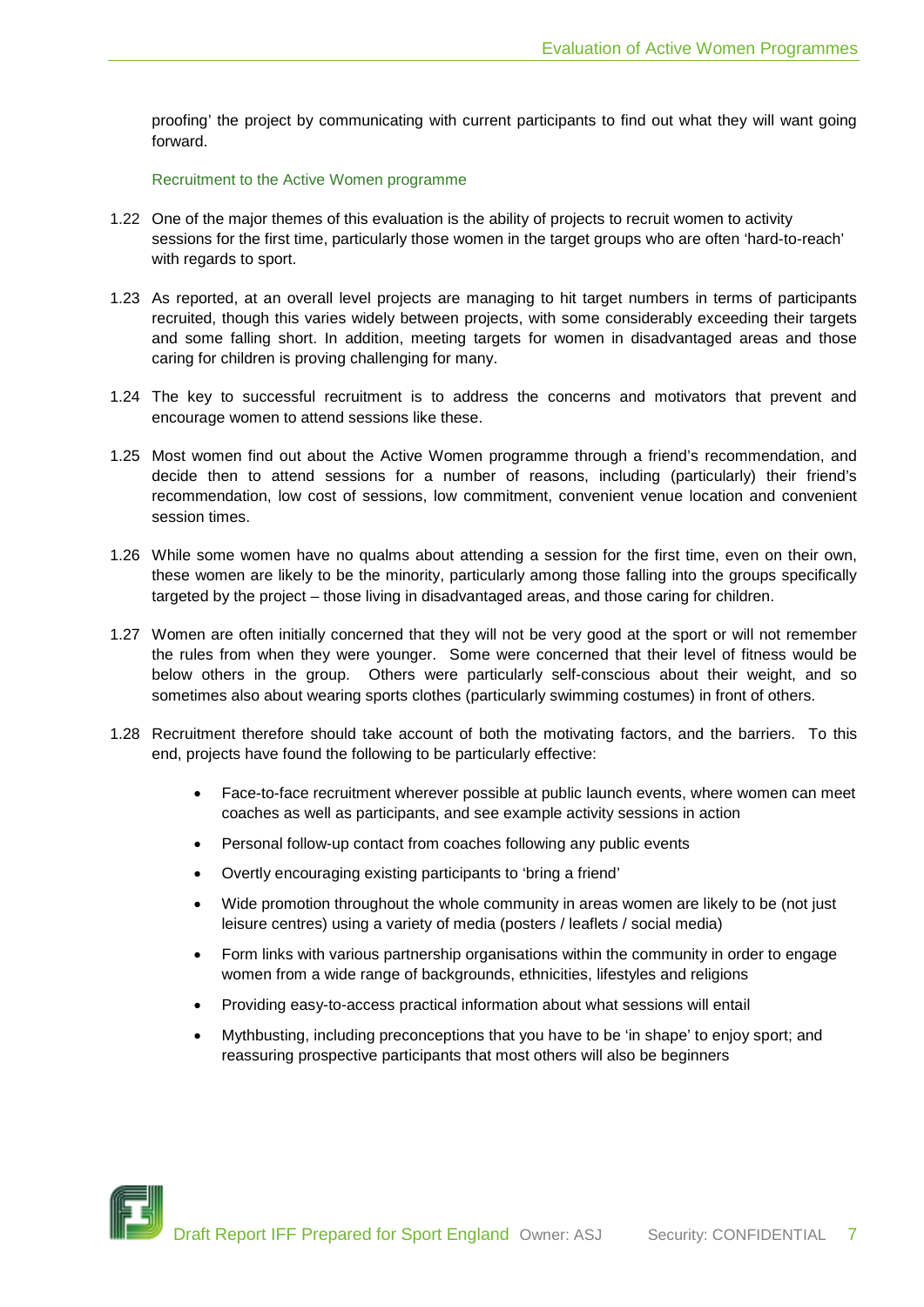proofing' the project by communicating with current participants to find out what they will want going forward.

### Recruitment to the Active Women programme

1.22 One of the major themes of this evaluation is the ability of projects to recruit women to activity sessions for the first time, particularly those women in the target groups who are often 'hard-to-reach' with regards to sport.

1.23 As reported, at an overall level projects are managing to hit target numbers in terms of participants recruited, though this varies widely between projects, with some considerably exceeding their targets and some falling short. In addition, meeting targets for women in disadvantaged areas and those caring for children is proving challenging for many.

1.24 The key to successful recruitment is to address the concerns and motivators that prevent and encourage women to attend sessions like these.

1.25 Most women find out about the Active Women programme through a friend's recommendation, and decide then to attend sessions for a number of reasons, including (particularly) their friend's recommendation, low cost of sessions, low commitment, convenient venue location and convenient session times.

1.26 While some women have no qualms about attending a session for the first time, even on their own, these women are likely to be the minority, particularly among those falling into the groups specifically targeted by the project – those living in disadvantaged areas, and those caring for children.

1.27 Women are often initially concerned that they will not be very good at the sport or will not remember the rules from when they were younger. Some were concerned that their level of fitness would be below others in the group. Others were particularly self-conscious about their weight, and so sometimes also about wearing sports clothes (particularly swimming costumes) in front of others.

1.28 Recruitment therefore should take account of both the motivating factors, and the barriers. To this end, projects have found the following to be particularly effective:

- Face-to-face recruitment wherever possible at public launch events, where women can meet coaches as well as participants, and see example activity sessions in action
- Personal follow-up contact from coaches following any public events
- Overtly encouraging existing participants to 'bring a friend'
- Wide promotion throughout the whole community in areas women are likely to be (not just leisure centres) using a variety of media (posters / leaflets / social media)
- Form links with various partnership organisations within the community in order to engage women from a wide range of backgrounds, ethnicities, lifestyles and religions
- Providing easy-to-access practical information about what sessions will entail
- Mythbusting, including preconceptions that you have to be 'in shape' to enjoy sport; and reassuring prospective participants that most others will also be beginners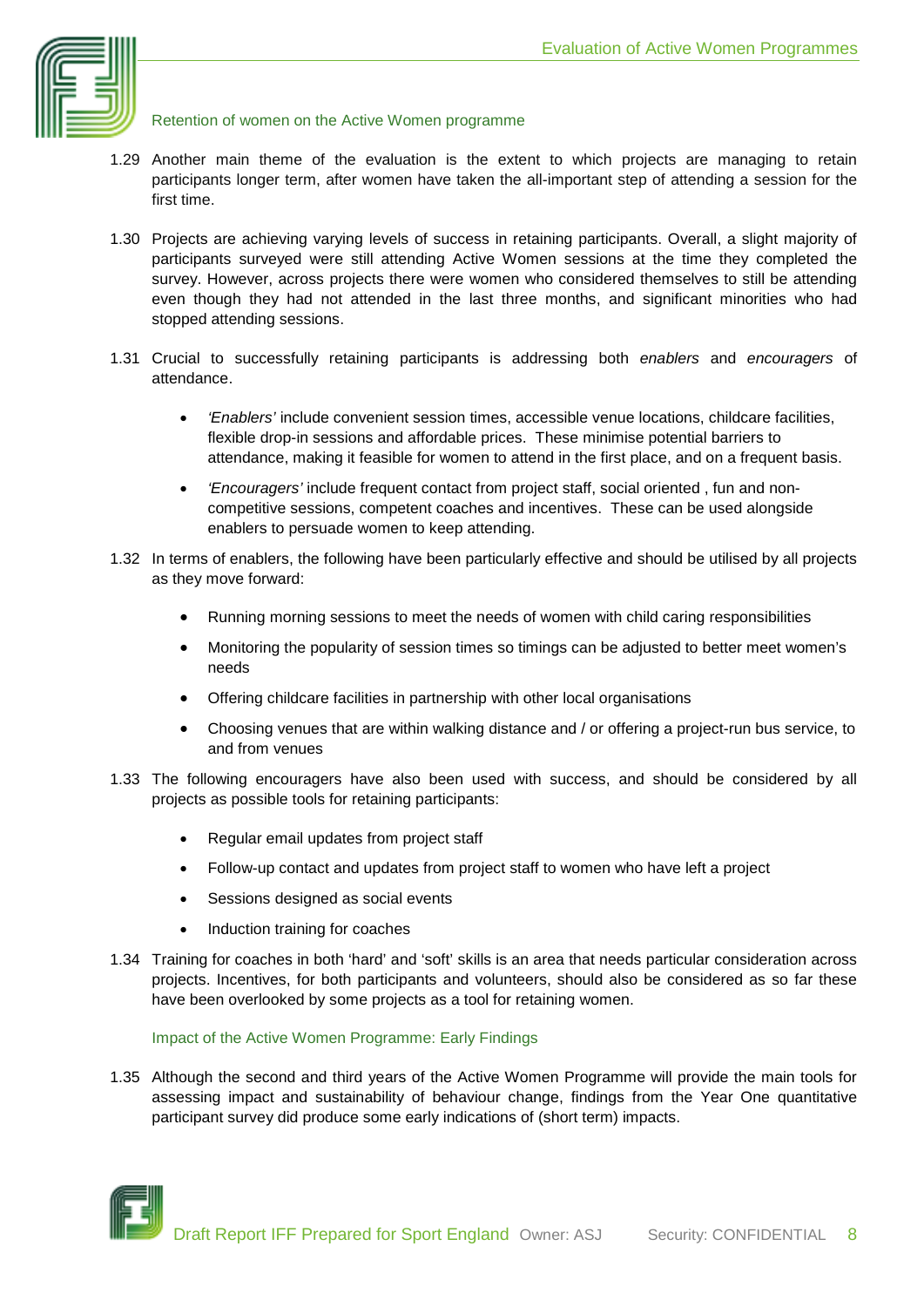### Retention of women on the Active Women programme

1.29 Another main theme of the evaluation is the extent to which projects are managing to retain participants longer term, after women have taken the all-important step of attending a session for the first time.

1.30 Projects are achieving varying levels of success in retaining participants. Overall, a slight majority of participants surveyed were still attending Active Women sessions at the time they completed the survey. However, across projects there were women who considered themselves to still be attending even though they had not attended in the last three months, and significant minorities who had stopped attending sessions.

1.31 Crucial to successfully retaining participants is addressing both *enablers* and *encouragers* of attendance.

- *'Enablers'* include convenient session times, accessible venue locations, childcare facilities, flexible drop-in sessions and affordable prices. These minimise potential barriers to attendance, making it feasible for women to attend in the first place, and on a frequent basis.
- *'Encouragers'* include frequent contact from project staff, social oriented , fun and non-competitive sessions, competent coaches and incentives. These can be used alongside enablers to persuade women to keep attending.

1.32 In terms of enablers, the following have been particularly effective and should be utilised by all projects as they move forward:

- Running morning sessions to meet the needs of women with child caring responsibilities
- Monitoring the popularity of session times so timings can be adjusted to better meet women's needs
- Offering childcare facilities in partnership with other local organisations
- Choosing venues that are within walking distance and / or offering a project-run bus service, to and from venues

1.33 The following encouragers have also been used with success, and should be considered by all projects as possible tools for retaining participants:

- Regular email updates from project staff
- Follow-up contact and updates from project staff to women who have left a project
- Sessions designed as social events
- Induction training for coaches

1.34 Training for coaches in both 'hard' and 'soft' skills is an area that needs particular consideration across projects. Incentives, for both participants and volunteers, should also be considered as so far these have been overlooked by some projects as a tool for retaining women.

### Impact of the Active Women Programme: Early Findings

1.35 Although the second and third years of the Active Women Programme will provide the main tools for assessing impact and sustainability of behaviour change, findings from the Year One quantitative participant survey did produce some early indications of (short term) impacts.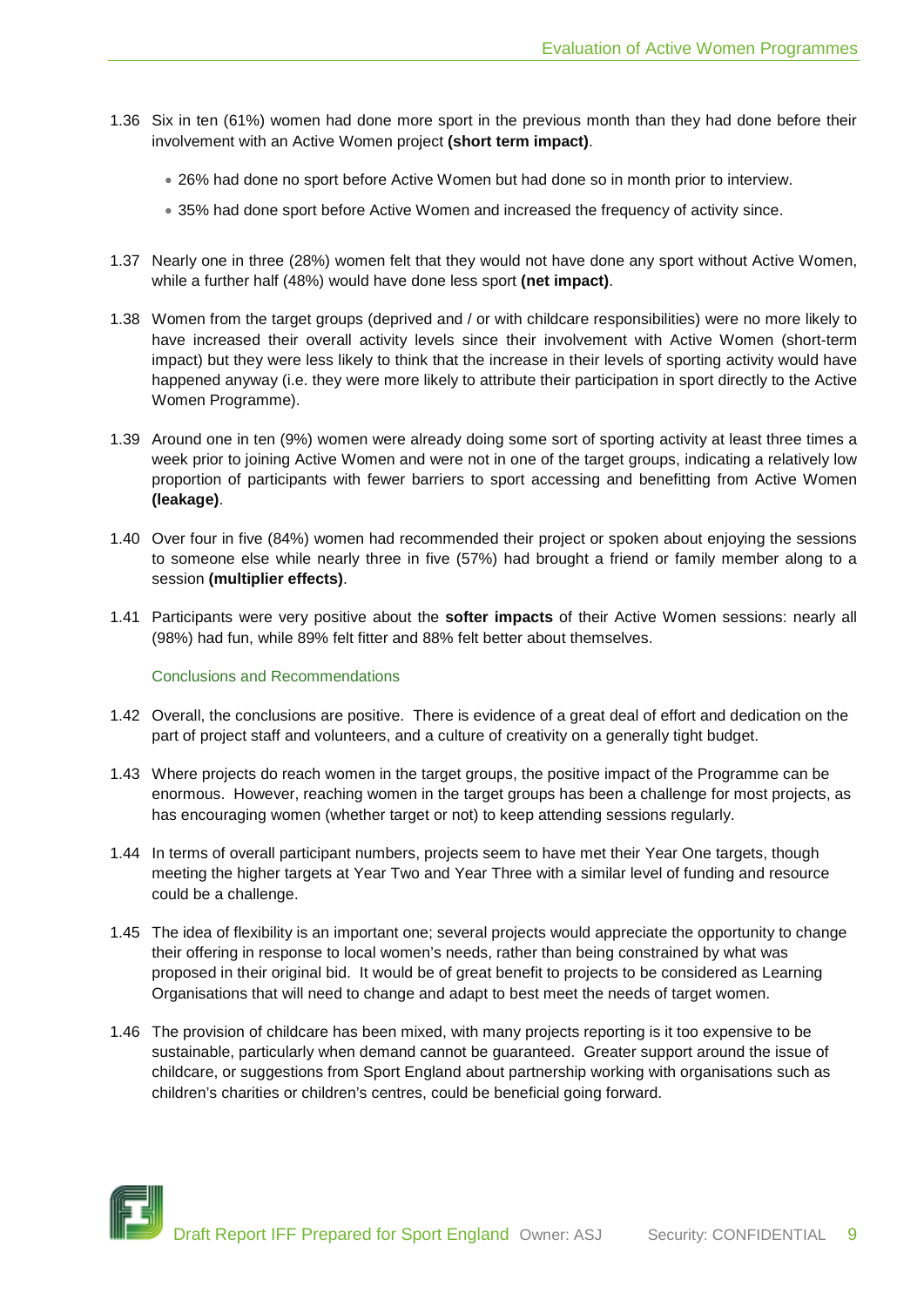1.36 Six in ten (61%) women had done more sport in the previous month than they had done before their involvement with an Active Women project **(short term impact)**.

- 26% had done no sport before Active Women but had done so in month prior to interview.
- 35% had done sport before Active Women and increased the frequency of activity since.

1.37 Nearly one in three (28%) women felt that they would not have done any sport without Active Women, while a further half (48%) would have done less sport **(net impact)**.

1.38 Women from the target groups (deprived and / or with childcare responsibilities) were no more likely to have increased their overall activity levels since their involvement with Active Women (short-term impact) but they were less likely to think that the increase in their levels of sporting activity would have happened anyway (i.e. they were more likely to attribute their participation in sport directly to the Active Women Programme).

1.39 Around one in ten (9%) women were already doing some sort of sporting activity at least three times a week prior to joining Active Women and were not in one of the target groups, indicating a relatively low proportion of participants with fewer barriers to sport accessing and benefitting from Active Women **(leakage)**.

1.40 Over four in five (84%) women had recommended their project or spoken about enjoying the sessions to someone else while nearly three in five (57%) had brought a friend or family member along to a session **(multiplier effects)**.

1.41 Participants were very positive about the **softer impacts** of their Active Women sessions: nearly all (98%) had fun, while 89% felt fitter and 88% felt better about themselves.

### Conclusions and Recommendations

1.42 Overall, the conclusions are positive. There is evidence of a great deal of effort and dedication on the part of project staff and volunteers, and a culture of creativity on a generally tight budget.

1.43 Where projects do reach women in the target groups, the positive impact of the Programme can be enormous. However, reaching women in the target groups has been a challenge for most projects, as has encouraging women (whether target or not) to keep attending sessions regularly.

1.44 In terms of overall participant numbers, projects seem to have met their Year One targets, though meeting the higher targets at Year Two and Year Three with a similar level of funding and resource could be a challenge.

1.45 The idea of flexibility is an important one; several projects would appreciate the opportunity to change their offering in response to local women's needs, rather than being constrained by what was proposed in their original bid. It would be of great benefit to projects to be considered as Learning Organisations that will need to change and adapt to best meet the needs of target women.

1.46 The provision of childcare has been mixed, with many projects reporting is it too expensive to be sustainable, particularly when demand cannot be guaranteed. Greater support around the issue of childcare, or suggestions from Sport England about partnership working with organisations such as children's charities or children's centres, could be beneficial going forward.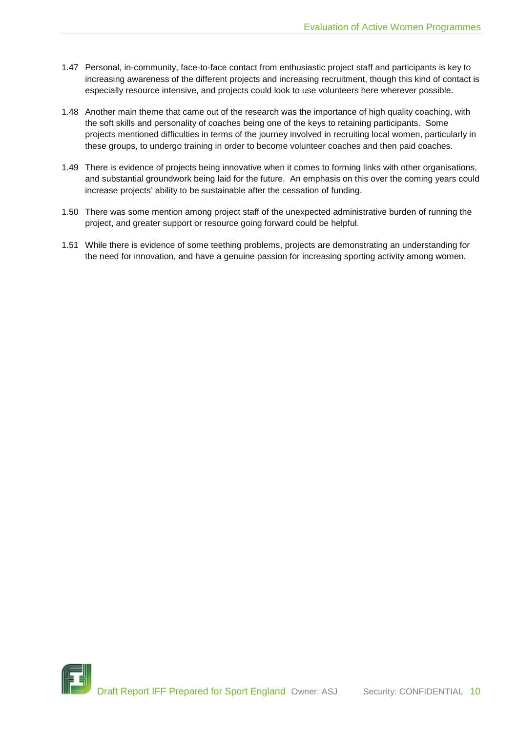1.47 Personal, in-community, face-to-face contact from enthusiastic project staff and participants is key to increasing awareness of the different projects and increasing recruitment, though this kind of contact is especially resource intensive, and projects could look to use volunteers here wherever possible.

1.48 Another main theme that came out of the research was the importance of high quality coaching, with the soft skills and personality of coaches being one of the keys to retaining participants. Some projects mentioned difficulties in terms of the journey involved in recruiting local women, particularly in these groups, to undergo training in order to become volunteer coaches and then paid coaches.

1.49 There is evidence of projects being innovative when it comes to forming links with other organisations, and substantial groundwork being laid for the future. An emphasis on this over the coming years could increase projects' ability to be sustainable after the cessation of funding.

1.50 There was some mention among project staff of the unexpected administrative burden of running the project, and greater support or resource going forward could be helpful.

1.51 While there is evidence of some teething problems, projects are demonstrating an understanding for the need for innovation, and have a genuine passion for increasing sporting activity among women.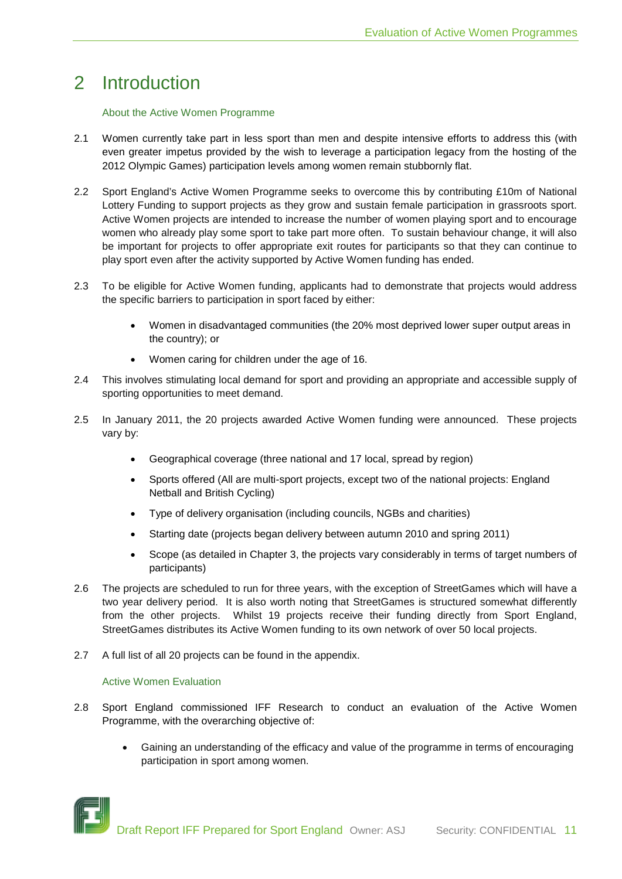# 2 Introduction

### About the Active Women Programme

2.1 Women currently take part in less sport than men and despite intensive efforts to address this (with even greater impetus provided by the wish to leverage a participation legacy from the hosting of the 2012 Olympic Games) participation levels among women remain stubbornly flat.

2.2 Sport England's Active Women Programme seeks to overcome this by contributing £10m of National Lottery Funding to support projects as they grow and sustain female participation in grassroots sport. Active Women projects are intended to increase the number of women playing sport and to encourage women who already play some sport to take part more often. To sustain behaviour change, it will also be important for projects to offer appropriate exit routes for participants so that they can continue to play sport even after the activity supported by Active Women funding has ended.

2.3 To be eligible for Active Women funding, applicants had to demonstrate that projects would address the specific barriers to participation in sport faced by either:

- Women in disadvantaged communities (the 20% most deprived lower super output areas in the country); or
- Women caring for children under the age of 16.

2.4 This involves stimulating local demand for sport and providing an appropriate and accessible supply of sporting opportunities to meet demand.

2.5 In January 2011, the 20 projects awarded Active Women funding were announced. These projects vary by:

- Geographical coverage (three national and 17 local, spread by region)
- Sports offered (All are multi-sport projects, except two of the national projects: England Netball and British Cycling)
- Type of delivery organisation (including councils, NGBs and charities)
- Starting date (projects began delivery between autumn 2010 and spring 2011)
- Scope (as detailed in Chapter 3, the projects vary considerably in terms of target numbers of participants)

2.6 The projects are scheduled to run for three years, with the exception of StreetGames which will have a two year delivery period. It is also worth noting that StreetGames is structured somewhat differently from the other projects. Whilst 19 projects receive their funding directly from Sport England, StreetGames distributes its Active Women funding to its own network of over 50 local projects.

2.7 A full list of all 20 projects can be found in the appendix.

### Active Women Evaluation

2.8 Sport England commissioned IFF Research to conduct an evaluation of the Active Women Programme, with the overarching objective of:

- Gaining an understanding of the efficacy and value of the programme in terms of encouraging participation in sport among women.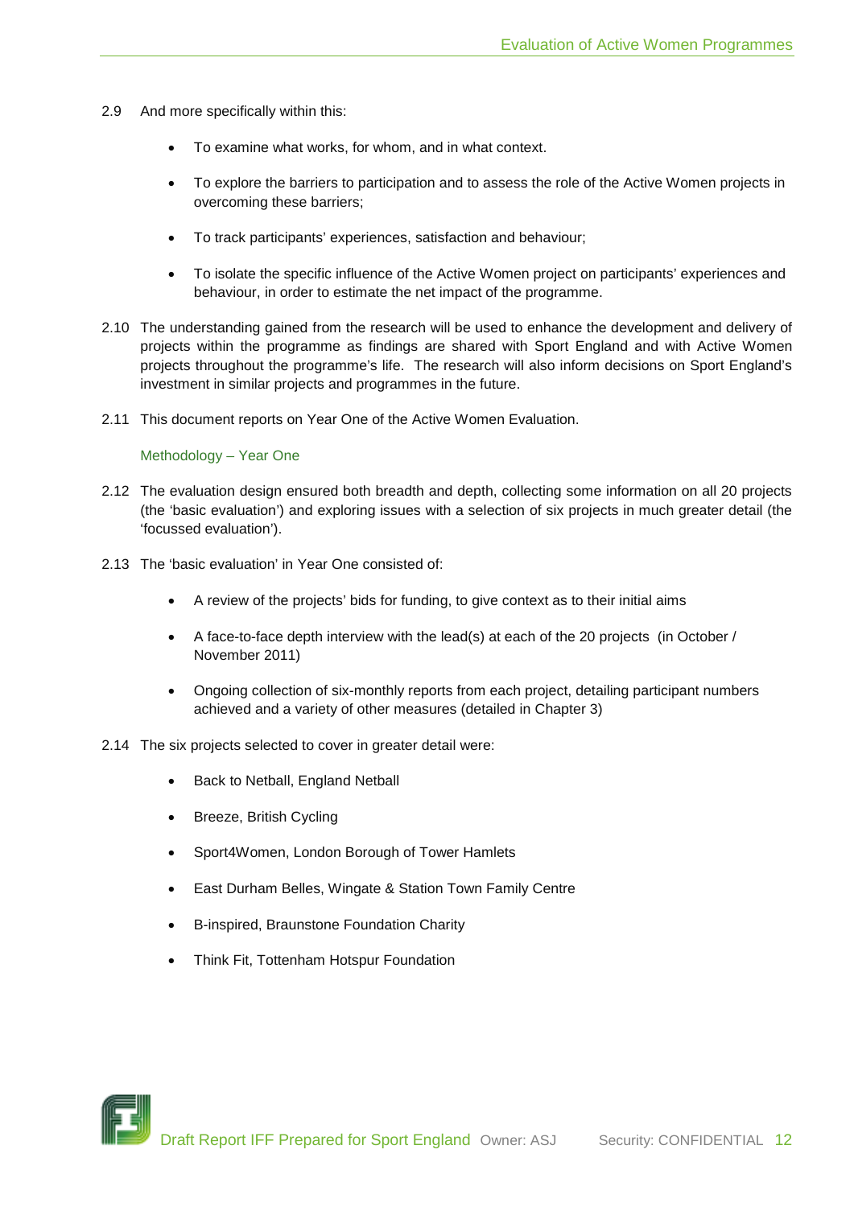2.9 And more specifically within this:

- To examine what works, for whom, and in what context.
- To explore the barriers to participation and to assess the role of the Active Women projects in overcoming these barriers;
- To track participants' experiences, satisfaction and behaviour;
- To isolate the specific influence of the Active Women project on participants' experiences and behaviour, in order to estimate the net impact of the programme.

2.10 The understanding gained from the research will be used to enhance the development and delivery of projects within the programme as findings are shared with Sport England and with Active Women projects throughout the programme's life. The research will also inform decisions on Sport England's investment in similar projects and programmes in the future.

2.11 This document reports on Year One of the Active Women Evaluation.

### Methodology – Year One

2.12 The evaluation design ensured both breadth and depth, collecting some information on all 20 projects (the 'basic evaluation') and exploring issues with a selection of six projects in much greater detail (the 'focussed evaluation').

2.13 The 'basic evaluation' in Year One consisted of:

- A review of the projects' bids for funding, to give context as to their initial aims
- A face-to-face depth interview with the lead(s) at each of the 20 projects (in October / November 2011)
- Ongoing collection of six-monthly reports from each project, detailing participant numbers achieved and a variety of other measures (detailed in Chapter 3)

2.14 The six projects selected to cover in greater detail were:

- Back to Netball, England Netball
- Breeze, British Cycling
- Sport4Women, London Borough of Tower Hamlets
- East Durham Belles, Wingate & Station Town Family Centre
- B-inspired, Braunstone Foundation Charity
- Think Fit, Tottenham Hotspur Foundation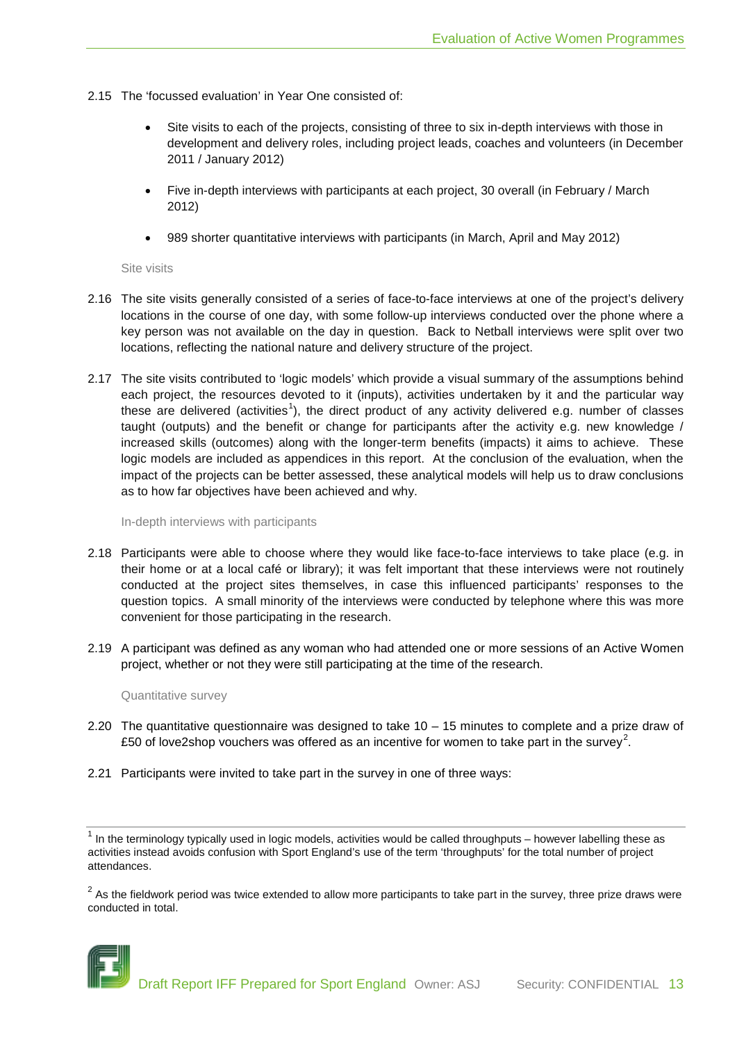2.15 The 'focussed evaluation' in Year One consisted of:

- Site visits to each of the projects, consisting of three to six in-depth interviews with those in development and delivery roles, including project leads, coaches and volunteers (in December 2011 / January 2012)
- Five in-depth interviews with participants at each project, 30 overall (in February / March 2012)
- 989 shorter quantitative interviews with participants (in March, April and May 2012)

#### Site visits

2.16 The site visits generally consisted of a series of face-to-face interviews at one of the project's delivery locations in the course of one day, with some follow-up interviews conducted over the phone where a key person was not available on the day in question. Back to Netball interviews were split over two locations, reflecting the national nature and delivery structure of the project.

2.17 The site visits contributed to 'logic models' which provide a visual summary of the assumptions behind each project, the resources devoted to it (inputs), activities undertaken by it and the particular way these are delivered (activities[1]), the direct product of any activity delivered e.g. number of classes taught (outputs) and the benefit or change for participants after the activity e.g. new knowledge / increased skills (outcomes) along with the longer-term benefits (impacts) it aims to achieve. These logic models are included as appendices in this report. At the conclusion of the evaluation, when the impact of the projects can be better assessed, these analytical models will help us to draw conclusions as to how far objectives have been achieved and why.

#### In-depth interviews with participants

2.18 Participants were able to choose where they would like face-to-face interviews to take place (e.g. in their home or at a local café or library); it was felt important that these interviews were not routinely conducted at the project sites themselves, in case this influenced participants' responses to the question topics. A small minority of the interviews were conducted by telephone where this was more convenient for those participating in the research.

2.19 A participant was defined as any woman who had attended one or more sessions of an Active Women project, whether or not they were still participating at the time of the research.

#### Quantitative survey

2.20 The quantitative questionnaire was designed to take 10 – 15 minutes to complete and a prize draw of £50 of love2shop vouchers was offered as an incentive for women to take part in the survey[2].

2.21 Participants were invited to take part in the survey in one of three ways:

---

[1] In the terminology typically used in logic models, activities would be called throughputs – however labelling these as activities instead avoids confusion with Sport England's use of the term 'throughputs' for the total number of project attendances.

[2] As the fieldwork period was twice extended to allow more participants to take part in the survey, three prize draws were conducted in total.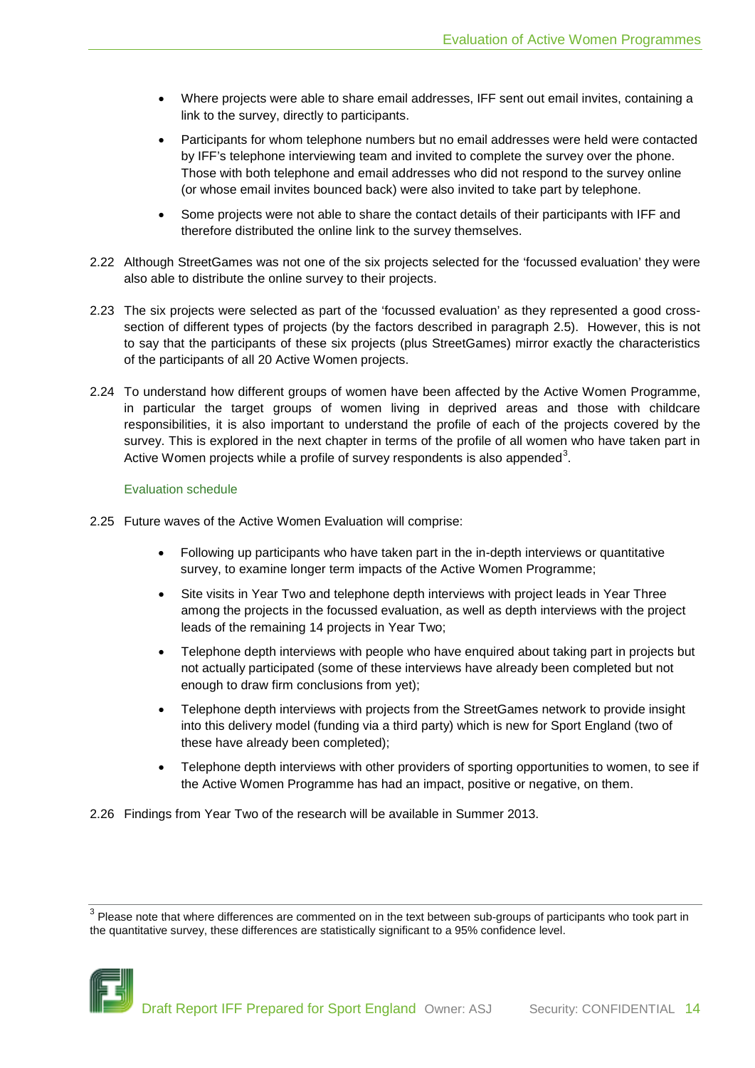- Where projects were able to share email addresses, IFF sent out email invites, containing a link to the survey, directly to participants.
- Participants for whom telephone numbers but no email addresses were held were contacted by IFF's telephone interviewing team and invited to complete the survey over the phone. Those with both telephone and email addresses who did not respond to the survey online (or whose email invites bounced back) were also invited to take part by telephone.
- Some projects were not able to share the contact details of their participants with IFF and therefore distributed the online link to the survey themselves.

2.22 Although StreetGames was not one of the six projects selected for the 'focussed evaluation' they were also able to distribute the online survey to their projects.

2.23 The six projects were selected as part of the 'focussed evaluation' as they represented a good cross-section of different types of projects (by the factors described in paragraph 2.5). However, this is not to say that the participants of these six projects (plus StreetGames) mirror exactly the characteristics of the participants of all 20 Active Women projects.

2.24 To understand how different groups of women have been affected by the Active Women Programme, in particular the target groups of women living in deprived areas and those with childcare responsibilities, it is also important to understand the profile of each of the projects covered by the survey. This is explored in the next chapter in terms of the profile of all women who have taken part in Active Women projects while a profile of survey respondents is also appended[3].

### Evaluation schedule

2.25 Future waves of the Active Women Evaluation will comprise:

- Following up participants who have taken part in the in-depth interviews or quantitative survey, to examine longer term impacts of the Active Women Programme;
- Site visits in Year Two and telephone depth interviews with project leads in Year Three among the projects in the focussed evaluation, as well as depth interviews with the project leads of the remaining 14 projects in Year Two;
- Telephone depth interviews with people who have enquired about taking part in projects but not actually participated (some of these interviews have already been completed but not enough to draw firm conclusions from yet);
- Telephone depth interviews with projects from the StreetGames network to provide insight into this delivery model (funding via a third party) which is new for Sport England (two of these have already been completed);
- Telephone depth interviews with other providers of sporting opportunities to women, to see if the Active Women Programme has had an impact, positive or negative, on them.

2.26 Findings from Year Two of the research will be available in Summer 2013.

[3] Please note that where differences are commented on in the text between sub-groups of participants who took part in the quantitative survey, these differences are statistically significant to a 95% confidence level.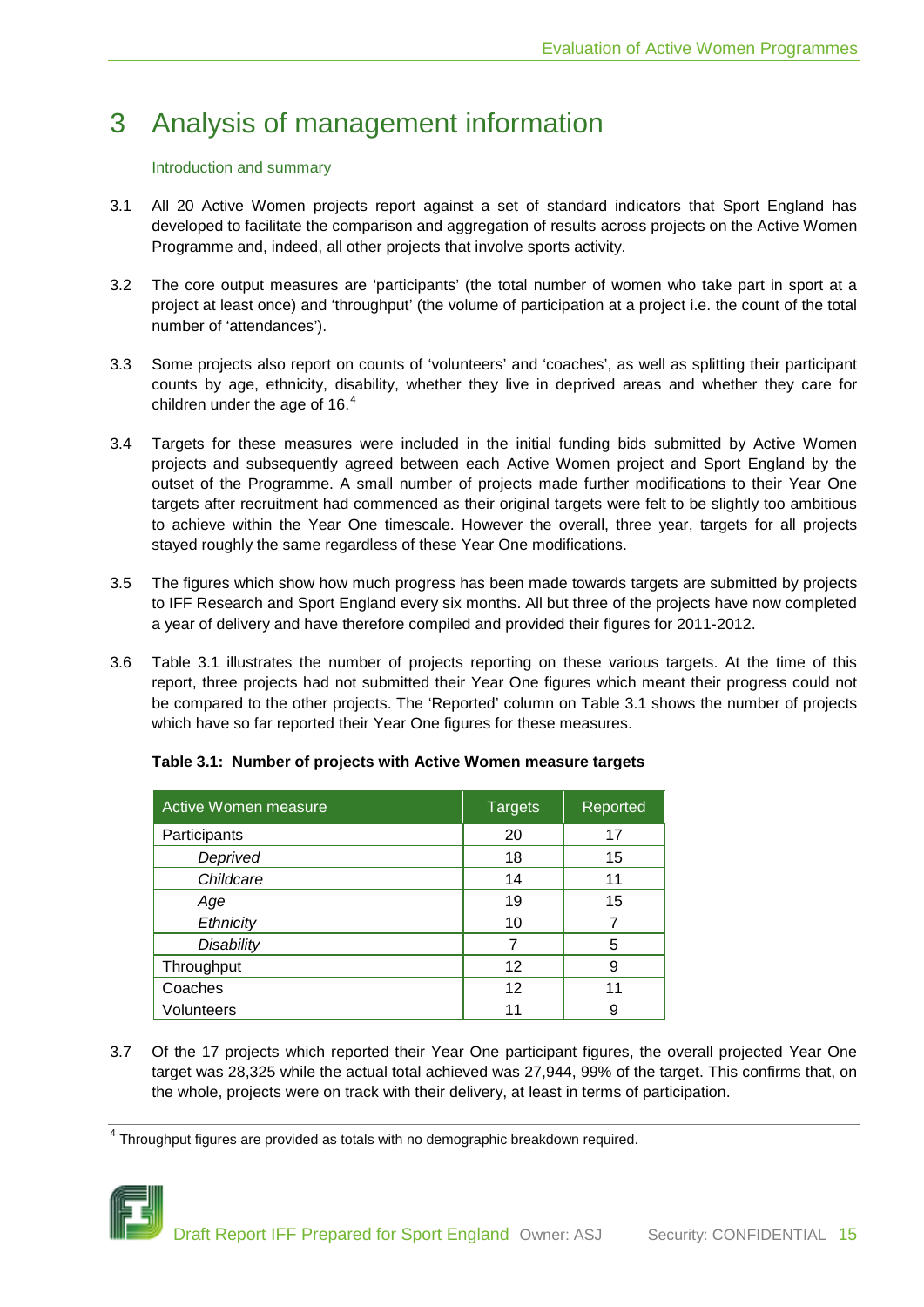# 3 Analysis of management information

## Introduction and summary

3.1 All 20 Active Women projects report against a set of standard indicators that Sport England has developed to facilitate the comparison and aggregation of results across projects on the Active Women Programme and, indeed, all other projects that involve sports activity.

3.2 The core output measures are 'participants' (the total number of women who take part in sport at a project at least once) and 'throughput' (the volume of participation at a project i.e. the count of the total number of 'attendances').

3.3 Some projects also report on counts of 'volunteers' and 'coaches', as well as splitting their participant counts by age, ethnicity, disability, whether they live in deprived areas and whether they care for children under the age of 16.[4]

3.4 Targets for these measures were included in the initial funding bids submitted by Active Women projects and subsequently agreed between each Active Women project and Sport England by the outset of the Programme. A small number of projects made further modifications to their Year One targets after recruitment had commenced as their original targets were felt to be slightly too ambitious to achieve within the Year One timescale. However the overall, three year, targets for all projects stayed roughly the same regardless of these Year One modifications.

3.5 The figures which show how much progress has been made towards targets are submitted by projects to IFF Research and Sport England every six months. All but three of the projects have now completed a year of delivery and have therefore compiled and provided their figures for 2011-2012.

3.6 Table 3.1 illustrates the number of projects reporting on these various targets. At the time of this report, three projects had not submitted their Year One figures which meant their progress could not be compared to the other projects. The 'Reported' column on Table 3.1 shows the number of projects which have so far reported their Year One figures for these measures.

**Table 3.1: Number of projects with Active Women measure targets**

| Active Women measure | Targets | Reported |
|---|---|---|
| Participants | 20 | 17 |
| *Deprived* | 18 | 15 |
| *Childcare* | 14 | 11 |
| *Age* | 19 | 15 |
| *Ethnicity* | 10 | 7 |
| *Disability* | 7 | 5 |
| Throughput | 12 | 9 |
| Coaches | 12 | 11 |
| Volunteers | 11 | 9 |

3.7 Of the 17 projects which reported their Year One participant figures, the overall projected Year One target was 28,325 while the actual total achieved was 27,944, 99% of the target. This confirms that, on the whole, projects were on track with their delivery, at least in terms of participation.

[4] Throughput figures are provided as totals with no demographic breakdown required.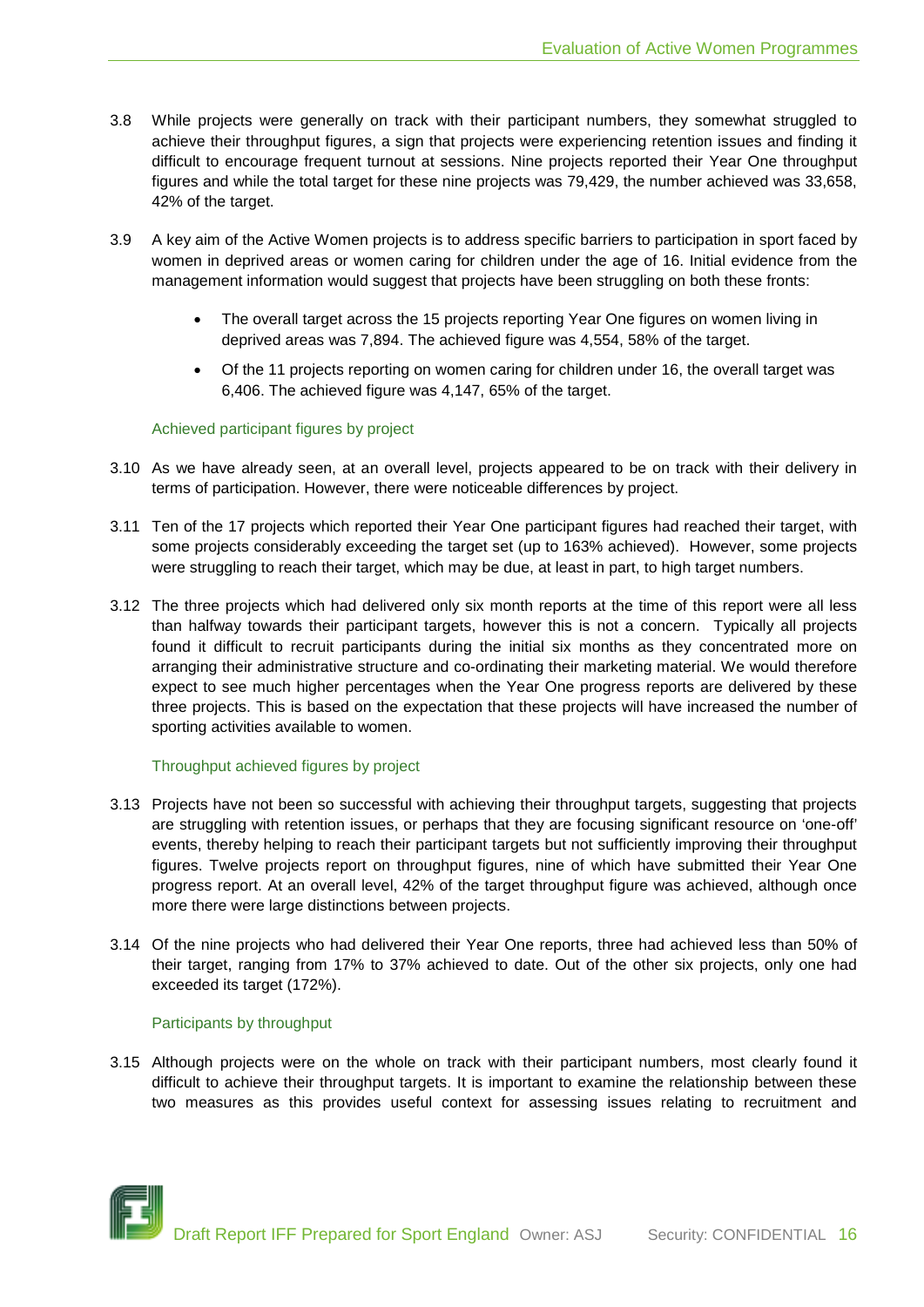3.8 While projects were generally on track with their participant numbers, they somewhat struggled to achieve their throughput figures, a sign that projects were experiencing retention issues and finding it difficult to encourage frequent turnout at sessions. Nine projects reported their Year One throughput figures and while the total target for these nine projects was 79,429, the number achieved was 33,658, 42% of the target.

3.9 A key aim of the Active Women projects is to address specific barriers to participation in sport faced by women in deprived areas or women caring for children under the age of 16. Initial evidence from the management information would suggest that projects have been struggling on both these fronts:

- The overall target across the 15 projects reporting Year One figures on women living in deprived areas was 7,894. The achieved figure was 4,554, 58% of the target.
- Of the 11 projects reporting on women caring for children under 16, the overall target was 6,406. The achieved figure was 4,147, 65% of the target.

### Achieved participant figures by project

3.10 As we have already seen, at an overall level, projects appeared to be on track with their delivery in terms of participation. However, there were noticeable differences by project.

3.11 Ten of the 17 projects which reported their Year One participant figures had reached their target, with some projects considerably exceeding the target set (up to 163% achieved). However, some projects were struggling to reach their target, which may be due, at least in part, to high target numbers.

3.12 The three projects which had delivered only six month reports at the time of this report were all less than halfway towards their participant targets, however this is not a concern. Typically all projects found it difficult to recruit participants during the initial six months as they concentrated more on arranging their administrative structure and co-ordinating their marketing material. We would therefore expect to see much higher percentages when the Year One progress reports are delivered by these three projects. This is based on the expectation that these projects will have increased the number of sporting activities available to women.

### Throughput achieved figures by project

3.13 Projects have not been so successful with achieving their throughput targets, suggesting that projects are struggling with retention issues, or perhaps that they are focusing significant resource on 'one-off' events, thereby helping to reach their participant targets but not sufficiently improving their throughput figures. Twelve projects report on throughput figures, nine of which have submitted their Year One progress report. At an overall level, 42% of the target throughput figure was achieved, although once more there were large distinctions between projects.

3.14 Of the nine projects who had delivered their Year One reports, three had achieved less than 50% of their target, ranging from 17% to 37% achieved to date. Out of the other six projects, only one had exceeded its target (172%).

### Participants by throughput

3.15 Although projects were on the whole on track with their participant numbers, most clearly found it difficult to achieve their throughput targets. It is important to examine the relationship between these two measures as this provides useful context for assessing issues relating to recruitment and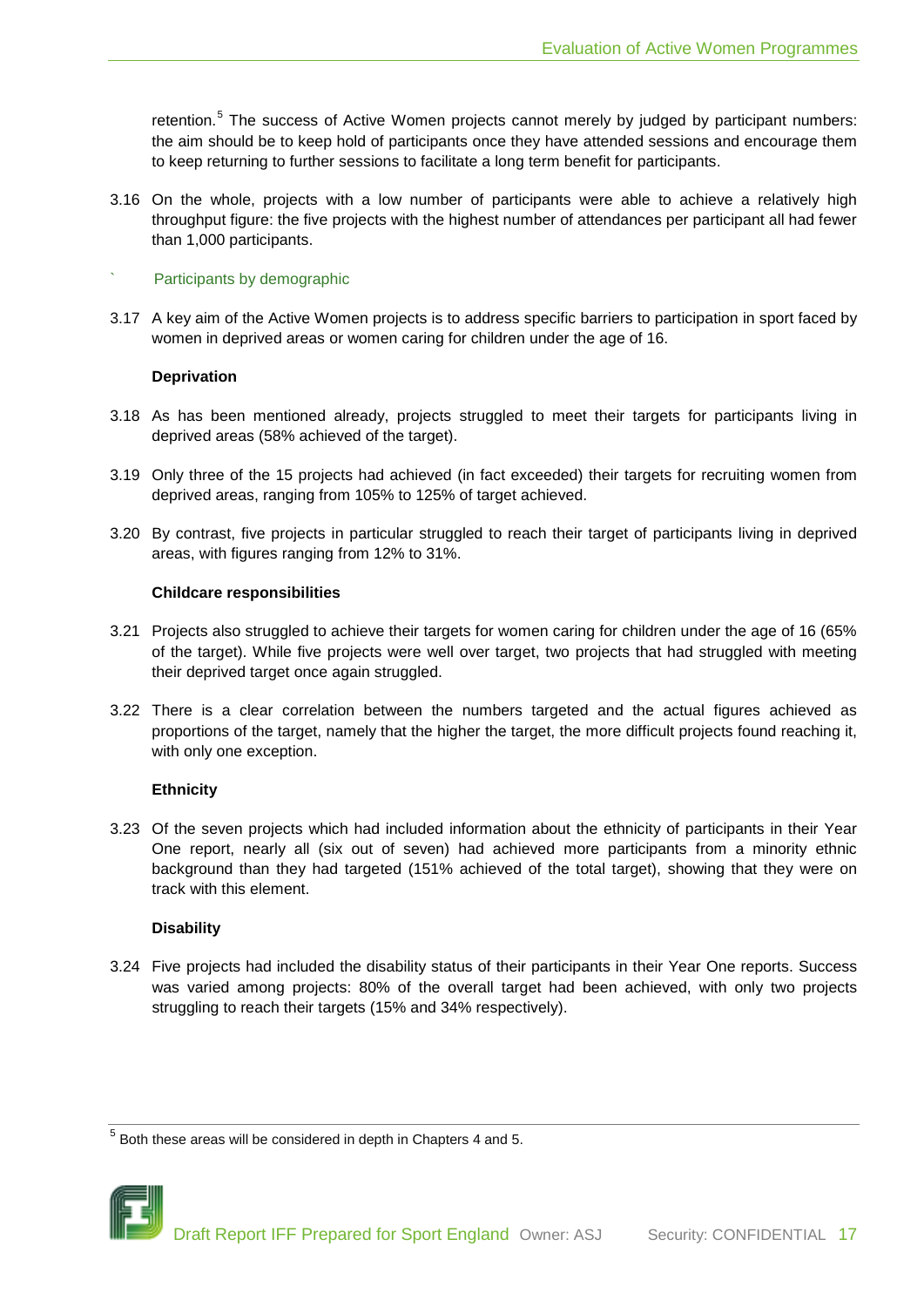retention.[5] The success of Active Women projects cannot merely by judged by participant numbers: the aim should be to keep hold of participants once they have attended sessions and encourage them to keep returning to further sessions to facilitate a long term benefit for participants.

3.16 On the whole, projects with a low number of participants were able to achieve a relatively high throughput figure: the five projects with the highest number of attendances per participant all had fewer than 1,000 participants.

### Participants by demographic

3.17 A key aim of the Active Women projects is to address specific barriers to participation in sport faced by women in deprived areas or women caring for children under the age of 16.

**Deprivation**

3.18 As has been mentioned already, projects struggled to meet their targets for participants living in deprived areas (58% achieved of the target).

3.19 Only three of the 15 projects had achieved (in fact exceeded) their targets for recruiting women from deprived areas, ranging from 105% to 125% of target achieved.

3.20 By contrast, five projects in particular struggled to reach their target of participants living in deprived areas, with figures ranging from 12% to 31%.

**Childcare responsibilities**

3.21 Projects also struggled to achieve their targets for women caring for children under the age of 16 (65% of the target). While five projects were well over target, two projects that had struggled with meeting their deprived target once again struggled.

3.22 There is a clear correlation between the numbers targeted and the actual figures achieved as proportions of the target, namely that the higher the target, the more difficult projects found reaching it, with only one exception.

**Ethnicity**

3.23 Of the seven projects which had included information about the ethnicity of participants in their Year One report, nearly all (six out of seven) had achieved more participants from a minority ethnic background than they had targeted (151% achieved of the total target), showing that they were on track with this element.

**Disability**

3.24 Five projects had included the disability status of their participants in their Year One reports. Success was varied among projects: 80% of the overall target had been achieved, with only two projects struggling to reach their targets (15% and 34% respectively).

[5] Both these areas will be considered in depth in Chapters 4 and 5.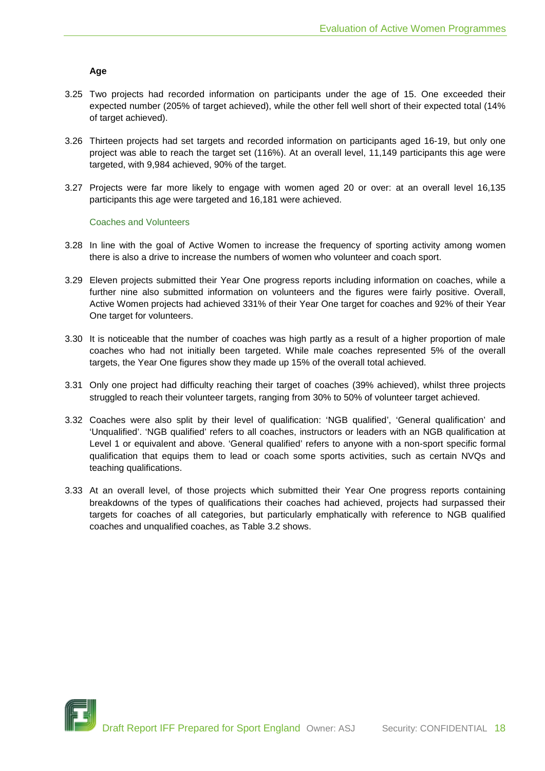**Age**

3.25 Two projects had recorded information on participants under the age of 15. One exceeded their expected number (205% of target achieved), while the other fell well short of their expected total (14% of target achieved).

3.26 Thirteen projects had set targets and recorded information on participants aged 16-19, but only one project was able to reach the target set (116%). At an overall level, 11,149 participants this age were targeted, with 9,984 achieved, 90% of the target.

3.27 Projects were far more likely to engage with women aged 20 or over: at an overall level 16,135 participants this age were targeted and 16,181 were achieved.

### Coaches and Volunteers

3.28 In line with the goal of Active Women to increase the frequency of sporting activity among women there is also a drive to increase the numbers of women who volunteer and coach sport.

3.29 Eleven projects submitted their Year One progress reports including information on coaches, while a further nine also submitted information on volunteers and the figures were fairly positive. Overall, Active Women projects had achieved 331% of their Year One target for coaches and 92% of their Year One target for volunteers.

3.30 It is noticeable that the number of coaches was high partly as a result of a higher proportion of male coaches who had not initially been targeted. While male coaches represented 5% of the overall targets, the Year One figures show they made up 15% of the overall total achieved.

3.31 Only one project had difficulty reaching their target of coaches (39% achieved), whilst three projects struggled to reach their volunteer targets, ranging from 30% to 50% of volunteer target achieved.

3.32 Coaches were also split by their level of qualification: 'NGB qualified', 'General qualification' and 'Unqualified'. 'NGB qualified' refers to all coaches, instructors or leaders with an NGB qualification at Level 1 or equivalent and above. 'General qualified' refers to anyone with a non-sport specific formal qualification that equips them to lead or coach some sports activities, such as certain NVQs and teaching qualifications.

3.33 At an overall level, of those projects which submitted their Year One progress reports containing breakdowns of the types of qualifications their coaches had achieved, projects had surpassed their targets for coaches of all categories, but particularly emphatically with reference to NGB qualified coaches and unqualified coaches, as Table 3.2 shows.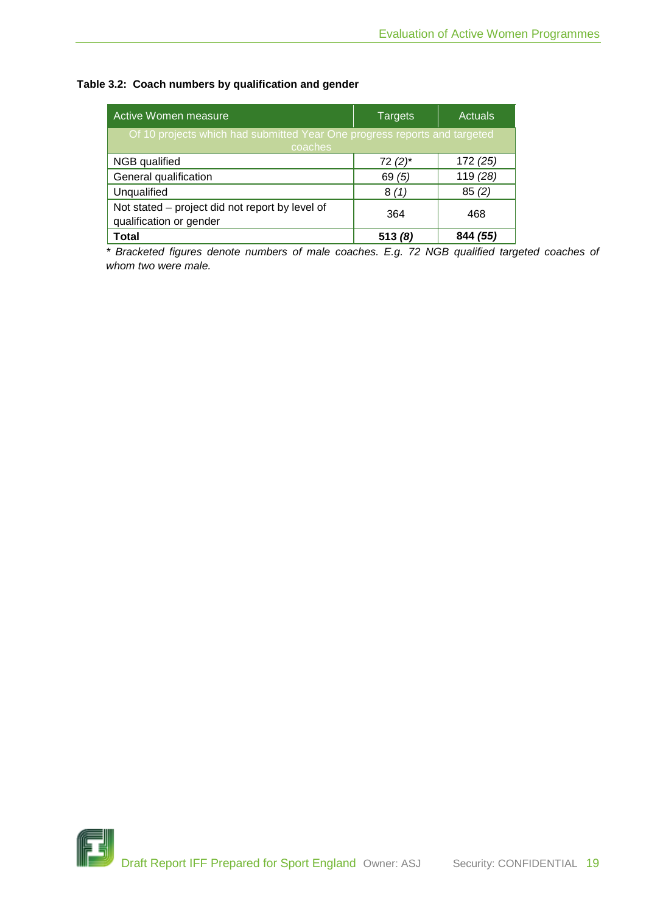**Table 3.2: Coach numbers by qualification and gender**

| Active Women measure | Targets | Actuals |
|---|---|---|
| Of 10 projects which had submitted Year One progress reports and targeted coaches | | |
| NGB qualified | 72 *(2)*\* | 172 *(25)* |
| General qualification | 69 *(5)* | 119 *(28)* |
| Unqualified | 8 *(1)* | 85 *(2)* |
| Not stated – project did not report by level of qualification or gender | 364 | 468 |
| **Total** | **513 *(8)*** | **844 *(55)*** |

*\* Bracketed figures denote numbers of male coaches. E.g. 72 NGB qualified targeted coaches of whom two were male.*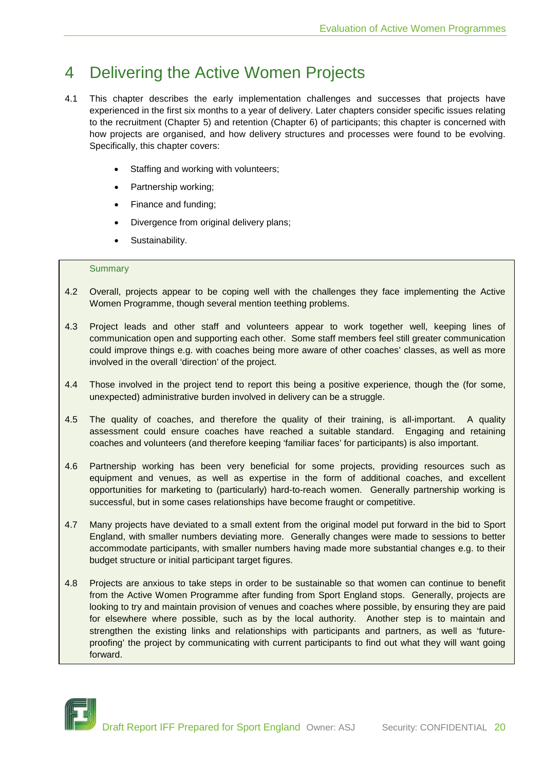# 4 Delivering the Active Women Projects

4.1 This chapter describes the early implementation challenges and successes that projects have experienced in the first six months to a year of delivery. Later chapters consider specific issues relating to the recruitment (Chapter 5) and retention (Chapter 6) of participants; this chapter is concerned with how projects are organised, and how delivery structures and processes were found to be evolving. Specifically, this chapter covers:

- Staffing and working with volunteers;
- Partnership working;
- Finance and funding;
- Divergence from original delivery plans;
- Sustainability.

Summary

4.2 Overall, projects appear to be coping well with the challenges they face implementing the Active Women Programme, though several mention teething problems.

4.3 Project leads and other staff and volunteers appear to work together well, keeping lines of communication open and supporting each other. Some staff members feel still greater communication could improve things e.g. with coaches being more aware of other coaches' classes, as well as more involved in the overall 'direction' of the project.

4.4 Those involved in the project tend to report this being a positive experience, though the (for some, unexpected) administrative burden involved in delivery can be a struggle.

4.5 The quality of coaches, and therefore the quality of their training, is all-important. A quality assessment could ensure coaches have reached a suitable standard. Engaging and retaining coaches and volunteers (and therefore keeping 'familiar faces' for participants) is also important.

4.6 Partnership working has been very beneficial for some projects, providing resources such as equipment and venues, as well as expertise in the form of additional coaches, and excellent opportunities for marketing to (particularly) hard-to-reach women. Generally partnership working is successful, but in some cases relationships have become fraught or competitive.

4.7 Many projects have deviated to a small extent from the original model put forward in the bid to Sport England, with smaller numbers deviating more. Generally changes were made to sessions to better accommodate participants, with smaller numbers having made more substantial changes e.g. to their budget structure or initial participant target figures.

4.8 Projects are anxious to take steps in order to be sustainable so that women can continue to benefit from the Active Women Programme after funding from Sport England stops. Generally, projects are looking to try and maintain provision of venues and coaches where possible, by ensuring they are paid for elsewhere where possible, such as by the local authority. Another step is to maintain and strengthen the existing links and relationships with participants and partners, as well as 'future-proofing' the project by communicating with current participants to find out what they will want going forward.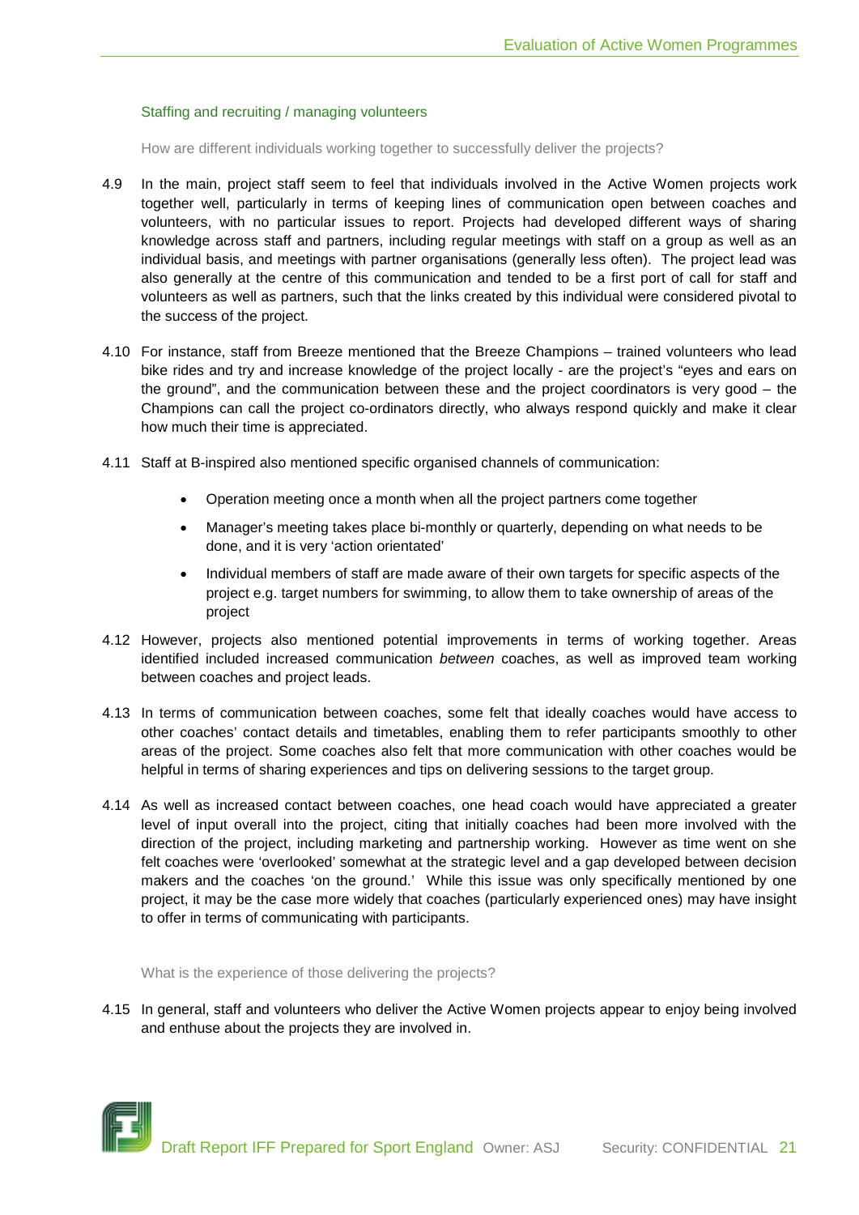### Staffing and recruiting / managing volunteers

How are different individuals working together to successfully deliver the projects?

4.9 In the main, project staff seem to feel that individuals involved in the Active Women projects work together well, particularly in terms of keeping lines of communication open between coaches and volunteers, with no particular issues to report. Projects had developed different ways of sharing knowledge across staff and partners, including regular meetings with staff on a group as well as an individual basis, and meetings with partner organisations (generally less often). The project lead was also generally at the centre of this communication and tended to be a first port of call for staff and volunteers as well as partners, such that the links created by this individual were considered pivotal to the success of the project.

4.10 For instance, staff from Breeze mentioned that the Breeze Champions – trained volunteers who lead bike rides and try and increase knowledge of the project locally - are the project's "eyes and ears on the ground", and the communication between these and the project coordinators is very good – the Champions can call the project co-ordinators directly, who always respond quickly and make it clear how much their time is appreciated.

4.11 Staff at B-inspired also mentioned specific organised channels of communication:

- Operation meeting once a month when all the project partners come together
- Manager's meeting takes place bi-monthly or quarterly, depending on what needs to be done, and it is very 'action orientated'
- Individual members of staff are made aware of their own targets for specific aspects of the project e.g. target numbers for swimming, to allow them to take ownership of areas of the project

4.12 However, projects also mentioned potential improvements in terms of working together. Areas identified included increased communication *between* coaches, as well as improved team working between coaches and project leads.

4.13 In terms of communication between coaches, some felt that ideally coaches would have access to other coaches' contact details and timetables, enabling them to refer participants smoothly to other areas of the project. Some coaches also felt that more communication with other coaches would be helpful in terms of sharing experiences and tips on delivering sessions to the target group.

4.14 As well as increased contact between coaches, one head coach would have appreciated a greater level of input overall into the project, citing that initially coaches had been more involved with the direction of the project, including marketing and partnership working. However as time went on she felt coaches were 'overlooked' somewhat at the strategic level and a gap developed between decision makers and the coaches 'on the ground.' While this issue was only specifically mentioned by one project, it may be the case more widely that coaches (particularly experienced ones) may have insight to offer in terms of communicating with participants.

What is the experience of those delivering the projects?

4.15 In general, staff and volunteers who deliver the Active Women projects appear to enjoy being involved and enthuse about the projects they are involved in.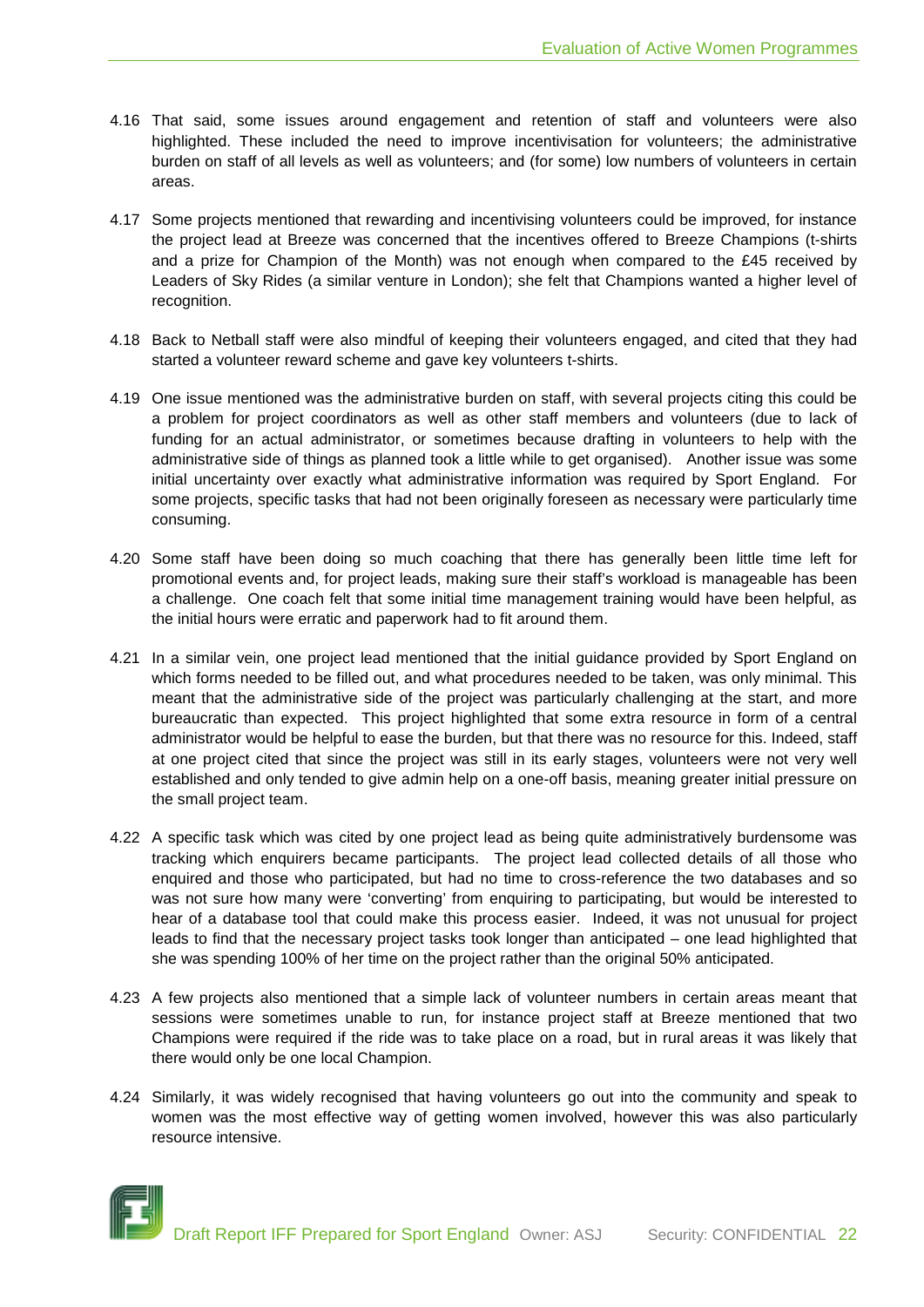4.16 That said, some issues around engagement and retention of staff and volunteers were also highlighted. These included the need to improve incentivisation for volunteers; the administrative burden on staff of all levels as well as volunteers; and (for some) low numbers of volunteers in certain areas.

4.17 Some projects mentioned that rewarding and incentivising volunteers could be improved, for instance the project lead at Breeze was concerned that the incentives offered to Breeze Champions (t-shirts and a prize for Champion of the Month) was not enough when compared to the £45 received by Leaders of Sky Rides (a similar venture in London); she felt that Champions wanted a higher level of recognition.

4.18 Back to Netball staff were also mindful of keeping their volunteers engaged, and cited that they had started a volunteer reward scheme and gave key volunteers t-shirts.

4.19 One issue mentioned was the administrative burden on staff, with several projects citing this could be a problem for project coordinators as well as other staff members and volunteers (due to lack of funding for an actual administrator, or sometimes because drafting in volunteers to help with the administrative side of things as planned took a little while to get organised). Another issue was some initial uncertainty over exactly what administrative information was required by Sport England. For some projects, specific tasks that had not been originally foreseen as necessary were particularly time consuming.

4.20 Some staff have been doing so much coaching that there has generally been little time left for promotional events and, for project leads, making sure their staff's workload is manageable has been a challenge. One coach felt that some initial time management training would have been helpful, as the initial hours were erratic and paperwork had to fit around them.

4.21 In a similar vein, one project lead mentioned that the initial guidance provided by Sport England on which forms needed to be filled out, and what procedures needed to be taken, was only minimal. This meant that the administrative side of the project was particularly challenging at the start, and more bureaucratic than expected. This project highlighted that some extra resource in form of a central administrator would be helpful to ease the burden, but that there was no resource for this. Indeed, staff at one project cited that since the project was still in its early stages, volunteers were not very well established and only tended to give admin help on a one-off basis, meaning greater initial pressure on the small project team.

4.22 A specific task which was cited by one project lead as being quite administratively burdensome was tracking which enquirers became participants. The project lead collected details of all those who enquired and those who participated, but had no time to cross-reference the two databases and so was not sure how many were 'converting' from enquiring to participating, but would be interested to hear of a database tool that could make this process easier. Indeed, it was not unusual for project leads to find that the necessary project tasks took longer than anticipated – one lead highlighted that she was spending 100% of her time on the project rather than the original 50% anticipated.

4.23 A few projects also mentioned that a simple lack of volunteer numbers in certain areas meant that sessions were sometimes unable to run, for instance project staff at Breeze mentioned that two Champions were required if the ride was to take place on a road, but in rural areas it was likely that there would only be one local Champion.

4.24 Similarly, it was widely recognised that having volunteers go out into the community and speak to women was the most effective way of getting women involved, however this was also particularly resource intensive.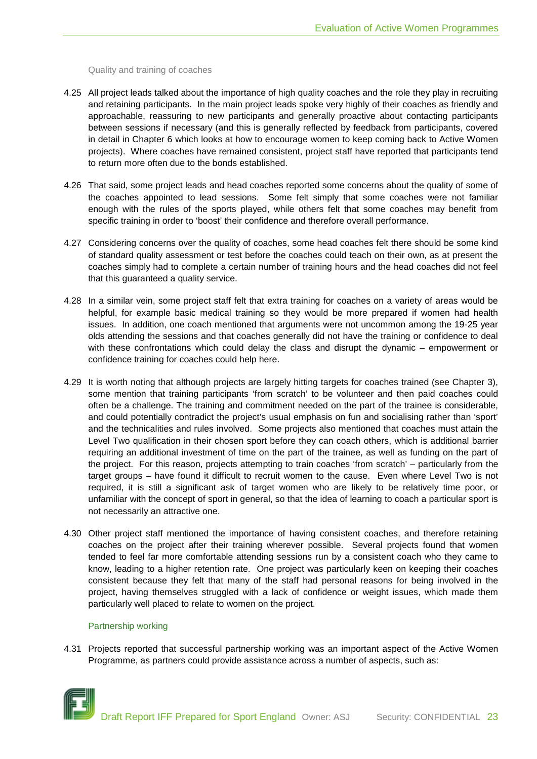### Quality and training of coaches

4.25 All project leads talked about the importance of high quality coaches and the role they play in recruiting and retaining participants. In the main project leads spoke very highly of their coaches as friendly and approachable, reassuring to new participants and generally proactive about contacting participants between sessions if necessary (and this is generally reflected by feedback from participants, covered in detail in Chapter 6 which looks at how to encourage women to keep coming back to Active Women projects). Where coaches have remained consistent, project staff have reported that participants tend to return more often due to the bonds established.

4.26 That said, some project leads and head coaches reported some concerns about the quality of some of the coaches appointed to lead sessions. Some felt simply that some coaches were not familiar enough with the rules of the sports played, while others felt that some coaches may benefit from specific training in order to 'boost' their confidence and therefore overall performance.

4.27 Considering concerns over the quality of coaches, some head coaches felt there should be some kind of standard quality assessment or test before the coaches could teach on their own, as at present the coaches simply had to complete a certain number of training hours and the head coaches did not feel that this guaranteed a quality service.

4.28 In a similar vein, some project staff felt that extra training for coaches on a variety of areas would be helpful, for example basic medical training so they would be more prepared if women had health issues. In addition, one coach mentioned that arguments were not uncommon among the 19-25 year olds attending the sessions and that coaches generally did not have the training or confidence to deal with these confrontations which could delay the class and disrupt the dynamic – empowerment or confidence training for coaches could help here.

4.29 It is worth noting that although projects are largely hitting targets for coaches trained (see Chapter 3), some mention that training participants 'from scratch' to be volunteer and then paid coaches could often be a challenge. The training and commitment needed on the part of the trainee is considerable, and could potentially contradict the project's usual emphasis on fun and socialising rather than 'sport' and the technicalities and rules involved. Some projects also mentioned that coaches must attain the Level Two qualification in their chosen sport before they can coach others, which is additional barrier requiring an additional investment of time on the part of the trainee, as well as funding on the part of the project. For this reason, projects attempting to train coaches 'from scratch' – particularly from the target groups – have found it difficult to recruit women to the cause. Even where Level Two is not required, it is still a significant ask of target women who are likely to be relatively time poor, or unfamiliar with the concept of sport in general, so that the idea of learning to coach a particular sport is not necessarily an attractive one.

4.30 Other project staff mentioned the importance of having consistent coaches, and therefore retaining coaches on the project after their training wherever possible. Several projects found that women tended to feel far more comfortable attending sessions run by a consistent coach who they came to know, leading to a higher retention rate. One project was particularly keen on keeping their coaches consistent because they felt that many of the staff had personal reasons for being involved in the project, having themselves struggled with a lack of confidence or weight issues, which made them particularly well placed to relate to women on the project.

### Partnership working

4.31 Projects reported that successful partnership working was an important aspect of the Active Women Programme, as partners could provide assistance across a number of aspects, such as: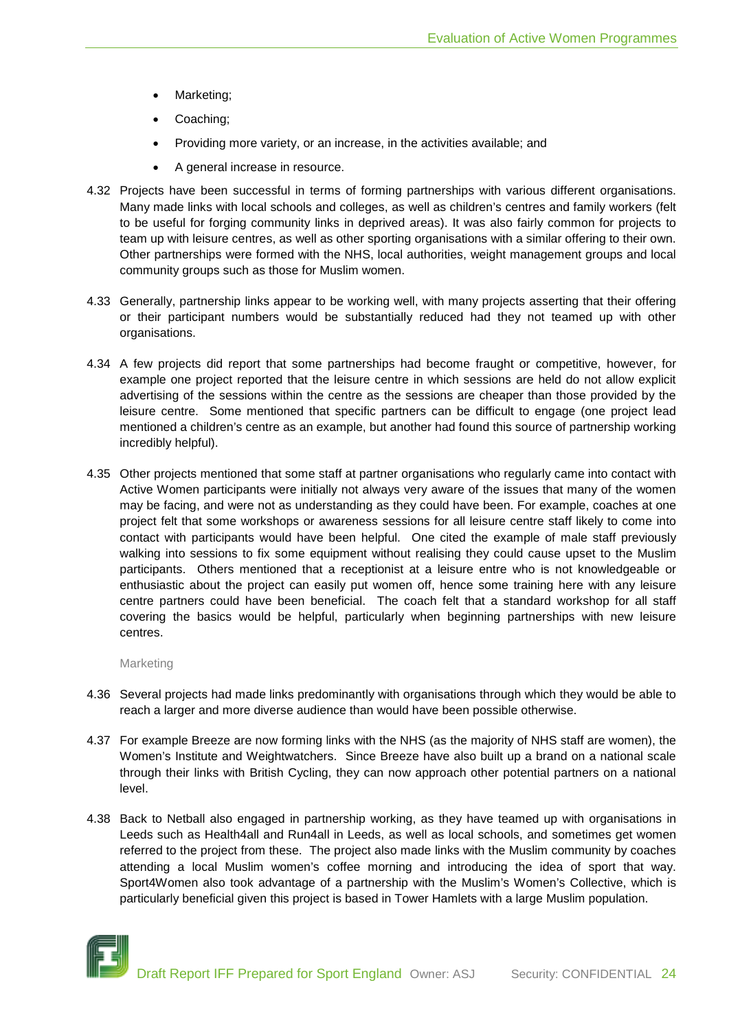- Marketing;
- Coaching;
- Providing more variety, or an increase, in the activities available; and
- A general increase in resource.

4.32 Projects have been successful in terms of forming partnerships with various different organisations. Many made links with local schools and colleges, as well as children's centres and family workers (felt to be useful for forging community links in deprived areas). It was also fairly common for projects to team up with leisure centres, as well as other sporting organisations with a similar offering to their own. Other partnerships were formed with the NHS, local authorities, weight management groups and local community groups such as those for Muslim women.

4.33 Generally, partnership links appear to be working well, with many projects asserting that their offering or their participant numbers would be substantially reduced had they not teamed up with other organisations.

4.34 A few projects did report that some partnerships had become fraught or competitive, however, for example one project reported that the leisure centre in which sessions are held do not allow explicit advertising of the sessions within the centre as the sessions are cheaper than those provided by the leisure centre. Some mentioned that specific partners can be difficult to engage (one project lead mentioned a children's centre as an example, but another had found this source of partnership working incredibly helpful).

4.35 Other projects mentioned that some staff at partner organisations who regularly came into contact with Active Women participants were initially not always very aware of the issues that many of the women may be facing, and were not as understanding as they could have been. For example, coaches at one project felt that some workshops or awareness sessions for all leisure centre staff likely to come into contact with participants would have been helpful. One cited the example of male staff previously walking into sessions to fix some equipment without realising they could cause upset to the Muslim participants. Others mentioned that a receptionist at a leisure entre who is not knowledgeable or enthusiastic about the project can easily put women off, hence some training here with any leisure centre partners could have been beneficial. The coach felt that a standard workshop for all staff covering the basics would be helpful, particularly when beginning partnerships with new leisure centres.

### Marketing

4.36 Several projects had made links predominantly with organisations through which they would be able to reach a larger and more diverse audience than would have been possible otherwise.

4.37 For example Breeze are now forming links with the NHS (as the majority of NHS staff are women), the Women's Institute and Weightwatchers. Since Breeze have also built up a brand on a national scale through their links with British Cycling, they can now approach other potential partners on a national level.

4.38 Back to Netball also engaged in partnership working, as they have teamed up with organisations in Leeds such as Health4all and Run4all in Leeds, as well as local schools, and sometimes get women referred to the project from these. The project also made links with the Muslim community by coaches attending a local Muslim women's coffee morning and introducing the idea of sport that way. Sport4Women also took advantage of a partnership with the Muslim's Women's Collective, which is particularly beneficial given this project is based in Tower Hamlets with a large Muslim population.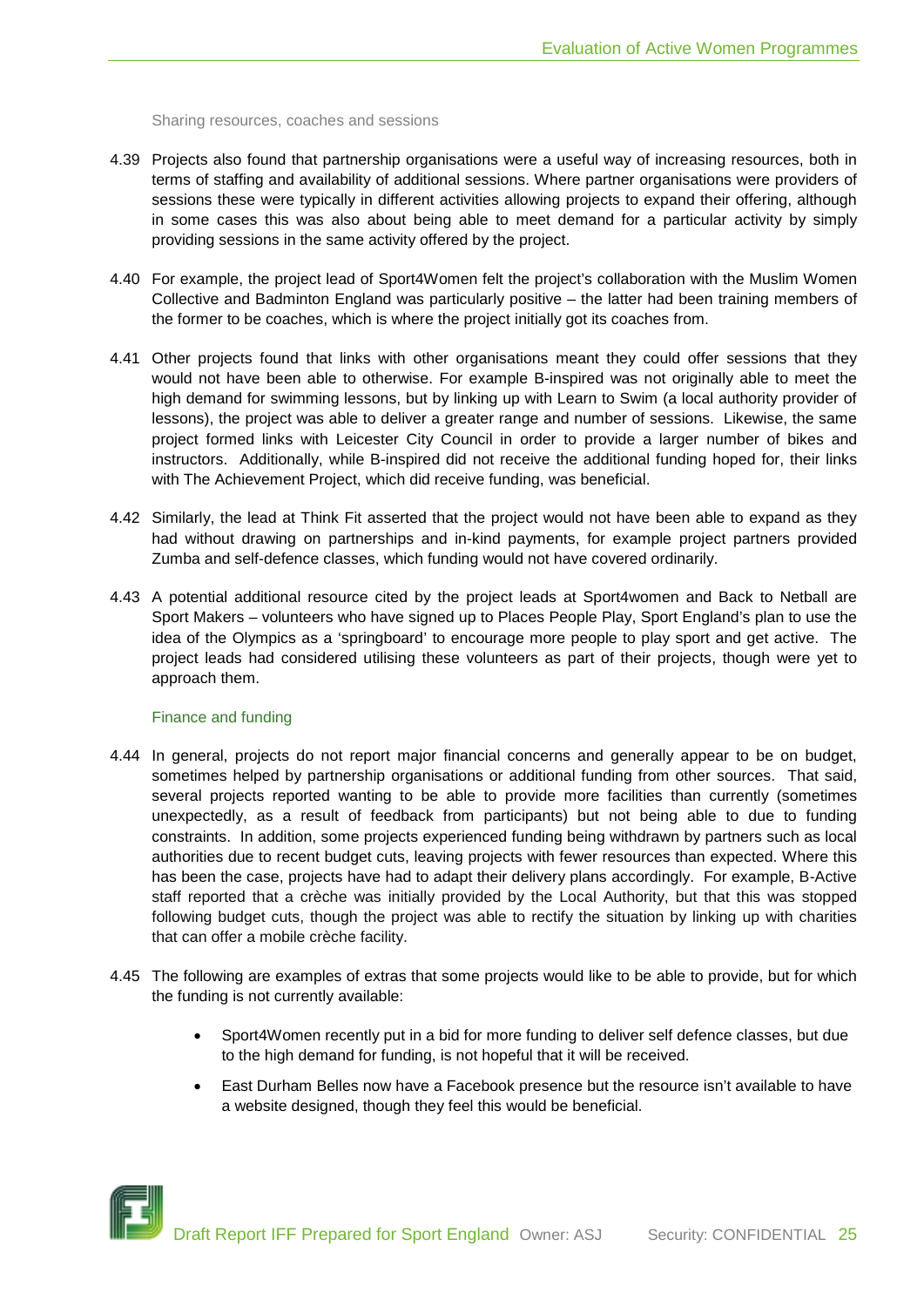### Sharing resources, coaches and sessions

4.39 Projects also found that partnership organisations were a useful way of increasing resources, both in terms of staffing and availability of additional sessions. Where partner organisations were providers of sessions these were typically in different activities allowing projects to expand their offering, although in some cases this was also about being able to meet demand for a particular activity by simply providing sessions in the same activity offered by the project.

4.40 For example, the project lead of Sport4Women felt the project's collaboration with the Muslim Women Collective and Badminton England was particularly positive – the latter had been training members of the former to be coaches, which is where the project initially got its coaches from.

4.41 Other projects found that links with other organisations meant they could offer sessions that they would not have been able to otherwise. For example B-inspired was not originally able to meet the high demand for swimming lessons, but by linking up with Learn to Swim (a local authority provider of lessons), the project was able to deliver a greater range and number of sessions. Likewise, the same project formed links with Leicester City Council in order to provide a larger number of bikes and instructors. Additionally, while B-inspired did not receive the additional funding hoped for, their links with The Achievement Project, which did receive funding, was beneficial.

4.42 Similarly, the lead at Think Fit asserted that the project would not have been able to expand as they had without drawing on partnerships and in-kind payments, for example project partners provided Zumba and self-defence classes, which funding would not have covered ordinarily.

4.43 A potential additional resource cited by the project leads at Sport4women and Back to Netball are Sport Makers – volunteers who have signed up to Places People Play, Sport England's plan to use the idea of the Olympics as a 'springboard' to encourage more people to play sport and get active. The project leads had considered utilising these volunteers as part of their projects, though were yet to approach them.

### Finance and funding

4.44 In general, projects do not report major financial concerns and generally appear to be on budget, sometimes helped by partnership organisations or additional funding from other sources. That said, several projects reported wanting to be able to provide more facilities than currently (sometimes unexpectedly, as a result of feedback from participants) but not being able to due to funding constraints. In addition, some projects experienced funding being withdrawn by partners such as local authorities due to recent budget cuts, leaving projects with fewer resources than expected. Where this has been the case, projects have had to adapt their delivery plans accordingly. For example, B-Active staff reported that a crèche was initially provided by the Local Authority, but that this was stopped following budget cuts, though the project was able to rectify the situation by linking up with charities that can offer a mobile crèche facility.

4.45 The following are examples of extras that some projects would like to be able to provide, but for which the funding is not currently available:

- Sport4Women recently put in a bid for more funding to deliver self defence classes, but due to the high demand for funding, is not hopeful that it will be received.
- East Durham Belles now have a Facebook presence but the resource isn't available to have a website designed, though they feel this would be beneficial.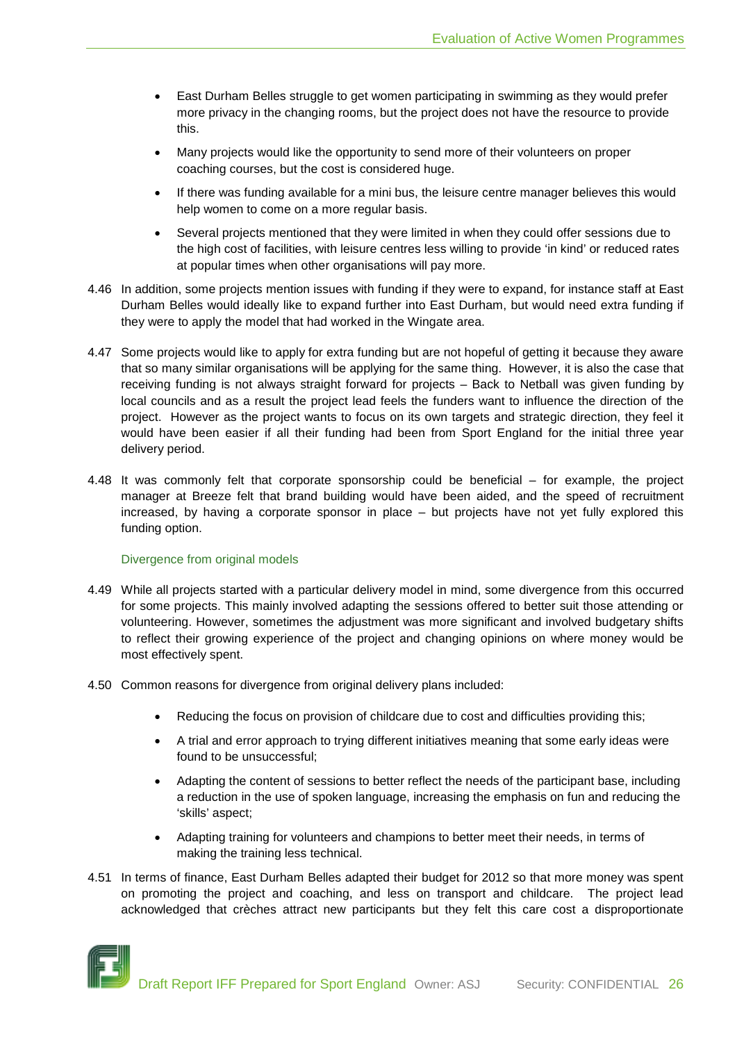- East Durham Belles struggle to get women participating in swimming as they would prefer more privacy in the changing rooms, but the project does not have the resource to provide this.

- Many projects would like the opportunity to send more of their volunteers on proper coaching courses, but the cost is considered huge.

- If there was funding available for a mini bus, the leisure centre manager believes this would help women to come on a more regular basis.

- Several projects mentioned that they were limited in when they could offer sessions due to the high cost of facilities, with leisure centres less willing to provide 'in kind' or reduced rates at popular times when other organisations will pay more.

4.46 In addition, some projects mention issues with funding if they were to expand, for instance staff at East Durham Belles would ideally like to expand further into East Durham, but would need extra funding if they were to apply the model that had worked in the Wingate area.

4.47 Some projects would like to apply for extra funding but are not hopeful of getting it because they aware that so many similar organisations will be applying for the same thing. However, it is also the case that receiving funding is not always straight forward for projects – Back to Netball was given funding by local councils and as a result the project lead feels the funders want to influence the direction of the project. However as the project wants to focus on its own targets and strategic direction, they feel it would have been easier if all their funding had been from Sport England for the initial three year delivery period.

4.48 It was commonly felt that corporate sponsorship could be beneficial – for example, the project manager at Breeze felt that brand building would have been aided, and the speed of recruitment increased, by having a corporate sponsor in place – but projects have not yet fully explored this funding option.

### Divergence from original models

4.49 While all projects started with a particular delivery model in mind, some divergence from this occurred for some projects. This mainly involved adapting the sessions offered to better suit those attending or volunteering. However, sometimes the adjustment was more significant and involved budgetary shifts to reflect their growing experience of the project and changing opinions on where money would be most effectively spent.

4.50 Common reasons for divergence from original delivery plans included:

- Reducing the focus on provision of childcare due to cost and difficulties providing this;

- A trial and error approach to trying different initiatives meaning that some early ideas were found to be unsuccessful;

- Adapting the content of sessions to better reflect the needs of the participant base, including a reduction in the use of spoken language, increasing the emphasis on fun and reducing the 'skills' aspect;

- Adapting training for volunteers and champions to better meet their needs, in terms of making the training less technical.

4.51 In terms of finance, East Durham Belles adapted their budget for 2012 so that more money was spent on promoting the project and coaching, and less on transport and childcare. The project lead acknowledged that crèches attract new participants but they felt this care cost a disproportionate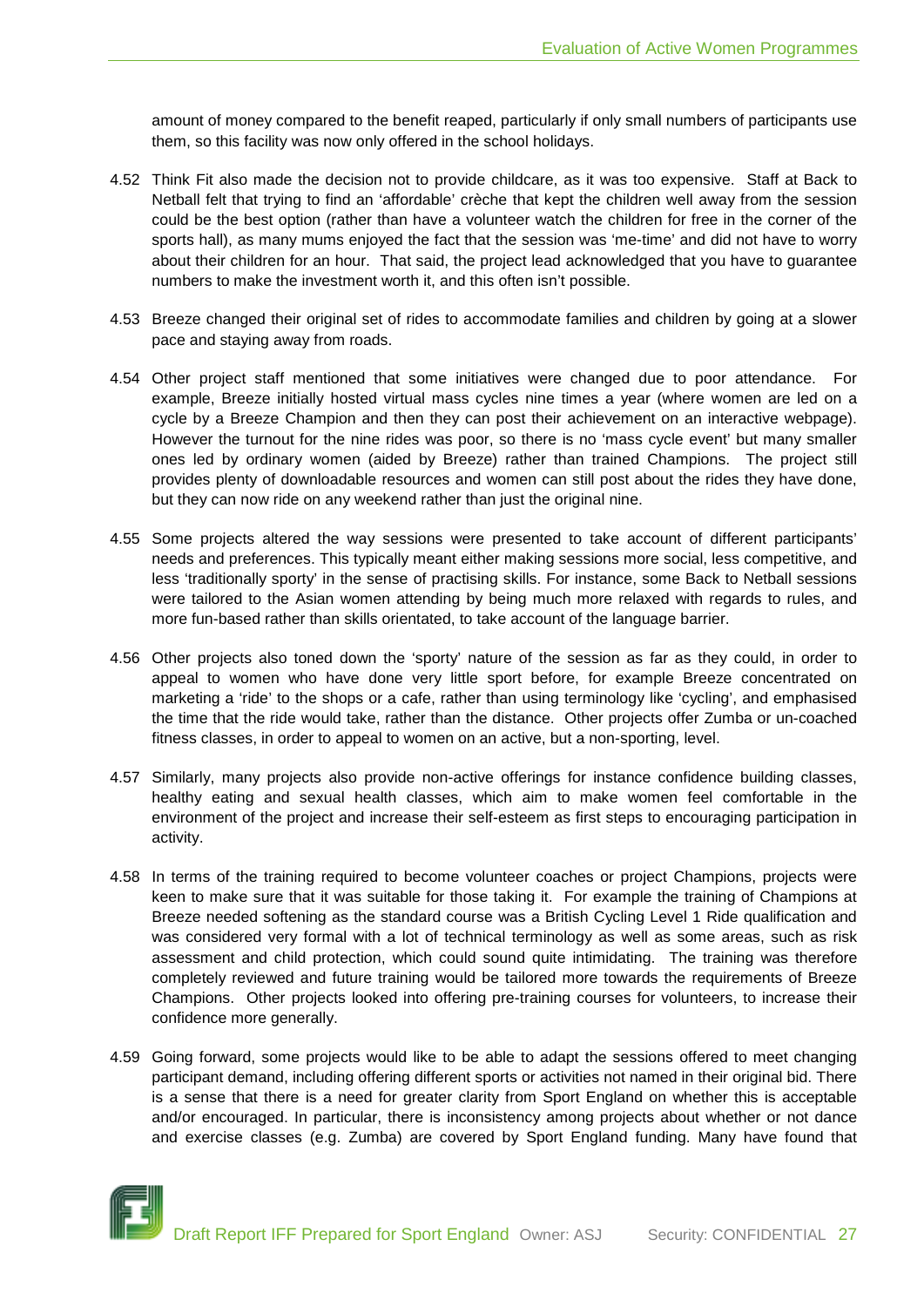amount of money compared to the benefit reaped, particularly if only small numbers of participants use them, so this facility was now only offered in the school holidays.

4.52 Think Fit also made the decision not to provide childcare, as it was too expensive. Staff at Back to Netball felt that trying to find an 'affordable' crèche that kept the children well away from the session could be the best option (rather than have a volunteer watch the children for free in the corner of the sports hall), as many mums enjoyed the fact that the session was 'me-time' and did not have to worry about their children for an hour. That said, the project lead acknowledged that you have to guarantee numbers to make the investment worth it, and this often isn't possible.

4.53 Breeze changed their original set of rides to accommodate families and children by going at a slower pace and staying away from roads.

4.54 Other project staff mentioned that some initiatives were changed due to poor attendance. For example, Breeze initially hosted virtual mass cycles nine times a year (where women are led on a cycle by a Breeze Champion and then they can post their achievement on an interactive webpage). However the turnout for the nine rides was poor, so there is no 'mass cycle event' but many smaller ones led by ordinary women (aided by Breeze) rather than trained Champions. The project still provides plenty of downloadable resources and women can still post about the rides they have done, but they can now ride on any weekend rather than just the original nine.

4.55 Some projects altered the way sessions were presented to take account of different participants' needs and preferences. This typically meant either making sessions more social, less competitive, and less 'traditionally sporty' in the sense of practising skills. For instance, some Back to Netball sessions were tailored to the Asian women attending by being much more relaxed with regards to rules, and more fun-based rather than skills orientated, to take account of the language barrier.

4.56 Other projects also toned down the 'sporty' nature of the session as far as they could, in order to appeal to women who have done very little sport before, for example Breeze concentrated on marketing a 'ride' to the shops or a cafe, rather than using terminology like 'cycling', and emphasised the time that the ride would take, rather than the distance. Other projects offer Zumba or un-coached fitness classes, in order to appeal to women on an active, but a non-sporting, level.

4.57 Similarly, many projects also provide non-active offerings for instance confidence building classes, healthy eating and sexual health classes, which aim to make women feel comfortable in the environment of the project and increase their self-esteem as first steps to encouraging participation in activity.

4.58 In terms of the training required to become volunteer coaches or project Champions, projects were keen to make sure that it was suitable for those taking it. For example the training of Champions at Breeze needed softening as the standard course was a British Cycling Level 1 Ride qualification and was considered very formal with a lot of technical terminology as well as some areas, such as risk assessment and child protection, which could sound quite intimidating. The training was therefore completely reviewed and future training would be tailored more towards the requirements of Breeze Champions. Other projects looked into offering pre-training courses for volunteers, to increase their confidence more generally.

4.59 Going forward, some projects would like to be able to adapt the sessions offered to meet changing participant demand, including offering different sports or activities not named in their original bid. There is a sense that there is a need for greater clarity from Sport England on whether this is acceptable and/or encouraged. In particular, there is inconsistency among projects about whether or not dance and exercise classes (e.g. Zumba) are covered by Sport England funding. Many have found that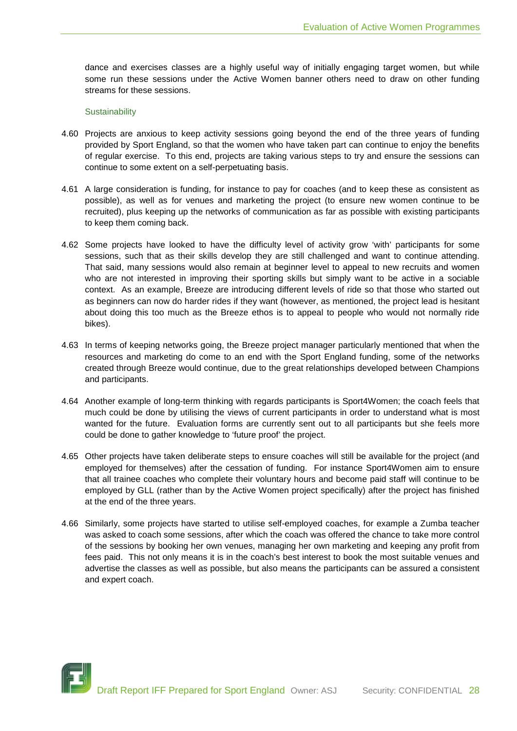dance and exercises classes are a highly useful way of initially engaging target women, but while some run these sessions under the Active Women banner others need to draw on other funding streams for these sessions.

### Sustainability

4.60 Projects are anxious to keep activity sessions going beyond the end of the three years of funding provided by Sport England, so that the women who have taken part can continue to enjoy the benefits of regular exercise. To this end, projects are taking various steps to try and ensure the sessions can continue to some extent on a self-perpetuating basis.

4.61 A large consideration is funding, for instance to pay for coaches (and to keep these as consistent as possible), as well as for venues and marketing the project (to ensure new women continue to be recruited), plus keeping up the networks of communication as far as possible with existing participants to keep them coming back.

4.62 Some projects have looked to have the difficulty level of activity grow 'with' participants for some sessions, such that as their skills develop they are still challenged and want to continue attending. That said, many sessions would also remain at beginner level to appeal to new recruits and women who are not interested in improving their sporting skills but simply want to be active in a sociable context. As an example, Breeze are introducing different levels of ride so that those who started out as beginners can now do harder rides if they want (however, as mentioned, the project lead is hesitant about doing this too much as the Breeze ethos is to appeal to people who would not normally ride bikes).

4.63 In terms of keeping networks going, the Breeze project manager particularly mentioned that when the resources and marketing do come to an end with the Sport England funding, some of the networks created through Breeze would continue, due to the great relationships developed between Champions and participants.

4.64 Another example of long-term thinking with regards participants is Sport4Women; the coach feels that much could be done by utilising the views of current participants in order to understand what is most wanted for the future. Evaluation forms are currently sent out to all participants but she feels more could be done to gather knowledge to 'future proof' the project.

4.65 Other projects have taken deliberate steps to ensure coaches will still be available for the project (and employed for themselves) after the cessation of funding. For instance Sport4Women aim to ensure that all trainee coaches who complete their voluntary hours and become paid staff will continue to be employed by GLL (rather than by the Active Women project specifically) after the project has finished at the end of the three years.

4.66 Similarly, some projects have started to utilise self-employed coaches, for example a Zumba teacher was asked to coach some sessions, after which the coach was offered the chance to take more control of the sessions by booking her own venues, managing her own marketing and keeping any profit from fees paid. This not only means it is in the coach's best interest to book the most suitable venues and advertise the classes as well as possible, but also means the participants can be assured a consistent and expert coach.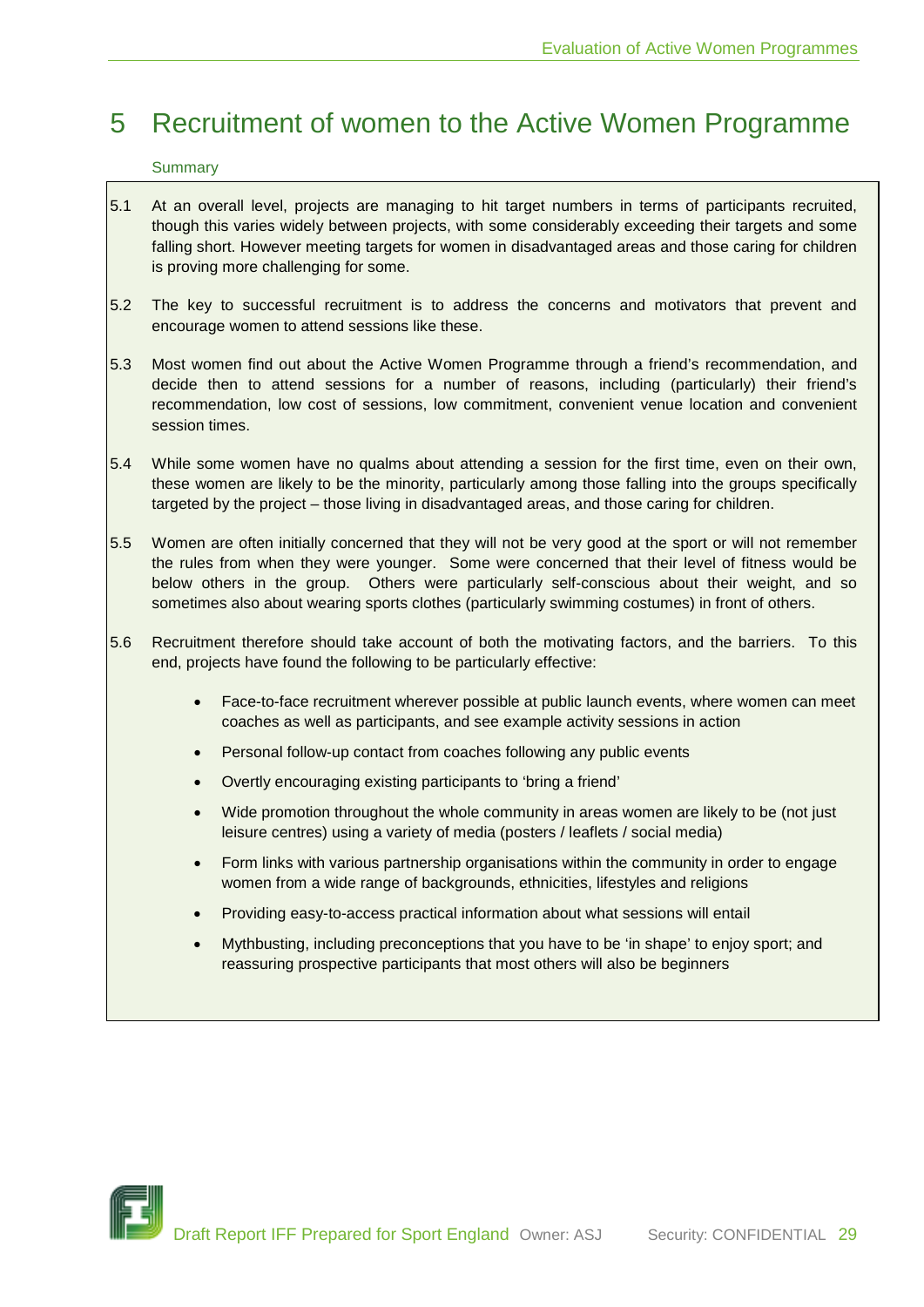# 5 Recruitment of women to the Active Women Programme

Summary

5.1 At an overall level, projects are managing to hit target numbers in terms of participants recruited, though this varies widely between projects, with some considerably exceeding their targets and some falling short. However meeting targets for women in disadvantaged areas and those caring for children is proving more challenging for some.

5.2 The key to successful recruitment is to address the concerns and motivators that prevent and encourage women to attend sessions like these.

5.3 Most women find out about the Active Women Programme through a friend's recommendation, and decide then to attend sessions for a number of reasons, including (particularly) their friend's recommendation, low cost of sessions, low commitment, convenient venue location and convenient session times.

5.4 While some women have no qualms about attending a session for the first time, even on their own, these women are likely to be the minority, particularly among those falling into the groups specifically targeted by the project – those living in disadvantaged areas, and those caring for children.

5.5 Women are often initially concerned that they will not be very good at the sport or will not remember the rules from when they were younger. Some were concerned that their level of fitness would be below others in the group. Others were particularly self-conscious about their weight, and so sometimes also about wearing sports clothes (particularly swimming costumes) in front of others.

5.6 Recruitment therefore should take account of both the motivating factors, and the barriers. To this end, projects have found the following to be particularly effective:

- Face-to-face recruitment wherever possible at public launch events, where women can meet coaches as well as participants, and see example activity sessions in action
- Personal follow-up contact from coaches following any public events
- Overtly encouraging existing participants to 'bring a friend'
- Wide promotion throughout the whole community in areas women are likely to be (not just leisure centres) using a variety of media (posters / leaflets / social media)
- Form links with various partnership organisations within the community in order to engage women from a wide range of backgrounds, ethnicities, lifestyles and religions
- Providing easy-to-access practical information about what sessions will entail
- Mythbusting, including preconceptions that you have to be 'in shape' to enjoy sport; and reassuring prospective participants that most others will also be beginners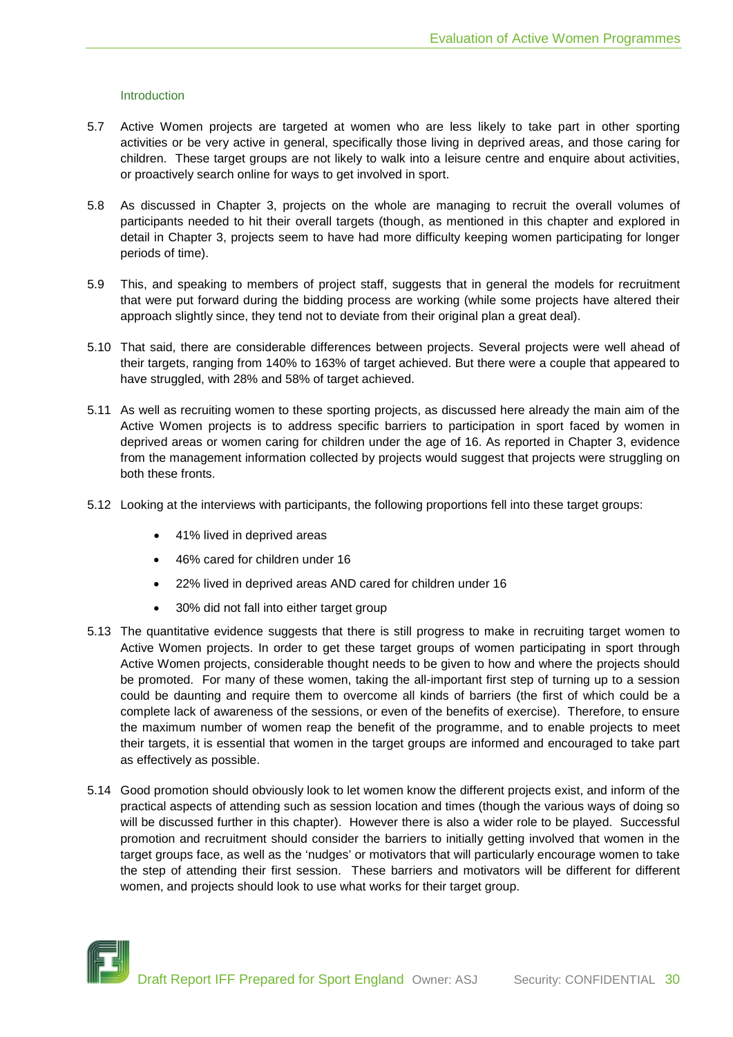### Introduction

5.7 Active Women projects are targeted at women who are less likely to take part in other sporting activities or be very active in general, specifically those living in deprived areas, and those caring for children. These target groups are not likely to walk into a leisure centre and enquire about activities, or proactively search online for ways to get involved in sport.

5.8 As discussed in Chapter 3, projects on the whole are managing to recruit the overall volumes of participants needed to hit their overall targets (though, as mentioned in this chapter and explored in detail in Chapter 3, projects seem to have had more difficulty keeping women participating for longer periods of time).

5.9 This, and speaking to members of project staff, suggests that in general the models for recruitment that were put forward during the bidding process are working (while some projects have altered their approach slightly since, they tend not to deviate from their original plan a great deal).

5.10 That said, there are considerable differences between projects. Several projects were well ahead of their targets, ranging from 140% to 163% of target achieved. But there were a couple that appeared to have struggled, with 28% and 58% of target achieved.

5.11 As well as recruiting women to these sporting projects, as discussed here already the main aim of the Active Women projects is to address specific barriers to participation in sport faced by women in deprived areas or women caring for children under the age of 16. As reported in Chapter 3, evidence from the management information collected by projects would suggest that projects were struggling on both these fronts.

5.12 Looking at the interviews with participants, the following proportions fell into these target groups:

- 41% lived in deprived areas
- 46% cared for children under 16
- 22% lived in deprived areas AND cared for children under 16
- 30% did not fall into either target group

5.13 The quantitative evidence suggests that there is still progress to make in recruiting target women to Active Women projects. In order to get these target groups of women participating in sport through Active Women projects, considerable thought needs to be given to how and where the projects should be promoted. For many of these women, taking the all-important first step of turning up to a session could be daunting and require them to overcome all kinds of barriers (the first of which could be a complete lack of awareness of the sessions, or even of the benefits of exercise). Therefore, to ensure the maximum number of women reap the benefit of the programme, and to enable projects to meet their targets, it is essential that women in the target groups are informed and encouraged to take part as effectively as possible.

5.14 Good promotion should obviously look to let women know the different projects exist, and inform of the practical aspects of attending such as session location and times (though the various ways of doing so will be discussed further in this chapter). However there is also a wider role to be played. Successful promotion and recruitment should consider the barriers to initially getting involved that women in the target groups face, as well as the 'nudges' or motivators that will particularly encourage women to take the step of attending their first session. These barriers and motivators will be different for different women, and projects should look to use what works for their target group.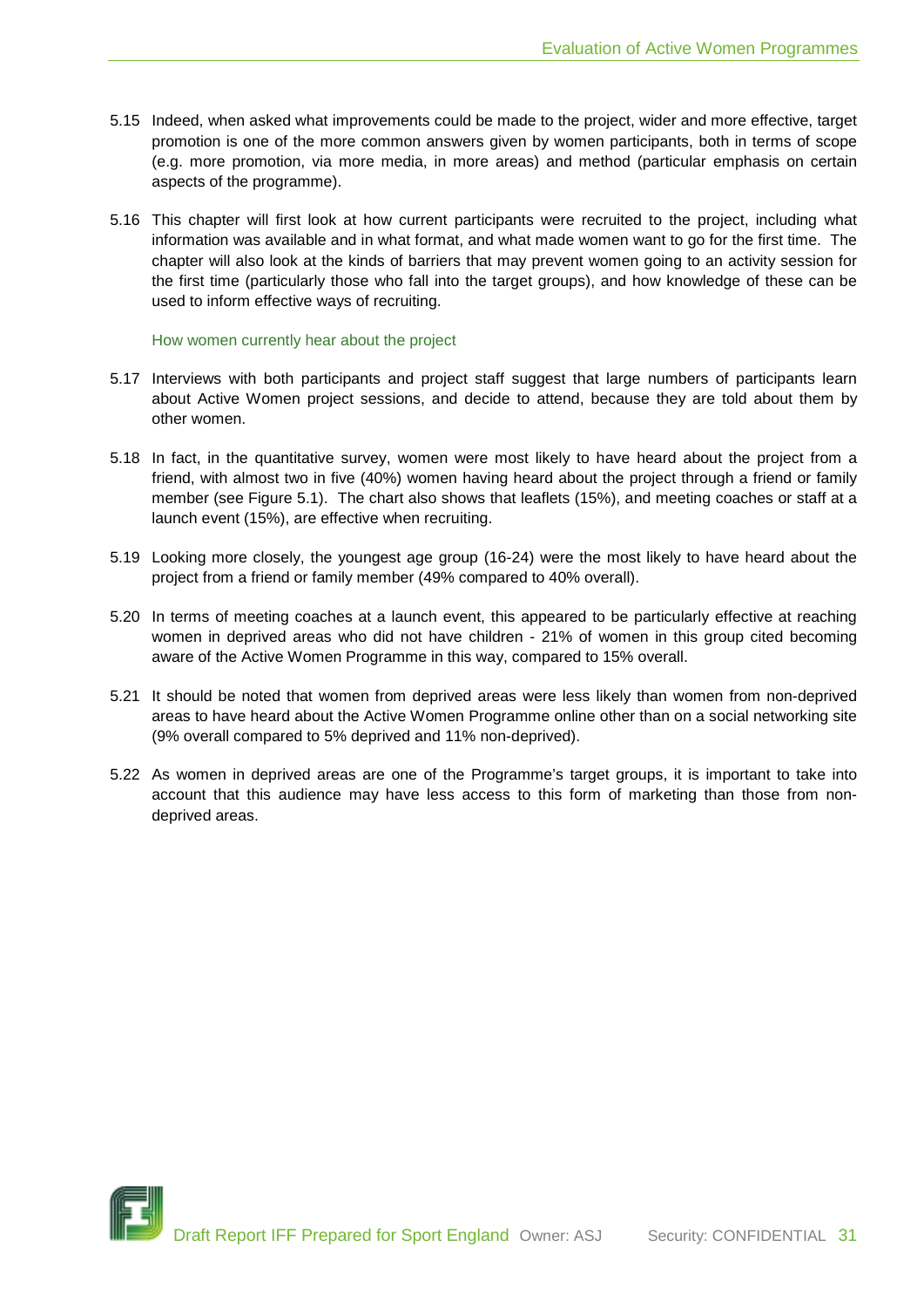5.15 Indeed, when asked what improvements could be made to the project, wider and more effective, target promotion is one of the more common answers given by women participants, both in terms of scope (e.g. more promotion, via more media, in more areas) and method (particular emphasis on certain aspects of the programme).

5.16 This chapter will first look at how current participants were recruited to the project, including what information was available and in what format, and what made women want to go for the first time. The chapter will also look at the kinds of barriers that may prevent women going to an activity session for the first time (particularly those who fall into the target groups), and how knowledge of these can be used to inform effective ways of recruiting.

### How women currently hear about the project

5.17 Interviews with both participants and project staff suggest that large numbers of participants learn about Active Women project sessions, and decide to attend, because they are told about them by other women.

5.18 In fact, in the quantitative survey, women were most likely to have heard about the project from a friend, with almost two in five (40%) women having heard about the project through a friend or family member (see Figure 5.1). The chart also shows that leaflets (15%), and meeting coaches or staff at a launch event (15%), are effective when recruiting.

5.19 Looking more closely, the youngest age group (16-24) were the most likely to have heard about the project from a friend or family member (49% compared to 40% overall).

5.20 In terms of meeting coaches at a launch event, this appeared to be particularly effective at reaching women in deprived areas who did not have children - 21% of women in this group cited becoming aware of the Active Women Programme in this way, compared to 15% overall.

5.21 It should be noted that women from deprived areas were less likely than women from non-deprived areas to have heard about the Active Women Programme online other than on a social networking site (9% overall compared to 5% deprived and 11% non-deprived).

5.22 As women in deprived areas are one of the Programme's target groups, it is important to take into account that this audience may have less access to this form of marketing than those from non-deprived areas.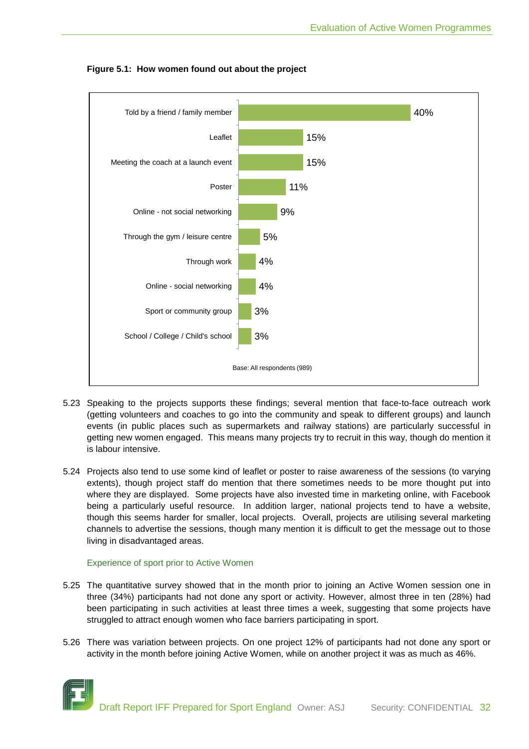**Figure 5.1: How women found out about the project**

| Source | % |
|---|---|
| Told by a friend / family member | 40% |
| Leaflet | 15% |
| Meeting the coach at a launch event | 15% |
| Poster | 11% |
| Online - not social networking | 9% |
| Through the gym / leisure centre | 5% |
| Through work | 4% |
| Online - social networking | 4% |
| Sport or community group | 3% |
| School / College / Child's school | 3% |

Base: All respondents (989)

5.23 Speaking to the projects supports these findings; several mention that face-to-face outreach work (getting volunteers and coaches to go into the community and speak to different groups) and launch events (in public places such as supermarkets and railway stations) are particularly successful in getting new women engaged. This means many projects try to recruit in this way, though do mention it is labour intensive.

5.24 Projects also tend to use some kind of leaflet or poster to raise awareness of the sessions (to varying extents), though project staff do mention that there sometimes needs to be more thought put into where they are displayed. Some projects have also invested time in marketing online, with Facebook being a particularly useful resource. In addition larger, national projects tend to have a website, though this seems harder for smaller, local projects. Overall, projects are utilising several marketing channels to advertise the sessions, though many mention it is difficult to get the message out to those living in disadvantaged areas.

### Experience of sport prior to Active Women

5.25 The quantitative survey showed that in the month prior to joining an Active Women session one in three (34%) participants had not done any sport or activity. However, almost three in ten (28%) had been participating in such activities at least three times a week, suggesting that some projects have struggled to attract enough women who face barriers participating in sport.

5.26 There was variation between projects. On one project 12% of participants had not done any sport or activity in the month before joining Active Women, while on another project it was as much as 46%.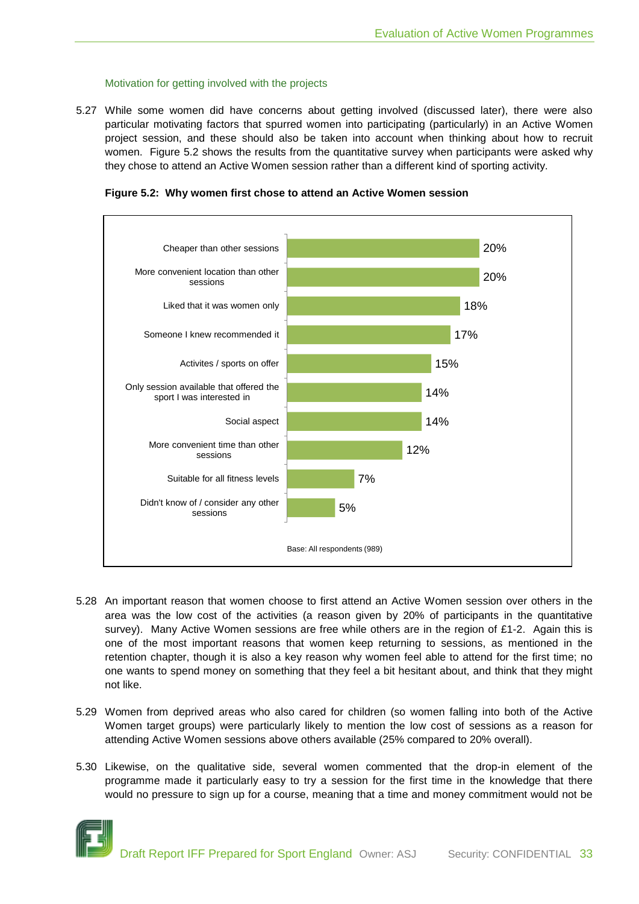### Motivation for getting involved with the projects

5.27 While some women did have concerns about getting involved (discussed later), there were also particular motivating factors that spurred women into participating (particularly) in an Active Women project session, and these should also be taken into account when thinking about how to recruit women. Figure 5.2 shows the results from the quantitative survey when participants were asked why they chose to attend an Active Women session rather than a different kind of sporting activity.

**Figure 5.2: Why women first chose to attend an Active Women session**

| Reason | % |
|---|---|
| Cheaper than other sessions | 20% |
| More convenient location than other sessions | 20% |
| Liked that it was women only | 18% |
| Someone I knew recommended it | 17% |
| Activites / sports on offer | 15% |
| Only session available that offered the sport I was interested in | 14% |
| Social aspect | 14% |
| More convenient time than other sessions | 12% |
| Suitable for all fitness levels | 7% |
| Didn't know of / consider any other sessions | 5% |

Base: All respondents (989)

5.28 An important reason that women choose to first attend an Active Women session over others in the area was the low cost of the activities (a reason given by 20% of participants in the quantitative survey). Many Active Women sessions are free while others are in the region of £1-2. Again this is one of the most important reasons that women keep returning to sessions, as mentioned in the retention chapter, though it is also a key reason why women feel able to attend for the first time; no one wants to spend money on something that they feel a bit hesitant about, and think that they might not like.

5.29 Women from deprived areas who also cared for children (so women falling into both of the Active Women target groups) were particularly likely to mention the low cost of sessions as a reason for attending Active Women sessions above others available (25% compared to 20% overall).

5.30 Likewise, on the qualitative side, several women commented that the drop-in element of the programme made it particularly easy to try a session for the first time in the knowledge that there would no pressure to sign up for a course, meaning that a time and money commitment would not be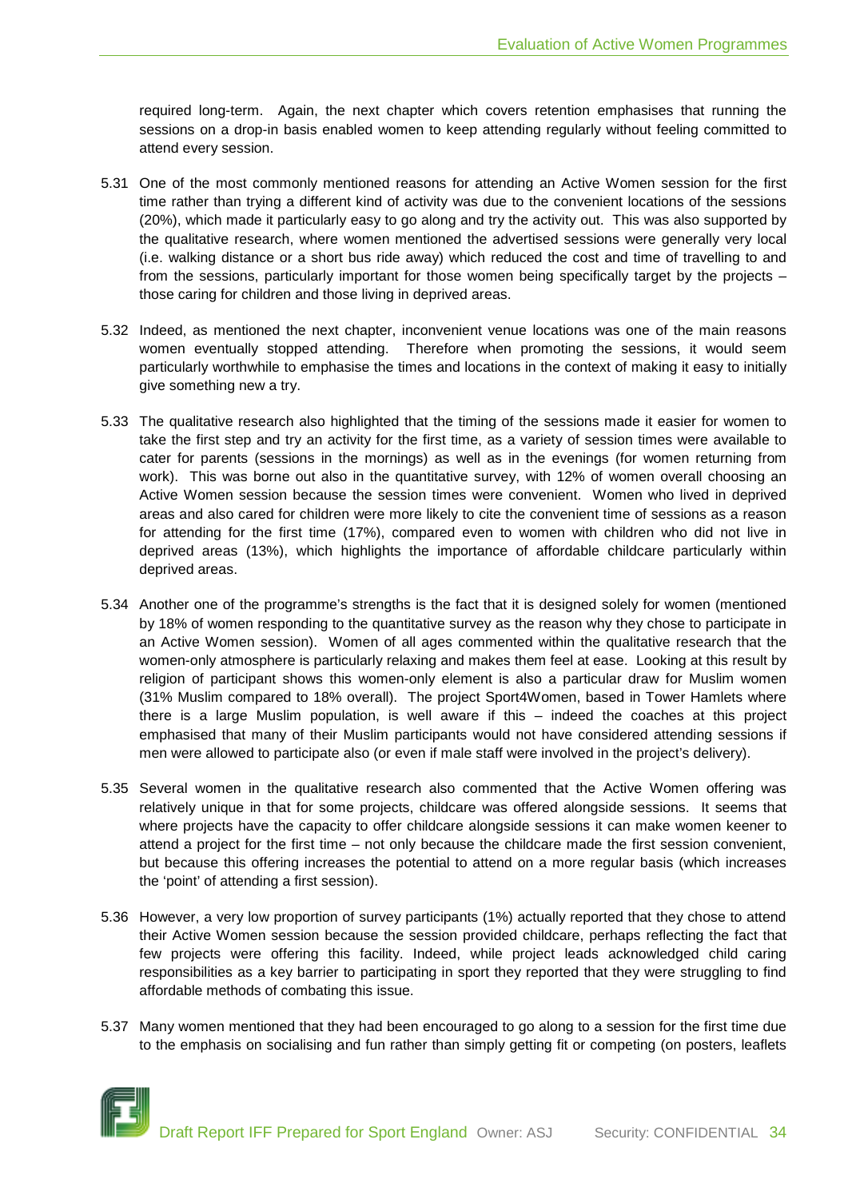required long-term. Again, the next chapter which covers retention emphasises that running the sessions on a drop-in basis enabled women to keep attending regularly without feeling committed to attend every session.

5.31 One of the most commonly mentioned reasons for attending an Active Women session for the first time rather than trying a different kind of activity was due to the convenient locations of the sessions (20%), which made it particularly easy to go along and try the activity out. This was also supported by the qualitative research, where women mentioned the advertised sessions were generally very local (i.e. walking distance or a short bus ride away) which reduced the cost and time of travelling to and from the sessions, particularly important for those women being specifically target by the projects – those caring for children and those living in deprived areas.

5.32 Indeed, as mentioned the next chapter, inconvenient venue locations was one of the main reasons women eventually stopped attending. Therefore when promoting the sessions, it would seem particularly worthwhile to emphasise the times and locations in the context of making it easy to initially give something new a try.

5.33 The qualitative research also highlighted that the timing of the sessions made it easier for women to take the first step and try an activity for the first time, as a variety of session times were available to cater for parents (sessions in the mornings) as well as in the evenings (for women returning from work). This was borne out also in the quantitative survey, with 12% of women overall choosing an Active Women session because the session times were convenient. Women who lived in deprived areas and also cared for children were more likely to cite the convenient time of sessions as a reason for attending for the first time (17%), compared even to women with children who did not live in deprived areas (13%), which highlights the importance of affordable childcare particularly within deprived areas.

5.34 Another one of the programme's strengths is the fact that it is designed solely for women (mentioned by 18% of women responding to the quantitative survey as the reason why they chose to participate in an Active Women session). Women of all ages commented within the qualitative research that the women-only atmosphere is particularly relaxing and makes them feel at ease. Looking at this result by religion of participant shows this women-only element is also a particular draw for Muslim women (31% Muslim compared to 18% overall). The project Sport4Women, based in Tower Hamlets where there is a large Muslim population, is well aware if this – indeed the coaches at this project emphasised that many of their Muslim participants would not have considered attending sessions if men were allowed to participate also (or even if male staff were involved in the project's delivery).

5.35 Several women in the qualitative research also commented that the Active Women offering was relatively unique in that for some projects, childcare was offered alongside sessions. It seems that where projects have the capacity to offer childcare alongside sessions it can make women keener to attend a project for the first time – not only because the childcare made the first session convenient, but because this offering increases the potential to attend on a more regular basis (which increases the 'point' of attending a first session).

5.36 However, a very low proportion of survey participants (1%) actually reported that they chose to attend their Active Women session because the session provided childcare, perhaps reflecting the fact that few projects were offering this facility. Indeed, while project leads acknowledged child caring responsibilities as a key barrier to participating in sport they reported that they were struggling to find affordable methods of combating this issue.

5.37 Many women mentioned that they had been encouraged to go along to a session for the first time due to the emphasis on socialising and fun rather than simply getting fit or competing (on posters, leaflets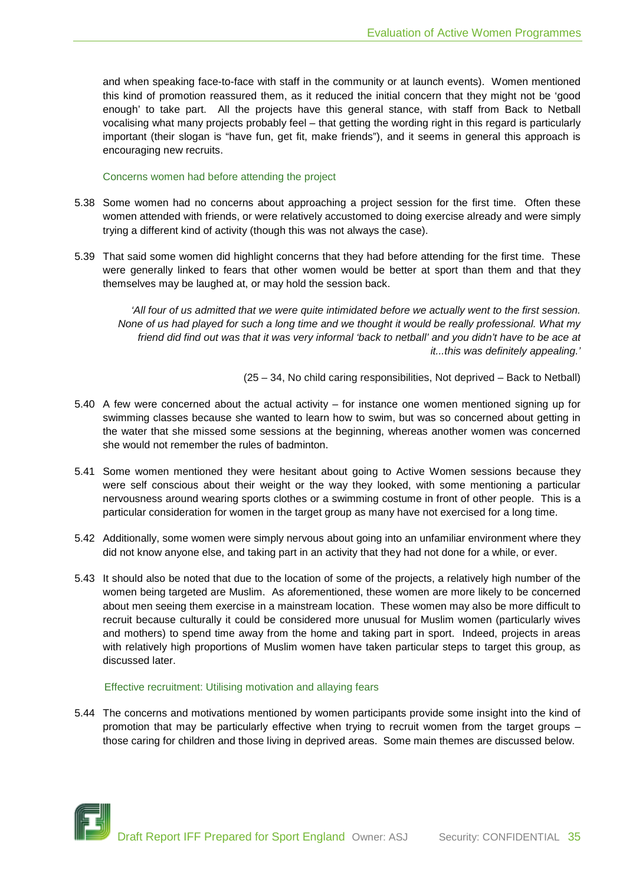and when speaking face-to-face with staff in the community or at launch events). Women mentioned this kind of promotion reassured them, as it reduced the initial concern that they might not be 'good enough' to take part. All the projects have this general stance, with staff from Back to Netball vocalising what many projects probably feel – that getting the wording right in this regard is particularly important (their slogan is "have fun, get fit, make friends"), and it seems in general this approach is encouraging new recruits.

### Concerns women had before attending the project

5.38 Some women had no concerns about approaching a project session for the first time. Often these women attended with friends, or were relatively accustomed to doing exercise already and were simply trying a different kind of activity (though this was not always the case).

5.39 That said some women did highlight concerns that they had before attending for the first time. These were generally linked to fears that other women would be better at sport than them and that they themselves may be laughed at, or may hold the session back.

> *'All four of us admitted that we were quite intimidated before we actually went to the first session. None of us had played for such a long time and we thought it would be really professional. What my friend did find out was that it was very informal 'back to netball' and you didn't have to be ace at it...this was definitely appealing.'*
>
> (25 – 34, No child caring responsibilities, Not deprived – Back to Netball)

5.40 A few were concerned about the actual activity – for instance one women mentioned signing up for swimming classes because she wanted to learn how to swim, but was so concerned about getting in the water that she missed some sessions at the beginning, whereas another women was concerned she would not remember the rules of badminton.

5.41 Some women mentioned they were hesitant about going to Active Women sessions because they were self conscious about their weight or the way they looked, with some mentioning a particular nervousness around wearing sports clothes or a swimming costume in front of other people. This is a particular consideration for women in the target group as many have not exercised for a long time.

5.42 Additionally, some women were simply nervous about going into an unfamiliar environment where they did not know anyone else, and taking part in an activity that they had not done for a while, or ever.

5.43 It should also be noted that due to the location of some of the projects, a relatively high number of the women being targeted are Muslim. As aforementioned, these women are more likely to be concerned about men seeing them exercise in a mainstream location. These women may also be more difficult to recruit because culturally it could be considered more unusual for Muslim women (particularly wives and mothers) to spend time away from the home and taking part in sport. Indeed, projects in areas with relatively high proportions of Muslim women have taken particular steps to target this group, as discussed later.

### Effective recruitment: Utilising motivation and allaying fears

5.44 The concerns and motivations mentioned by women participants provide some insight into the kind of promotion that may be particularly effective when trying to recruit women from the target groups – those caring for children and those living in deprived areas. Some main themes are discussed below.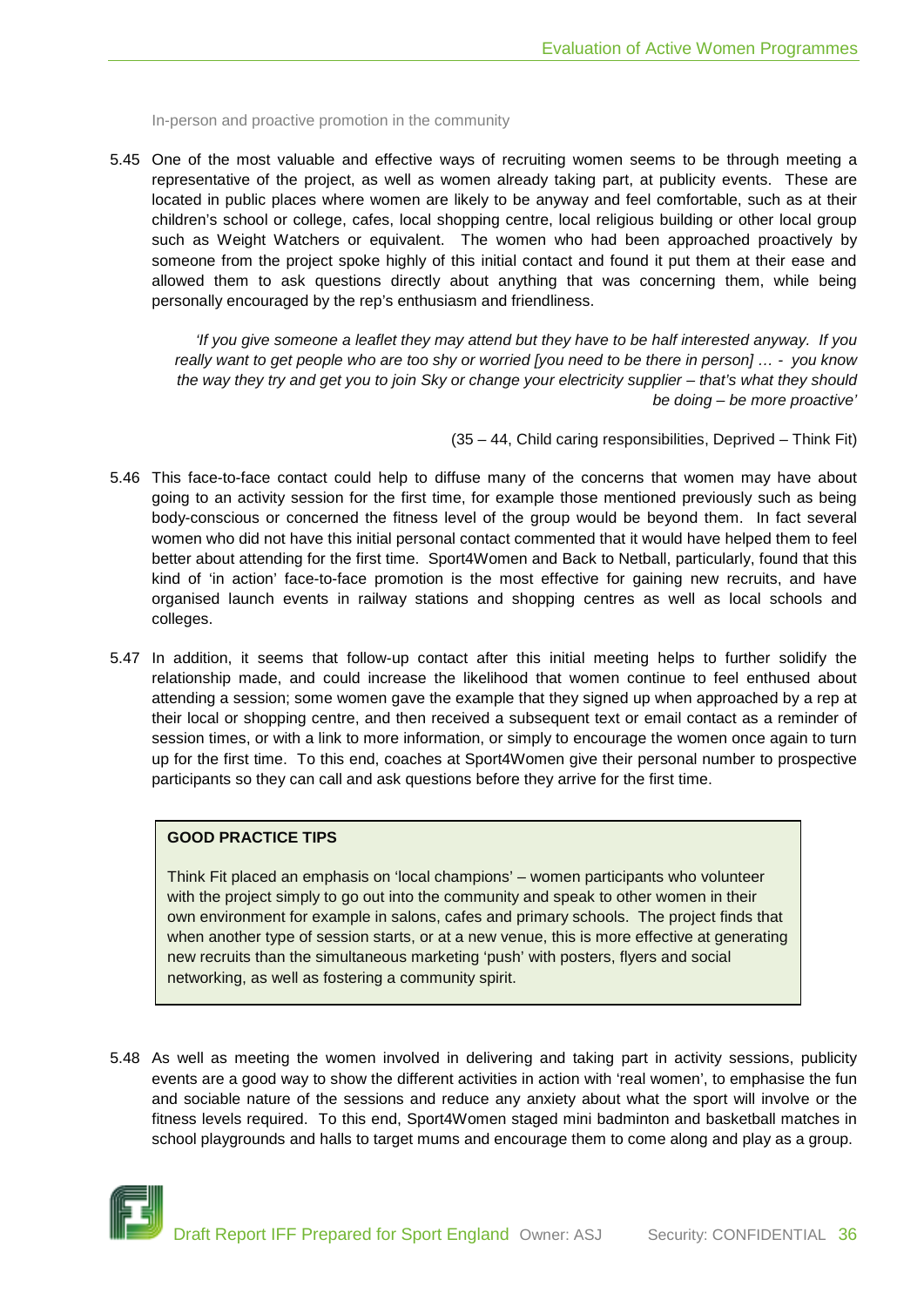In-person and proactive promotion in the community

5.45 One of the most valuable and effective ways of recruiting women seems to be through meeting a representative of the project, as well as women already taking part, at publicity events. These are located in public places where women are likely to be anyway and feel comfortable, such as at their children's school or college, cafes, local shopping centre, local religious building or other local group such as Weight Watchers or equivalent. The women who had been approached proactively by someone from the project spoke highly of this initial contact and found it put them at their ease and allowed them to ask questions directly about anything that was concerning them, while being personally encouraged by the rep's enthusiasm and friendliness.

> *'If you give someone a leaflet they may attend but they have to be half interested anyway. If you really want to get people who are too shy or worried [you need to be there in person] … - you know the way they try and get you to join Sky or change your electricity supplier – that's what they should be doing – be more proactive'*
>
> (35 – 44, Child caring responsibilities, Deprived – Think Fit)

5.46 This face-to-face contact could help to diffuse many of the concerns that women may have about going to an activity session for the first time, for example those mentioned previously such as being body-conscious or concerned the fitness level of the group would be beyond them. In fact several women who did not have this initial personal contact commented that it would have helped them to feel better about attending for the first time. Sport4Women and Back to Netball, particularly, found that this kind of 'in action' face-to-face promotion is the most effective for gaining new recruits, and have organised launch events in railway stations and shopping centres as well as local schools and colleges.

5.47 In addition, it seems that follow-up contact after this initial meeting helps to further solidify the relationship made, and could increase the likelihood that women continue to feel enthused about attending a session; some women gave the example that they signed up when approached by a rep at their local or shopping centre, and then received a subsequent text or email contact as a reminder of session times, or with a link to more information, or simply to encourage the women once again to turn up for the first time. To this end, coaches at Sport4Women give their personal number to prospective participants so they can call and ask questions before they arrive for the first time.

> **GOOD PRACTICE TIPS**
>
> Think Fit placed an emphasis on 'local champions' – women participants who volunteer with the project simply to go out into the community and speak to other women in their own environment for example in salons, cafes and primary schools. The project finds that when another type of session starts, or at a new venue, this is more effective at generating new recruits than the simultaneous marketing 'push' with posters, flyers and social networking, as well as fostering a community spirit.

5.48 As well as meeting the women involved in delivering and taking part in activity sessions, publicity events are a good way to show the different activities in action with 'real women', to emphasise the fun and sociable nature of the sessions and reduce any anxiety about what the sport will involve or the fitness levels required. To this end, Sport4Women staged mini badminton and basketball matches in school playgrounds and halls to target mums and encourage them to come along and play as a group.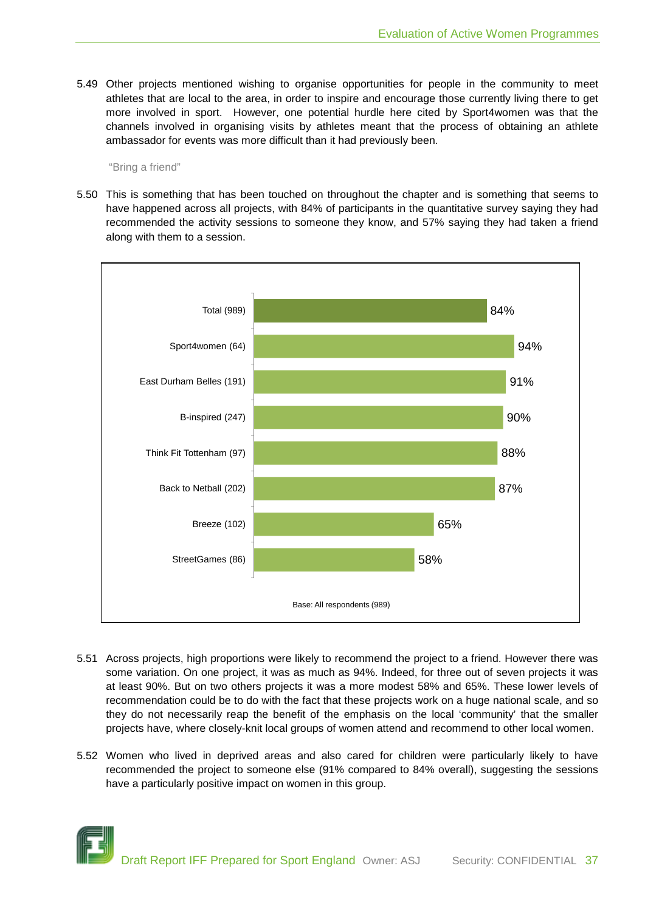5.49 Other projects mentioned wishing to organise opportunities for people in the community to meet athletes that are local to the area, in order to inspire and encourage those currently living there to get more involved in sport. However, one potential hurdle here cited by Sport4women was that the channels involved in organising visits by athletes meant that the process of obtaining an athlete ambassador for events was more difficult than it had previously been.

"Bring a friend"

5.50 This is something that has been touched on throughout the chapter and is something that seems to have happened across all projects, with 84% of participants in the quantitative survey saying they had recommended the activity sessions to someone they know, and 57% saying they had taken a friend along with them to a session.

| Project | % |
|---|---|
| Total (989) | 84% |
| Sport4women (64) | 94% |
| East Durham Belles (191) | 91% |
| B-inspired (247) | 90% |
| Think Fit Tottenham (97) | 88% |
| Back to Netball (202) | 87% |
| Breeze (102) | 65% |
| StreetGames (86) | 58% |

Base: All respondents (989)

5.51 Across projects, high proportions were likely to recommend the project to a friend. However there was some variation. On one project, it was as much as 94%. Indeed, for three out of seven projects it was at least 90%. But on two others projects it was a more modest 58% and 65%. These lower levels of recommendation could be to do with the fact that these projects work on a huge national scale, and so they do not necessarily reap the benefit of the emphasis on the local 'community' that the smaller projects have, where closely-knit local groups of women attend and recommend to other local women.

5.52 Women who lived in deprived areas and also cared for children were particularly likely to have recommended the project to someone else (91% compared to 84% overall), suggesting the sessions have a particularly positive impact on women in this group.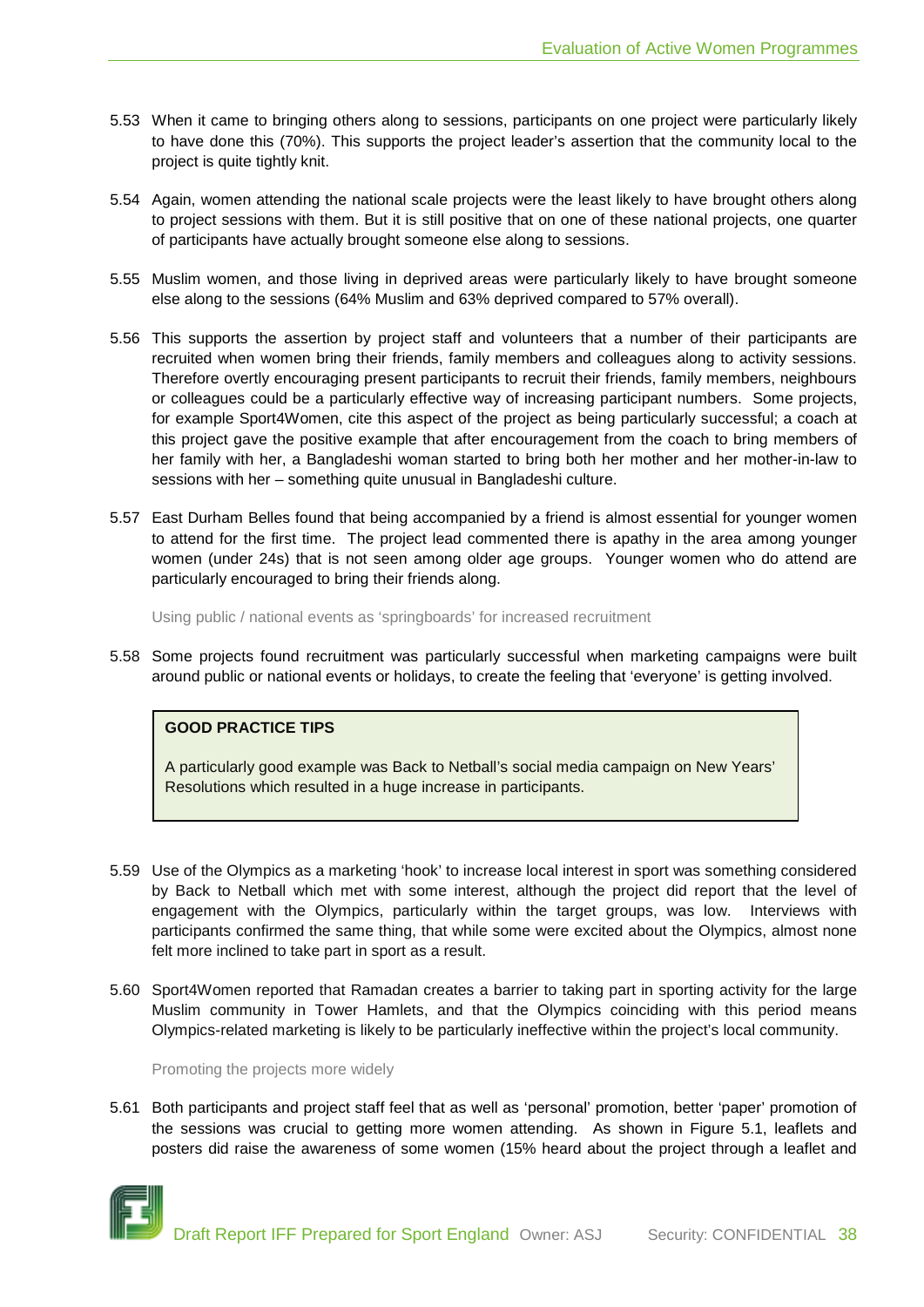5.53 When it came to bringing others along to sessions, participants on one project were particularly likely to have done this (70%). This supports the project leader's assertion that the community local to the project is quite tightly knit.

5.54 Again, women attending the national scale projects were the least likely to have brought others along to project sessions with them. But it is still positive that on one of these national projects, one quarter of participants have actually brought someone else along to sessions.

5.55 Muslim women, and those living in deprived areas were particularly likely to have brought someone else along to the sessions (64% Muslim and 63% deprived compared to 57% overall).

5.56 This supports the assertion by project staff and volunteers that a number of their participants are recruited when women bring their friends, family members and colleagues along to activity sessions. Therefore overtly encouraging present participants to recruit their friends, family members, neighbours or colleagues could be a particularly effective way of increasing participant numbers. Some projects, for example Sport4Women, cite this aspect of the project as being particularly successful; a coach at this project gave the positive example that after encouragement from the coach to bring members of her family with her, a Bangladeshi woman started to bring both her mother and her mother-in-law to sessions with her – something quite unusual in Bangladeshi culture.

5.57 East Durham Belles found that being accompanied by a friend is almost essential for younger women to attend for the first time. The project lead commented there is apathy in the area among younger women (under 24s) that is not seen among older age groups. Younger women who do attend are particularly encouraged to bring their friends along.

#### Using public / national events as 'springboards' for increased recruitment

5.58 Some projects found recruitment was particularly successful when marketing campaigns were built around public or national events or holidays, to create the feeling that 'everyone' is getting involved.

> **GOOD PRACTICE TIPS**
>
> A particularly good example was Back to Netball's social media campaign on New Years' Resolutions which resulted in a huge increase in participants.

5.59 Use of the Olympics as a marketing 'hook' to increase local interest in sport was something considered by Back to Netball which met with some interest, although the project did report that the level of engagement with the Olympics, particularly within the target groups, was low. Interviews with participants confirmed the same thing, that while some were excited about the Olympics, almost none felt more inclined to take part in sport as a result.

5.60 Sport4Women reported that Ramadan creates a barrier to taking part in sporting activity for the large Muslim community in Tower Hamlets, and that the Olympics coinciding with this period means Olympics-related marketing is likely to be particularly ineffective within the project's local community.

#### Promoting the projects more widely

5.61 Both participants and project staff feel that as well as 'personal' promotion, better 'paper' promotion of the sessions was crucial to getting more women attending. As shown in Figure 5.1, leaflets and posters did raise the awareness of some women (15% heard about the project through a leaflet and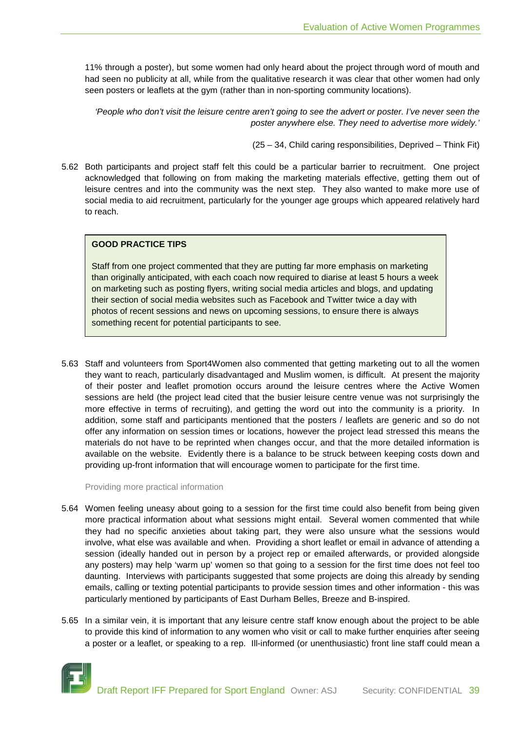11% through a poster), but some women had only heard about the project through word of mouth and had seen no publicity at all, while from the qualitative research it was clear that other women had only seen posters or leaflets at the gym (rather than in non-sporting community locations).

> *'People who don't visit the leisure centre aren't going to see the advert or poster. I've never seen the poster anywhere else. They need to advertise more widely.'*
>
> (25 – 34, Child caring responsibilities, Deprived – Think Fit)

5.62 Both participants and project staff felt this could be a particular barrier to recruitment. One project acknowledged that following on from making the marketing materials effective, getting them out of leisure centres and into the community was the next step. They also wanted to make more use of social media to aid recruitment, particularly for the younger age groups which appeared relatively hard to reach.

> **GOOD PRACTICE TIPS**
>
> Staff from one project commented that they are putting far more emphasis on marketing than originally anticipated, with each coach now required to diarise at least 5 hours a week on marketing such as posting flyers, writing social media articles and blogs, and updating their section of social media websites such as Facebook and Twitter twice a day with photos of recent sessions and news on upcoming sessions, to ensure there is always something recent for potential participants to see.

5.63 Staff and volunteers from Sport4Women also commented that getting marketing out to all the women they want to reach, particularly disadvantaged and Muslim women, is difficult. At present the majority of their poster and leaflet promotion occurs around the leisure centres where the Active Women sessions are held (the project lead cited that the busier leisure centre venue was not surprisingly the more effective in terms of recruiting), and getting the word out into the community is a priority. In addition, some staff and participants mentioned that the posters / leaflets are generic and so do not offer any information on session times or locations, however the project lead stressed this means the materials do not have to be reprinted when changes occur, and that the more detailed information is available on the website. Evidently there is a balance to be struck between keeping costs down and providing up-front information that will encourage women to participate for the first time.

#### Providing more practical information

5.64 Women feeling uneasy about going to a session for the first time could also benefit from being given more practical information about what sessions might entail. Several women commented that while they had no specific anxieties about taking part, they were also unsure what the sessions would involve, what else was available and when. Providing a short leaflet or email in advance of attending a session (ideally handed out in person by a project rep or emailed afterwards, or provided alongside any posters) may help 'warm up' women so that going to a session for the first time does not feel too daunting. Interviews with participants suggested that some projects are doing this already by sending emails, calling or texting potential participants to provide session times and other information - this was particularly mentioned by participants of East Durham Belles, Breeze and B-inspired.

5.65 In a similar vein, it is important that any leisure centre staff know enough about the project to be able to provide this kind of information to any women who visit or call to make further enquiries after seeing a poster or a leaflet, or speaking to a rep. Ill-informed (or unenthusiastic) front line staff could mean a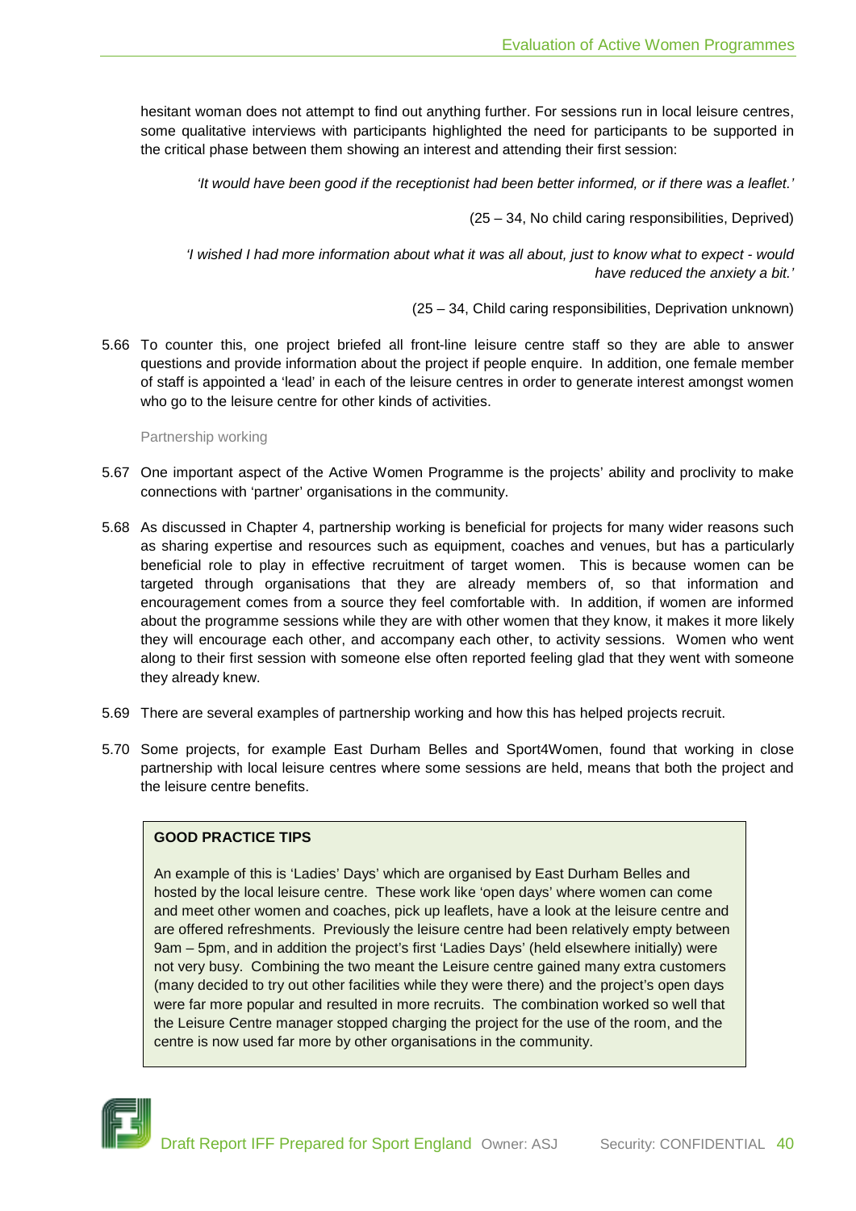hesitant woman does not attempt to find out anything further. For sessions run in local leisure centres, some qualitative interviews with participants highlighted the need for participants to be supported in the critical phase between them showing an interest and attending their first session:

> *'It would have been good if the receptionist had been better informed, or if there was a leaflet.'*
>
> (25 – 34, No child caring responsibilities, Deprived)

> *'I wished I had more information about what it was all about, just to know what to expect - would have reduced the anxiety a bit.'*
>
> (25 – 34, Child caring responsibilities, Deprivation unknown)

5.66 To counter this, one project briefed all front-line leisure centre staff so they are able to answer questions and provide information about the project if people enquire. In addition, one female member of staff is appointed a 'lead' in each of the leisure centres in order to generate interest amongst women who go to the leisure centre for other kinds of activities.

#### Partnership working

5.67 One important aspect of the Active Women Programme is the projects' ability and proclivity to make connections with 'partner' organisations in the community.

5.68 As discussed in Chapter 4, partnership working is beneficial for projects for many wider reasons such as sharing expertise and resources such as equipment, coaches and venues, but has a particularly beneficial role to play in effective recruitment of target women. This is because women can be targeted through organisations that they are already members of, so that information and encouragement comes from a source they feel comfortable with. In addition, if women are informed about the programme sessions while they are with other women that they know, it makes it more likely they will encourage each other, and accompany each other, to activity sessions. Women who went along to their first session with someone else often reported feeling glad that they went with someone they already knew.

5.69 There are several examples of partnership working and how this has helped projects recruit.

5.70 Some projects, for example East Durham Belles and Sport4Women, found that working in close partnership with local leisure centres where some sessions are held, means that both the project and the leisure centre benefits.

> **GOOD PRACTICE TIPS**
>
> An example of this is 'Ladies' Days' which are organised by East Durham Belles and hosted by the local leisure centre. These work like 'open days' where women can come and meet other women and coaches, pick up leaflets, have a look at the leisure centre and are offered refreshments. Previously the leisure centre had been relatively empty between 9am – 5pm, and in addition the project's first 'Ladies Days' (held elsewhere initially) were not very busy. Combining the two meant the Leisure centre gained many extra customers (many decided to try out other facilities while they were there) and the project's open days were far more popular and resulted in more recruits. The combination worked so well that the Leisure Centre manager stopped charging the project for the use of the room, and the centre is now used far more by other organisations in the community.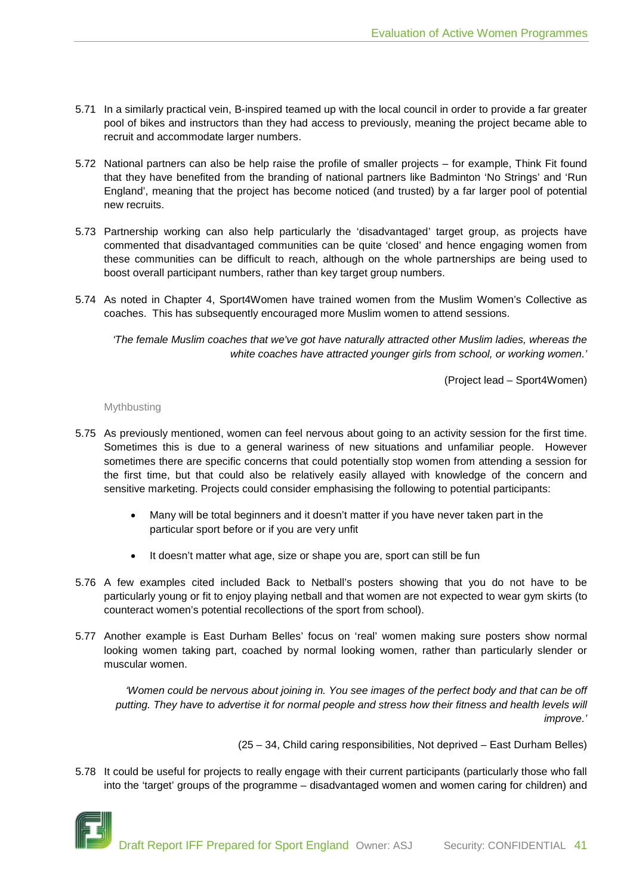5.71 In a similarly practical vein, B-inspired teamed up with the local council in order to provide a far greater pool of bikes and instructors than they had access to previously, meaning the project became able to recruit and accommodate larger numbers.

5.72 National partners can also be help raise the profile of smaller projects – for example, Think Fit found that they have benefited from the branding of national partners like Badminton 'No Strings' and 'Run England', meaning that the project has become noticed (and trusted) by a far larger pool of potential new recruits.

5.73 Partnership working can also help particularly the 'disadvantaged' target group, as projects have commented that disadvantaged communities can be quite 'closed' and hence engaging women from these communities can be difficult to reach, although on the whole partnerships are being used to boost overall participant numbers, rather than key target group numbers.

5.74 As noted in Chapter 4, Sport4Women have trained women from the Muslim Women's Collective as coaches. This has subsequently encouraged more Muslim women to attend sessions.

> *'The female Muslim coaches that we've got have naturally attracted other Muslim ladies, whereas the white coaches have attracted younger girls from school, or working women.'*
>
> (Project lead – Sport4Women)

### Mythbusting

5.75 As previously mentioned, women can feel nervous about going to an activity session for the first time. Sometimes this is due to a general wariness of new situations and unfamiliar people. However sometimes there are specific concerns that could potentially stop women from attending a session for the first time, but that could also be relatively easily allayed with knowledge of the concern and sensitive marketing. Projects could consider emphasising the following to potential participants:

- Many will be total beginners and it doesn't matter if you have never taken part in the particular sport before or if you are very unfit
- It doesn't matter what age, size or shape you are, sport can still be fun

5.76 A few examples cited included Back to Netball's posters showing that you do not have to be particularly young or fit to enjoy playing netball and that women are not expected to wear gym skirts (to counteract women's potential recollections of the sport from school).

5.77 Another example is East Durham Belles' focus on 'real' women making sure posters show normal looking women taking part, coached by normal looking women, rather than particularly slender or muscular women.

> *'Women could be nervous about joining in. You see images of the perfect body and that can be off putting. They have to advertise it for normal people and stress how their fitness and health levels will improve.'*
>
> (25 – 34, Child caring responsibilities, Not deprived – East Durham Belles)

5.78 It could be useful for projects to really engage with their current participants (particularly those who fall into the 'target' groups of the programme – disadvantaged women and women caring for children) and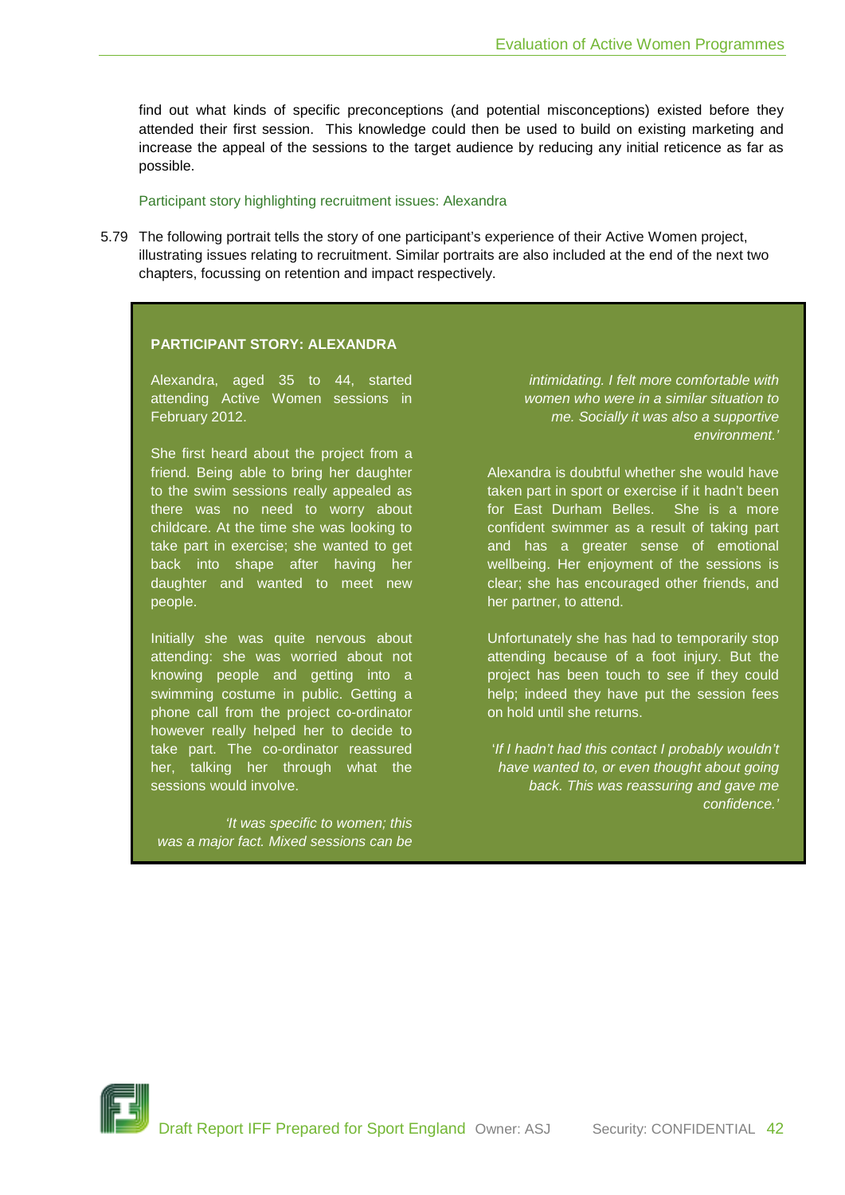find out what kinds of specific preconceptions (and potential misconceptions) existed before they attended their first session. This knowledge could then be used to build on existing marketing and increase the appeal of the sessions to the target audience by reducing any initial reticence as far as possible.

Participant story highlighting recruitment issues: Alexandra

5.79 The following portrait tells the story of one participant's experience of their Active Women project, illustrating issues relating to recruitment. Similar portraits are also included at the end of the next two chapters, focussing on retention and impact respectively.

**PARTICIPANT STORY: ALEXANDRA**

Alexandra, aged 35 to 44, started attending Active Women sessions in February 2012.

She first heard about the project from a friend. Being able to bring her daughter to the swim sessions really appealed as there was no need to worry about childcare. At the time she was looking to take part in exercise; she wanted to get back into shape after having her daughter and wanted to meet new people.

Initially she was quite nervous about attending: she was worried about not knowing people and getting into a swimming costume in public. Getting a phone call from the project co-ordinator however really helped her to decide to take part. The co-ordinator reassured her, talking her through what the sessions would involve.

*'It was specific to women; this was a major fact. Mixed sessions can be intimidating. I felt more comfortable with women who were in a similar situation to me. Socially it was also a supportive environment.'*

Alexandra is doubtful whether she would have taken part in sport or exercise if it hadn't been for East Durham Belles. She is a more confident swimmer as a result of taking part and has a greater sense of emotional wellbeing. Her enjoyment of the sessions is clear; she has encouraged other friends, and her partner, to attend.

Unfortunately she has had to temporarily stop attending because of a foot injury. But the project has been touch to see if they could help; indeed they have put the session fees on hold until she returns.

*'If I hadn't had this contact I probably wouldn't have wanted to, or even thought about going back. This was reassuring and gave me confidence.'*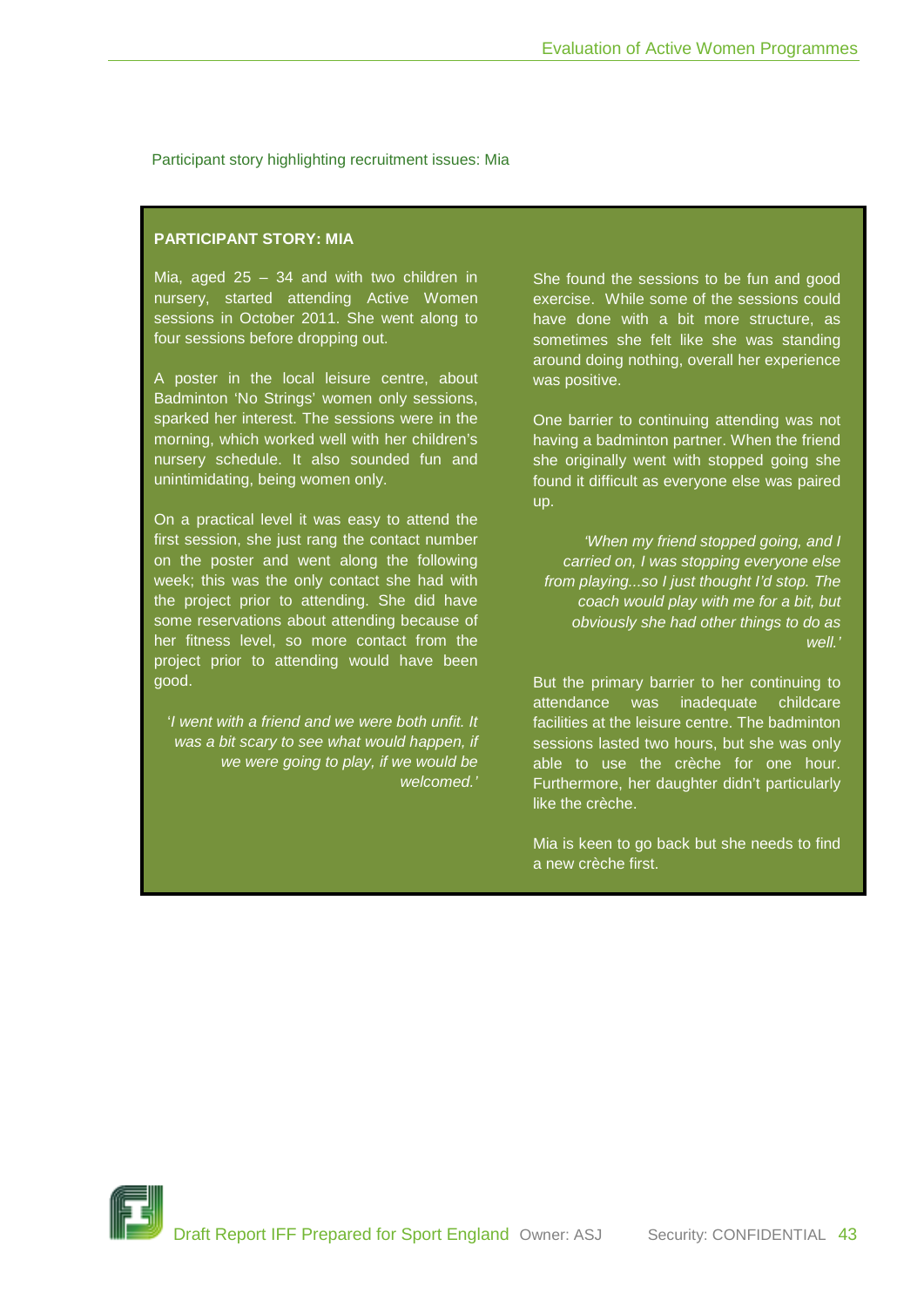Participant story highlighting recruitment issues: Mia

**PARTICIPANT STORY: MIA**

Mia, aged 25 – 34 and with two children in nursery, started attending Active Women sessions in October 2011. She went along to four sessions before dropping out.

A poster in the local leisure centre, about Badminton 'No Strings' women only sessions, sparked her interest. The sessions were in the morning, which worked well with her children's nursery schedule. It also sounded fun and unintimidating, being women only.

On a practical level it was easy to attend the first session, she just rang the contact number on the poster and went along the following week; this was the only contact she had with the project prior to attending. She did have some reservations about attending because of her fitness level, so more contact from the project prior to attending would have been good.

*'I went with a friend and we were both unfit. It was a bit scary to see what would happen, if we were going to play, if we would be welcomed.'*

She found the sessions to be fun and good exercise. While some of the sessions could have done with a bit more structure, as sometimes she felt like she was standing around doing nothing, overall her experience was positive.

One barrier to continuing attending was not having a badminton partner. When the friend she originally went with stopped going she found it difficult as everyone else was paired up.

*'When my friend stopped going, and I carried on, I was stopping everyone else from playing...so I just thought I'd stop. The coach would play with me for a bit, but obviously she had other things to do as well.'*

But the primary barrier to her continuing to attendance was inadequate childcare facilities at the leisure centre. The badminton sessions lasted two hours, but she was only able to use the crèche for one hour. Furthermore, her daughter didn't particularly like the crèche.

Mia is keen to go back but she needs to find a new crèche first.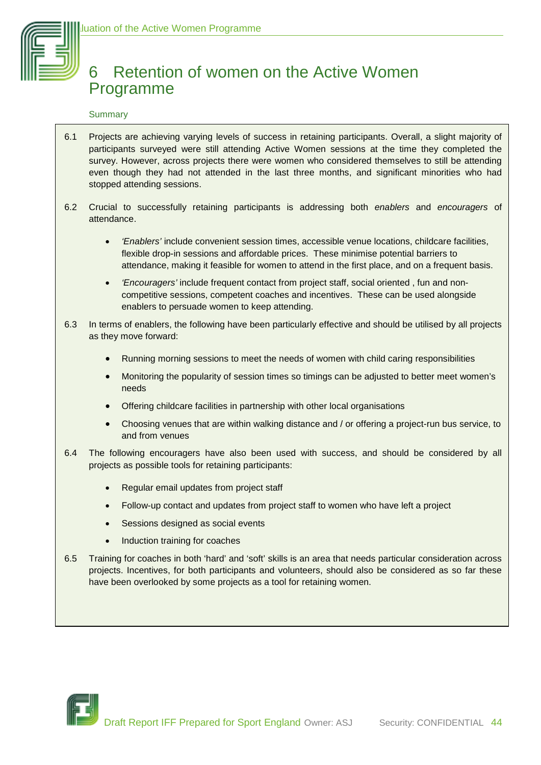# 6 Retention of women on the Active Women Programme

Summary

6.1 Projects are achieving varying levels of success in retaining participants. Overall, a slight majority of participants surveyed were still attending Active Women sessions at the time they completed the survey. However, across projects there were women who considered themselves to still be attending even though they had not attended in the last three months, and significant minorities who had stopped attending sessions.

6.2 Crucial to successfully retaining participants is addressing both *enablers* and *encouragers* of attendance.

- *'Enablers'* include convenient session times, accessible venue locations, childcare facilities, flexible drop-in sessions and affordable prices. These minimise potential barriers to attendance, making it feasible for women to attend in the first place, and on a frequent basis.
- *'Encouragers'* include frequent contact from project staff, social oriented , fun and non-competitive sessions, competent coaches and incentives. These can be used alongside enablers to persuade women to keep attending.

6.3 In terms of enablers, the following have been particularly effective and should be utilised by all projects as they move forward:

- Running morning sessions to meet the needs of women with child caring responsibilities
- Monitoring the popularity of session times so timings can be adjusted to better meet women's needs
- Offering childcare facilities in partnership with other local organisations
- Choosing venues that are within walking distance and / or offering a project-run bus service, to and from venues

6.4 The following encouragers have also been used with success, and should be considered by all projects as possible tools for retaining participants:

- Regular email updates from project staff
- Follow-up contact and updates from project staff to women who have left a project
- Sessions designed as social events
- Induction training for coaches

6.5 Training for coaches in both 'hard' and 'soft' skills is an area that needs particular consideration across projects. Incentives, for both participants and volunteers, should also be considered as so far these have been overlooked by some projects as a tool for retaining women.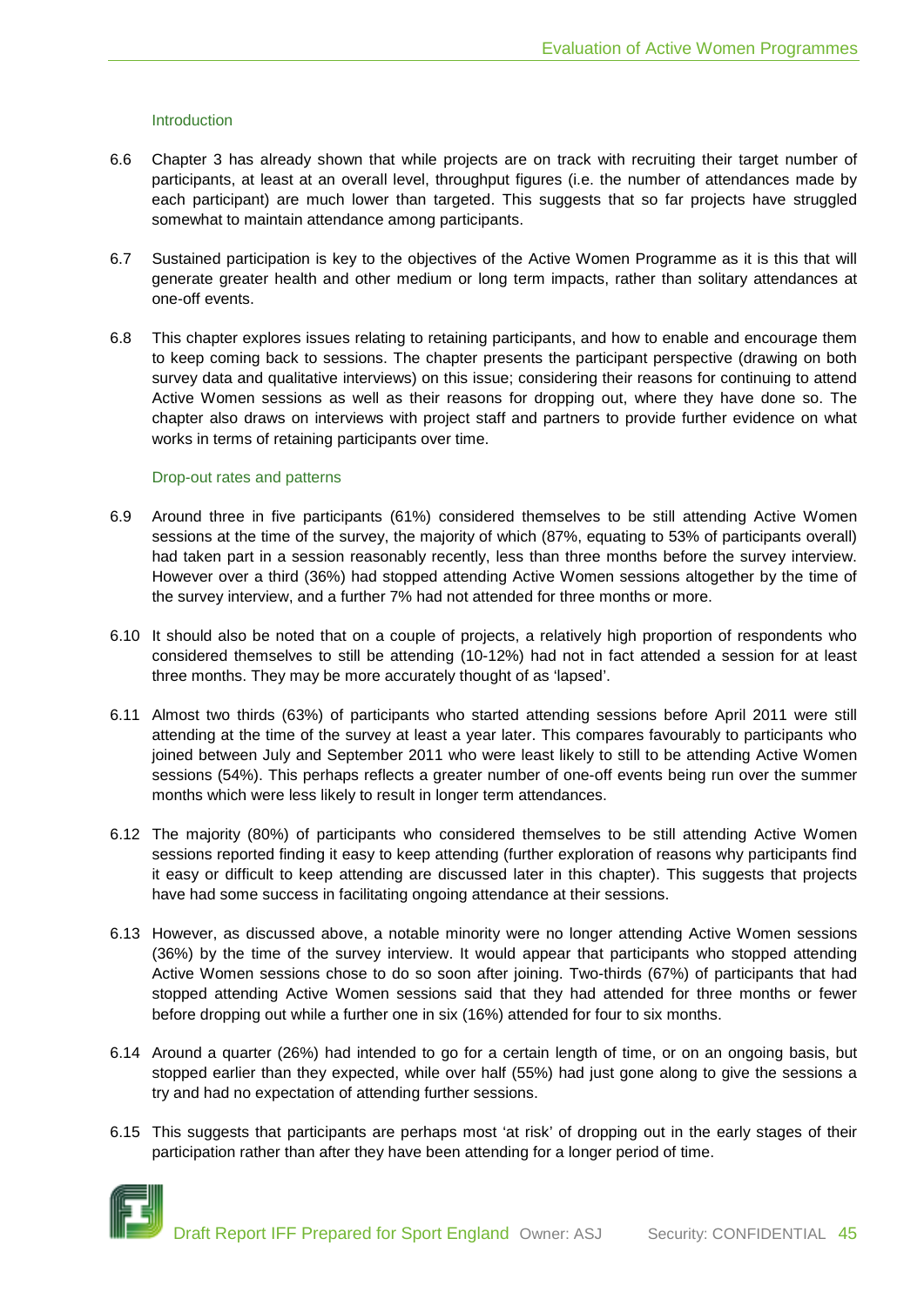### Introduction

6.6 Chapter 3 has already shown that while projects are on track with recruiting their target number of participants, at least at an overall level, throughput figures (i.e. the number of attendances made by each participant) are much lower than targeted. This suggests that so far projects have struggled somewhat to maintain attendance among participants.

6.7 Sustained participation is key to the objectives of the Active Women Programme as it is this that will generate greater health and other medium or long term impacts, rather than solitary attendances at one-off events.

6.8 This chapter explores issues relating to retaining participants, and how to enable and encourage them to keep coming back to sessions. The chapter presents the participant perspective (drawing on both survey data and qualitative interviews) on this issue; considering their reasons for continuing to attend Active Women sessions as well as their reasons for dropping out, where they have done so. The chapter also draws on interviews with project staff and partners to provide further evidence on what works in terms of retaining participants over time.

### Drop-out rates and patterns

6.9 Around three in five participants (61%) considered themselves to be still attending Active Women sessions at the time of the survey, the majority of which (87%, equating to 53% of participants overall) had taken part in a session reasonably recently, less than three months before the survey interview. However over a third (36%) had stopped attending Active Women sessions altogether by the time of the survey interview, and a further 7% had not attended for three months or more.

6.10 It should also be noted that on a couple of projects, a relatively high proportion of respondents who considered themselves to still be attending (10-12%) had not in fact attended a session for at least three months. They may be more accurately thought of as 'lapsed'.

6.11 Almost two thirds (63%) of participants who started attending sessions before April 2011 were still attending at the time of the survey at least a year later. This compares favourably to participants who joined between July and September 2011 who were least likely to still to be attending Active Women sessions (54%). This perhaps reflects a greater number of one-off events being run over the summer months which were less likely to result in longer term attendances.

6.12 The majority (80%) of participants who considered themselves to be still attending Active Women sessions reported finding it easy to keep attending (further exploration of reasons why participants find it easy or difficult to keep attending are discussed later in this chapter). This suggests that projects have had some success in facilitating ongoing attendance at their sessions.

6.13 However, as discussed above, a notable minority were no longer attending Active Women sessions (36%) by the time of the survey interview. It would appear that participants who stopped attending Active Women sessions chose to do so soon after joining. Two-thirds (67%) of participants that had stopped attending Active Women sessions said that they had attended for three months or fewer before dropping out while a further one in six (16%) attended for four to six months.

6.14 Around a quarter (26%) had intended to go for a certain length of time, or on an ongoing basis, but stopped earlier than they expected, while over half (55%) had just gone along to give the sessions a try and had no expectation of attending further sessions.

6.15 This suggests that participants are perhaps most 'at risk' of dropping out in the early stages of their participation rather than after they have been attending for a longer period of time.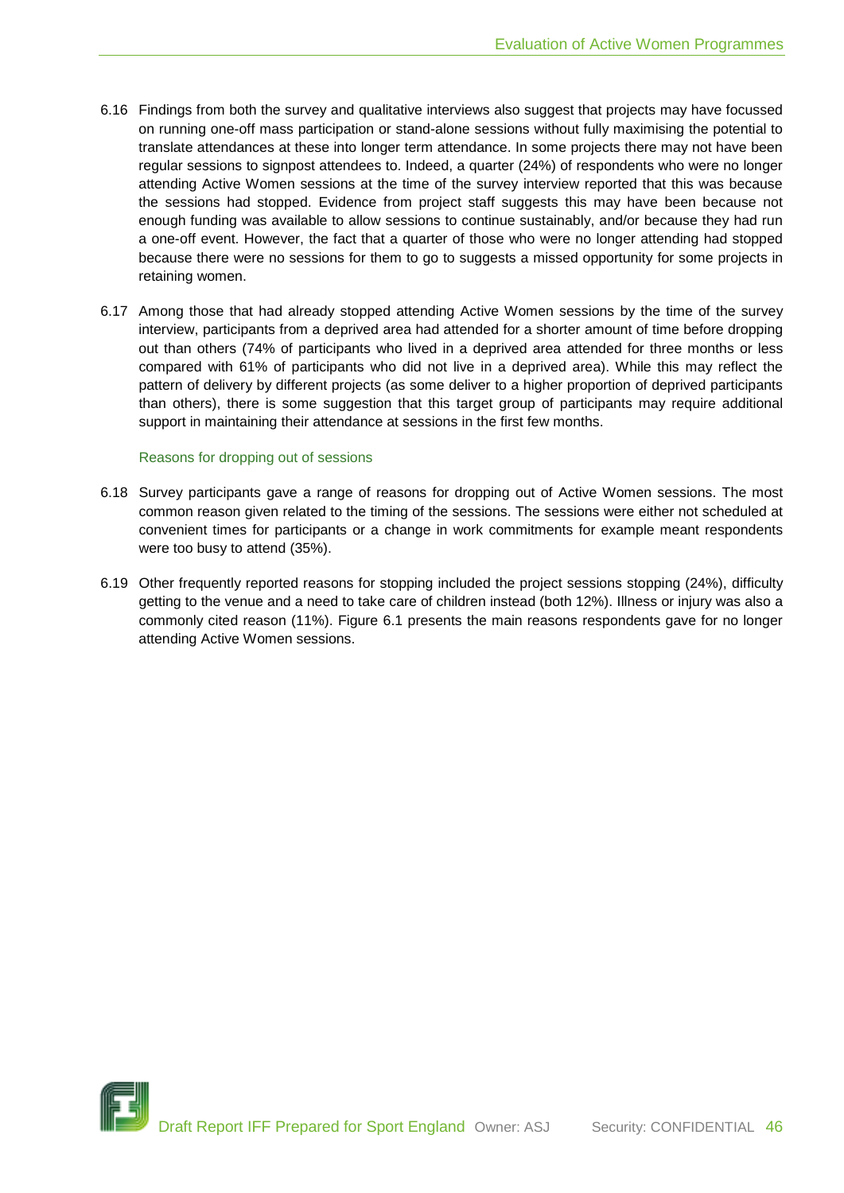6.16 Findings from both the survey and qualitative interviews also suggest that projects may have focussed on running one-off mass participation or stand-alone sessions without fully maximising the potential to translate attendances at these into longer term attendance. In some projects there may not have been regular sessions to signpost attendees to. Indeed, a quarter (24%) of respondents who were no longer attending Active Women sessions at the time of the survey interview reported that this was because the sessions had stopped. Evidence from project staff suggests this may have been because not enough funding was available to allow sessions to continue sustainably, and/or because they had run a one-off event. However, the fact that a quarter of those who were no longer attending had stopped because there were no sessions for them to go to suggests a missed opportunity for some projects in retaining women.

6.17 Among those that had already stopped attending Active Women sessions by the time of the survey interview, participants from a deprived area had attended for a shorter amount of time before dropping out than others (74% of participants who lived in a deprived area attended for three months or less compared with 61% of participants who did not live in a deprived area). While this may reflect the pattern of delivery by different projects (as some deliver to a higher proportion of deprived participants than others), there is some suggestion that this target group of participants may require additional support in maintaining their attendance at sessions in the first few months.

### Reasons for dropping out of sessions

6.18 Survey participants gave a range of reasons for dropping out of Active Women sessions. The most common reason given related to the timing of the sessions. The sessions were either not scheduled at convenient times for participants or a change in work commitments for example meant respondents were too busy to attend (35%).

6.19 Other frequently reported reasons for stopping included the project sessions stopping (24%), difficulty getting to the venue and a need to take care of children instead (both 12%). Illness or injury was also a commonly cited reason (11%). Figure 6.1 presents the main reasons respondents gave for no longer attending Active Women sessions.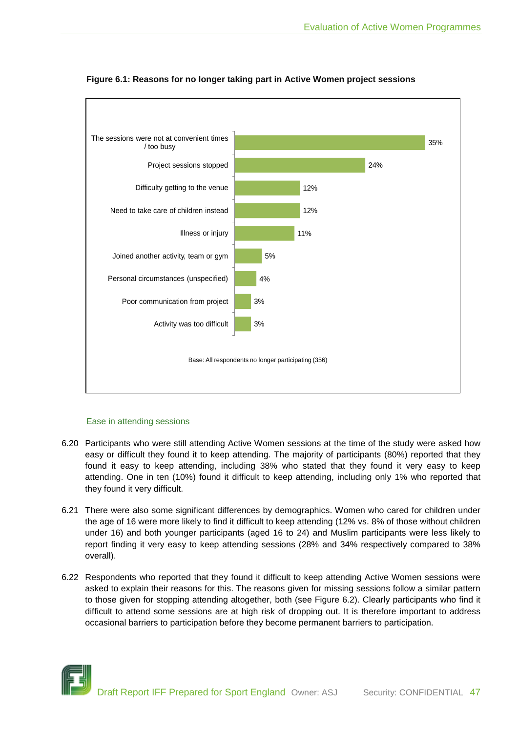**Figure 6.1: Reasons for no longer taking part in Active Women project sessions**

| Reason | % |
|---|---|
| The sessions were not at convenient times / too busy | 35% |
| Project sessions stopped | 24% |
| Difficulty getting to the venue | 12% |
| Need to take care of children instead | 12% |
| Illness or injury | 11% |
| Joined another activity, team or gym | 5% |
| Personal circumstances (unspecified) | 4% |
| Poor communication from project | 3% |
| Activity was too difficult | 3% |

Base: All respondents no longer participating (356)

### Ease in attending sessions

6.20 Participants who were still attending Active Women sessions at the time of the study were asked how easy or difficult they found it to keep attending. The majority of participants (80%) reported that they found it easy to keep attending, including 38% who stated that they found it very easy to keep attending. One in ten (10%) found it difficult to keep attending, including only 1% who reported that they found it very difficult.

6.21 There were also some significant differences by demographics. Women who cared for children under the age of 16 were more likely to find it difficult to keep attending (12% vs. 8% of those without children under 16) and both younger participants (aged 16 to 24) and Muslim participants were less likely to report finding it very easy to keep attending sessions (28% and 34% respectively compared to 38% overall).

6.22 Respondents who reported that they found it difficult to keep attending Active Women sessions were asked to explain their reasons for this. The reasons given for missing sessions follow a similar pattern to those given for stopping attending altogether, both (see Figure 6.2). Clearly participants who find it difficult to attend some sessions are at high risk of dropping out. It is therefore important to address occasional barriers to participation before they become permanent barriers to participation.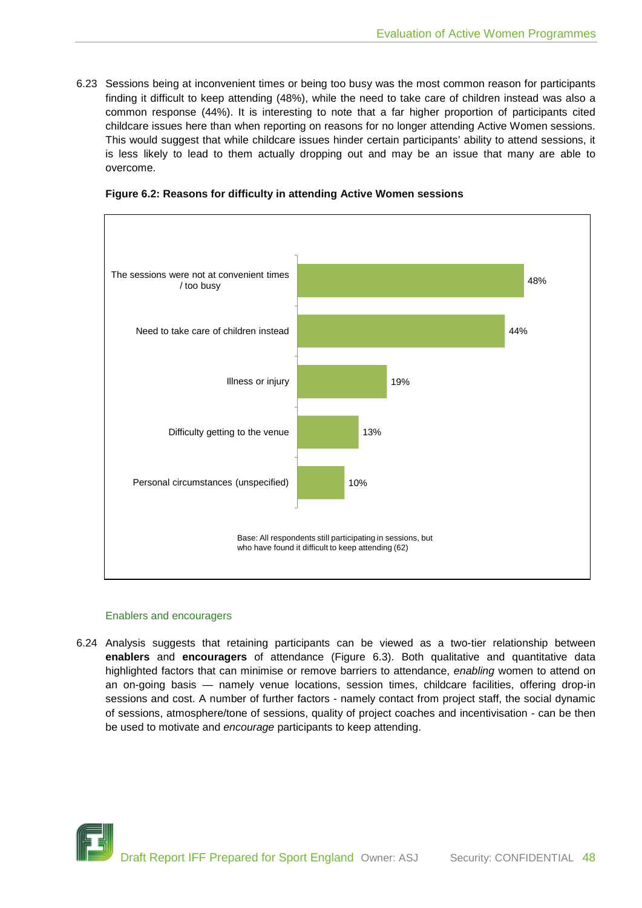6.23 Sessions being at inconvenient times or being too busy was the most common reason for participants finding it difficult to keep attending (48%), while the need to take care of children instead was also a common response (44%). It is interesting to note that a far higher proportion of participants cited childcare issues here than when reporting on reasons for no longer attending Active Women sessions. This would suggest that while childcare issues hinder certain participants' ability to attend sessions, it is less likely to lead to them actually dropping out and may be an issue that many are able to overcome.

**Figure 6.2: Reasons for difficulty in attending Active Women sessions**

| Reason | % |
| --- | --- |
| The sessions were not at convenient times / too busy | 48% |
| Need to take care of children instead | 44% |
| Illness or injury | 19% |
| Difficulty getting to the venue | 13% |
| Personal circumstances (unspecified) | 10% |

Base: All respondents still participating in sessions, but who have found it difficult to keep attending (62)

### Enablers and encouragers

6.24 Analysis suggests that retaining participants can be viewed as a two-tier relationship between **enablers** and **encouragers** of attendance (Figure 6.3). Both qualitative and quantitative data highlighted factors that can minimise or remove barriers to attendance, *enabling* women to attend on an on-going basis — namely venue locations, session times, childcare facilities, offering drop-in sessions and cost. A number of further factors - namely contact from project staff, the social dynamic of sessions, atmosphere/tone of sessions, quality of project coaches and incentivisation - can be then be used to motivate and *encourage* participants to keep attending.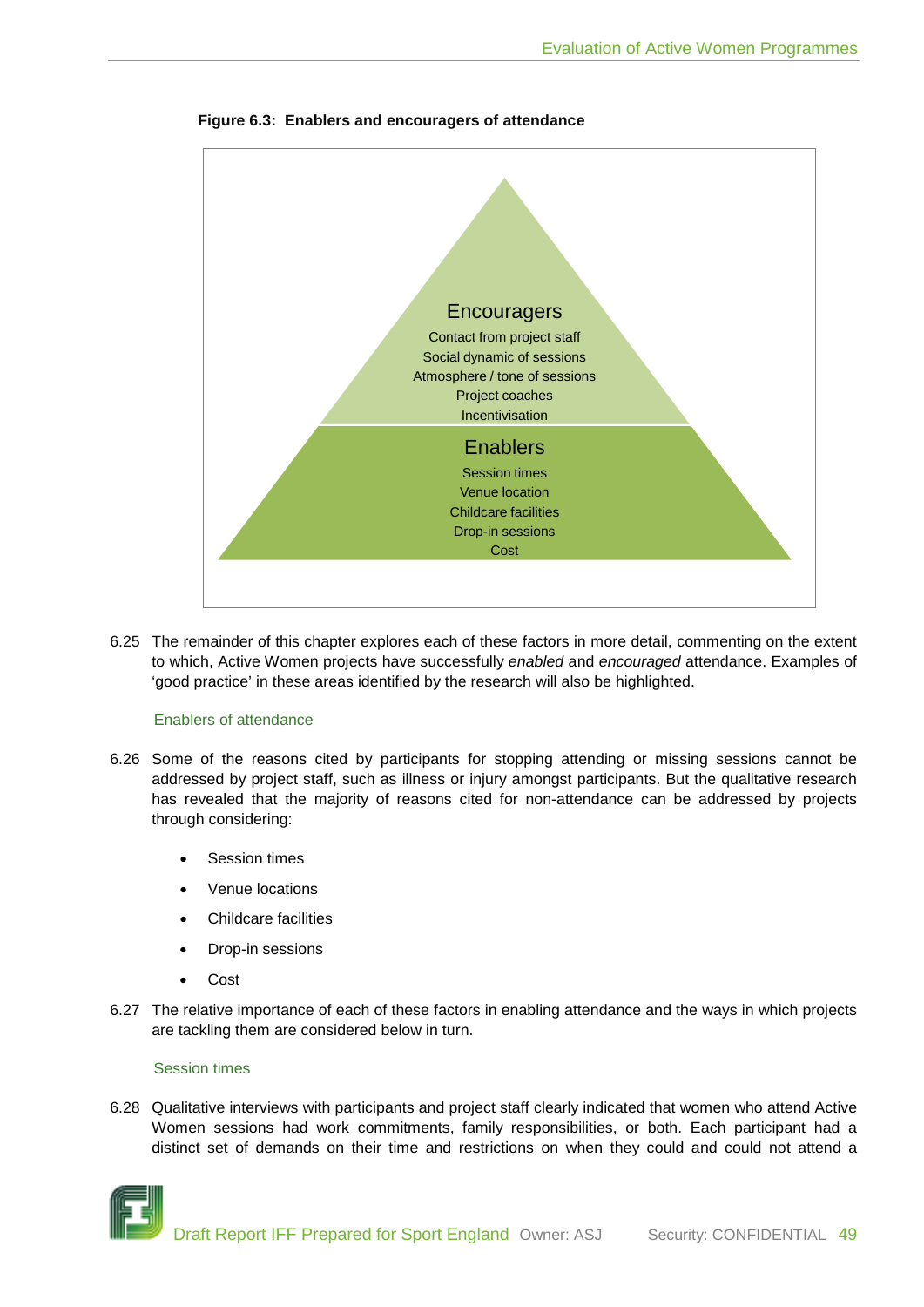**Figure 6.3: Enablers and encouragers of attendance**

**Encouragers**
Contact from project staff
Social dynamic of sessions
Atmosphere / tone of sessions
Project coaches
Incentivisation

**Enablers**
Session times
Venue location
Childcare facilities
Drop-in sessions
Cost

6.25 The remainder of this chapter explores each of these factors in more detail, commenting on the extent to which, Active Women projects have successfully *enabled* and *encouraged* attendance. Examples of 'good practice' in these areas identified by the research will also be highlighted.

### Enablers of attendance

6.26 Some of the reasons cited by participants for stopping attending or missing sessions cannot be addressed by project staff, such as illness or injury amongst participants. But the qualitative research has revealed that the majority of reasons cited for non-attendance can be addressed by projects through considering:

- Session times
- Venue locations
- Childcare facilities
- Drop-in sessions
- Cost

6.27 The relative importance of each of these factors in enabling attendance and the ways in which projects are tackling them are considered below in turn.

### Session times

6.28 Qualitative interviews with participants and project staff clearly indicated that women who attend Active Women sessions had work commitments, family responsibilities, or both. Each participant had a distinct set of demands on their time and restrictions on when they could and could not attend a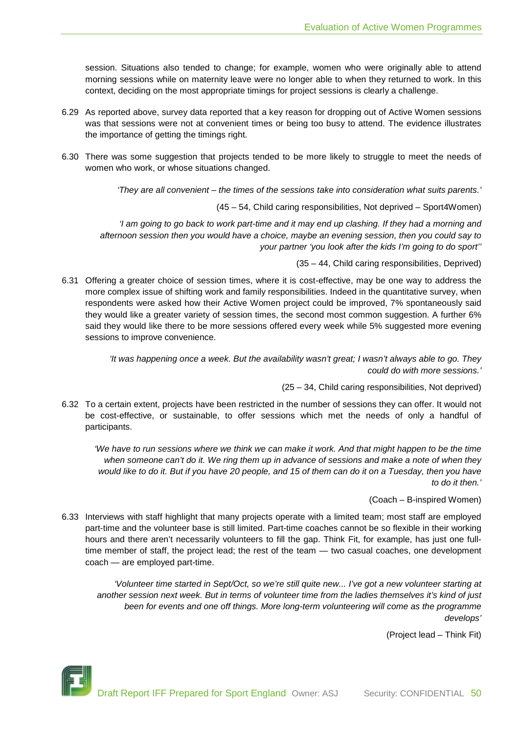session. Situations also tended to change; for example, women who were originally able to attend morning sessions while on maternity leave were no longer able to when they returned to work. In this context, deciding on the most appropriate timings for project sessions is clearly a challenge.

6.29 As reported above, survey data reported that a key reason for dropping out of Active Women sessions was that sessions were not at convenient times or being too busy to attend. The evidence illustrates the importance of getting the timings right.

6.30 There was some suggestion that projects tended to be more likely to struggle to meet the needs of women who work, or whose situations changed.

> *'They are all convenient – the times of the sessions take into consideration what suits parents.'*
>
> (45 – 54, Child caring responsibilities, Not deprived – Sport4Women)
>
> *'I am going to go back to work part-time and it may end up clashing. If they had a morning and afternoon session then you would have a choice, maybe an evening session, then you could say to your partner 'you look after the kids I'm going to do sport''*
>
> (35 – 44, Child caring responsibilities, Deprived)

6.31 Offering a greater choice of session times, where it is cost-effective, may be one way to address the more complex issue of shifting work and family responsibilities. Indeed in the quantitative survey, when respondents were asked how their Active Women project could be improved, 7% spontaneously said they would like a greater variety of session times, the second most common suggestion. A further 6% said they would like there to be more sessions offered every week while 5% suggested more evening sessions to improve convenience.

> *'It was happening once a week. But the availability wasn't great; I wasn't always able to go. They could do with more sessions.'*
>
> (25 – 34, Child caring responsibilities, Not deprived)

6.32 To a certain extent, projects have been restricted in the number of sessions they can offer. It would not be cost-effective, or sustainable, to offer sessions which met the needs of only a handful of participants.

> *'We have to run sessions where we think we can make it work. And that might happen to be the time when someone can't do it. We ring them up in advance of sessions and make a note of when they would like to do it. But if you have 20 people, and 15 of them can do it on a Tuesday, then you have to do it then.'*
>
> (Coach – B-inspired Women)

6.33 Interviews with staff highlight that many projects operate with a limited team; most staff are employed part-time and the volunteer base is still limited. Part-time coaches cannot be so flexible in their working hours and there aren't necessarily volunteers to fill the gap. Think Fit, for example, has just one full-time member of staff, the project lead; the rest of the team — two casual coaches, one development coach — are employed part-time.

> *'Volunteer time started in Sept/Oct, so we're still quite new... I've got a new volunteer starting at another session next week. But in terms of volunteer time from the ladies themselves it's kind of just been for events and one off things. More long-term volunteering will come as the programme develops'*
>
> (Project lead – Think Fit)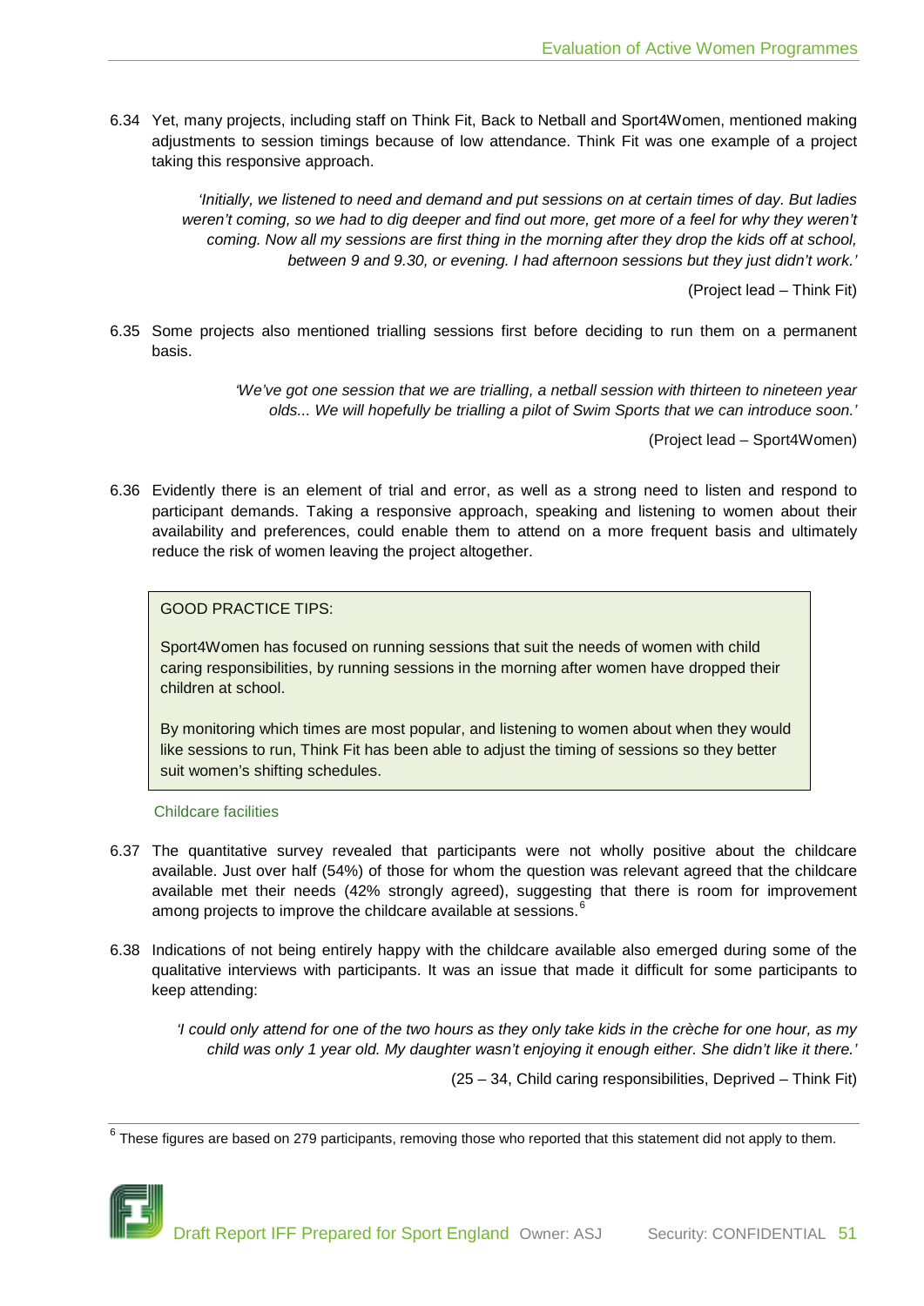6.34 Yet, many projects, including staff on Think Fit, Back to Netball and Sport4Women, mentioned making adjustments to session timings because of low attendance. Think Fit was one example of a project taking this responsive approach.

> *'Initially, we listened to need and demand and put sessions on at certain times of day. But ladies weren't coming, so we had to dig deeper and find out more, get more of a feel for why they weren't coming. Now all my sessions are first thing in the morning after they drop the kids off at school, between 9 and 9.30, or evening. I had afternoon sessions but they just didn't work.'*
>
> (Project lead – Think Fit)

6.35 Some projects also mentioned trialling sessions first before deciding to run them on a permanent basis.

> *'We've got one session that we are trialling, a netball session with thirteen to nineteen year olds... We will hopefully be trialling a pilot of Swim Sports that we can introduce soon.'*
>
> (Project lead – Sport4Women)

6.36 Evidently there is an element of trial and error, as well as a strong need to listen and respond to participant demands. Taking a responsive approach, speaking and listening to women about their availability and preferences, could enable them to attend on a more frequent basis and ultimately reduce the risk of women leaving the project altogether.

> GOOD PRACTICE TIPS:
>
> Sport4Women has focused on running sessions that suit the needs of women with child caring responsibilities, by running sessions in the morning after women have dropped their children at school.
>
> By monitoring which times are most popular, and listening to women about when they would like sessions to run, Think Fit has been able to adjust the timing of sessions so they better suit women's shifting schedules.

### Childcare facilities

6.37 The quantitative survey revealed that participants were not wholly positive about the childcare available. Just over half (54%) of those for whom the question was relevant agreed that the childcare available met their needs (42% strongly agreed), suggesting that there is room for improvement among projects to improve the childcare available at sessions.[6]

6.38 Indications of not being entirely happy with the childcare available also emerged during some of the qualitative interviews with participants. It was an issue that made it difficult for some participants to keep attending:

> *'I could only attend for one of the two hours as they only take kids in the crèche for one hour, as my child was only 1 year old. My daughter wasn't enjoying it enough either. She didn't like it there.'*
>
> (25 – 34, Child caring responsibilities, Deprived – Think Fit)

[6] These figures are based on 279 participants, removing those who reported that this statement did not apply to them.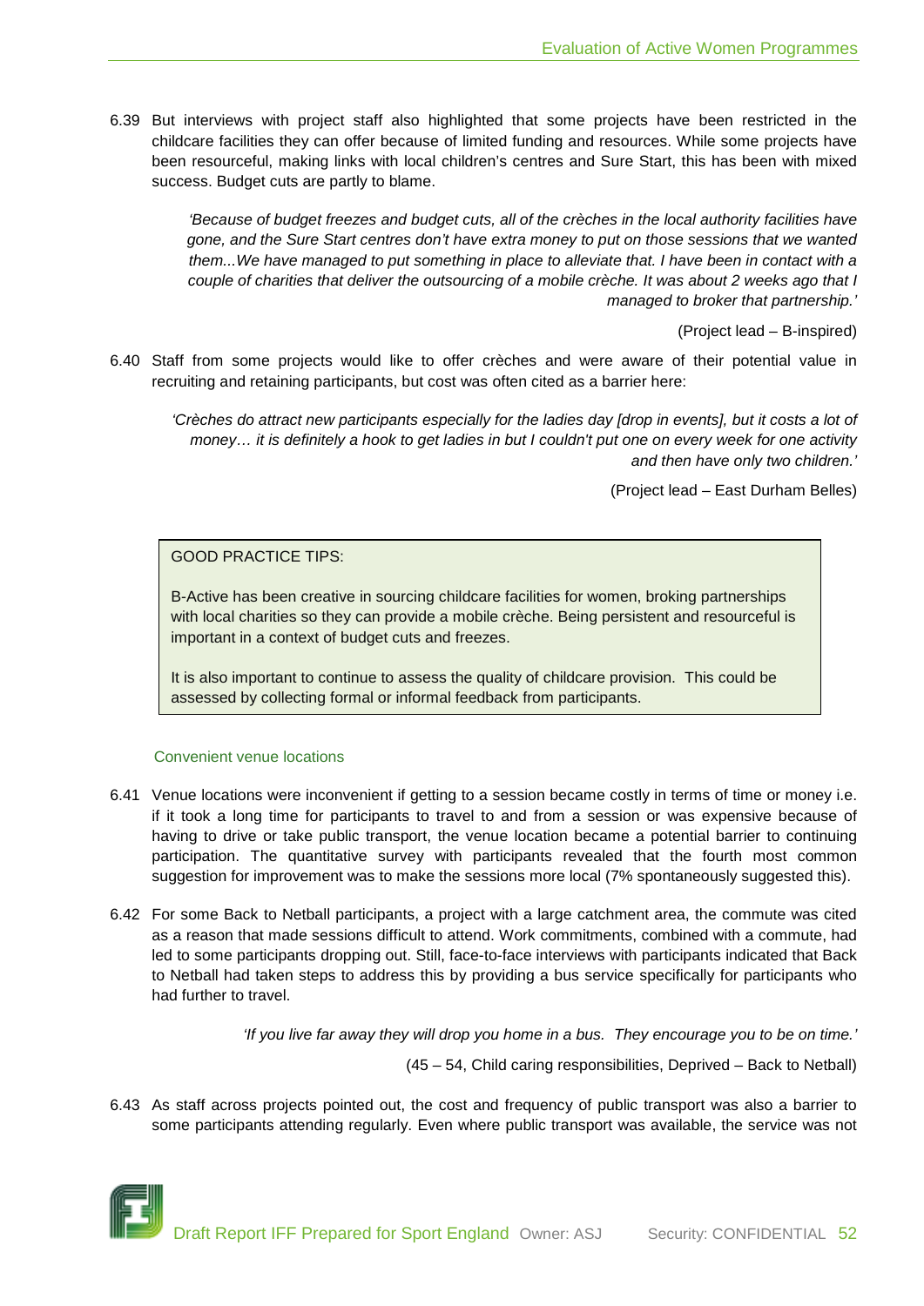6.39 But interviews with project staff also highlighted that some projects have been restricted in the childcare facilities they can offer because of limited funding and resources. While some projects have been resourceful, making links with local children's centres and Sure Start, this has been with mixed success. Budget cuts are partly to blame.

> *'Because of budget freezes and budget cuts, all of the crèches in the local authority facilities have gone, and the Sure Start centres don't have extra money to put on those sessions that we wanted them...We have managed to put something in place to alleviate that. I have been in contact with a couple of charities that deliver the outsourcing of a mobile crèche. It was about 2 weeks ago that I managed to broker that partnership.'*
>
> (Project lead – B-inspired)

6.40 Staff from some projects would like to offer crèches and were aware of their potential value in recruiting and retaining participants, but cost was often cited as a barrier here:

> *'Crèches do attract new participants especially for the ladies day [drop in events], but it costs a lot of money… it is definitely a hook to get ladies in but I couldn't put one on every week for one activity and then have only two children.'*
>
> (Project lead – East Durham Belles)

> GOOD PRACTICE TIPS:
>
> B-Active has been creative in sourcing childcare facilities for women, broking partnerships with local charities so they can provide a mobile crèche. Being persistent and resourceful is important in a context of budget cuts and freezes.
>
> It is also important to continue to assess the quality of childcare provision. This could be assessed by collecting formal or informal feedback from participants.

### Convenient venue locations

6.41 Venue locations were inconvenient if getting to a session became costly in terms of time or money i.e. if it took a long time for participants to travel to and from a session or was expensive because of having to drive or take public transport, the venue location became a potential barrier to continuing participation. The quantitative survey with participants revealed that the fourth most common suggestion for improvement was to make the sessions more local (7% spontaneously suggested this).

6.42 For some Back to Netball participants, a project with a large catchment area, the commute was cited as a reason that made sessions difficult to attend. Work commitments, combined with a commute, had led to some participants dropping out. Still, face-to-face interviews with participants indicated that Back to Netball had taken steps to address this by providing a bus service specifically for participants who had further to travel.

> *'If you live far away they will drop you home in a bus. They encourage you to be on time.'*
>
> (45 – 54, Child caring responsibilities, Deprived – Back to Netball)

6.43 As staff across projects pointed out, the cost and frequency of public transport was also a barrier to some participants attending regularly. Even where public transport was available, the service was not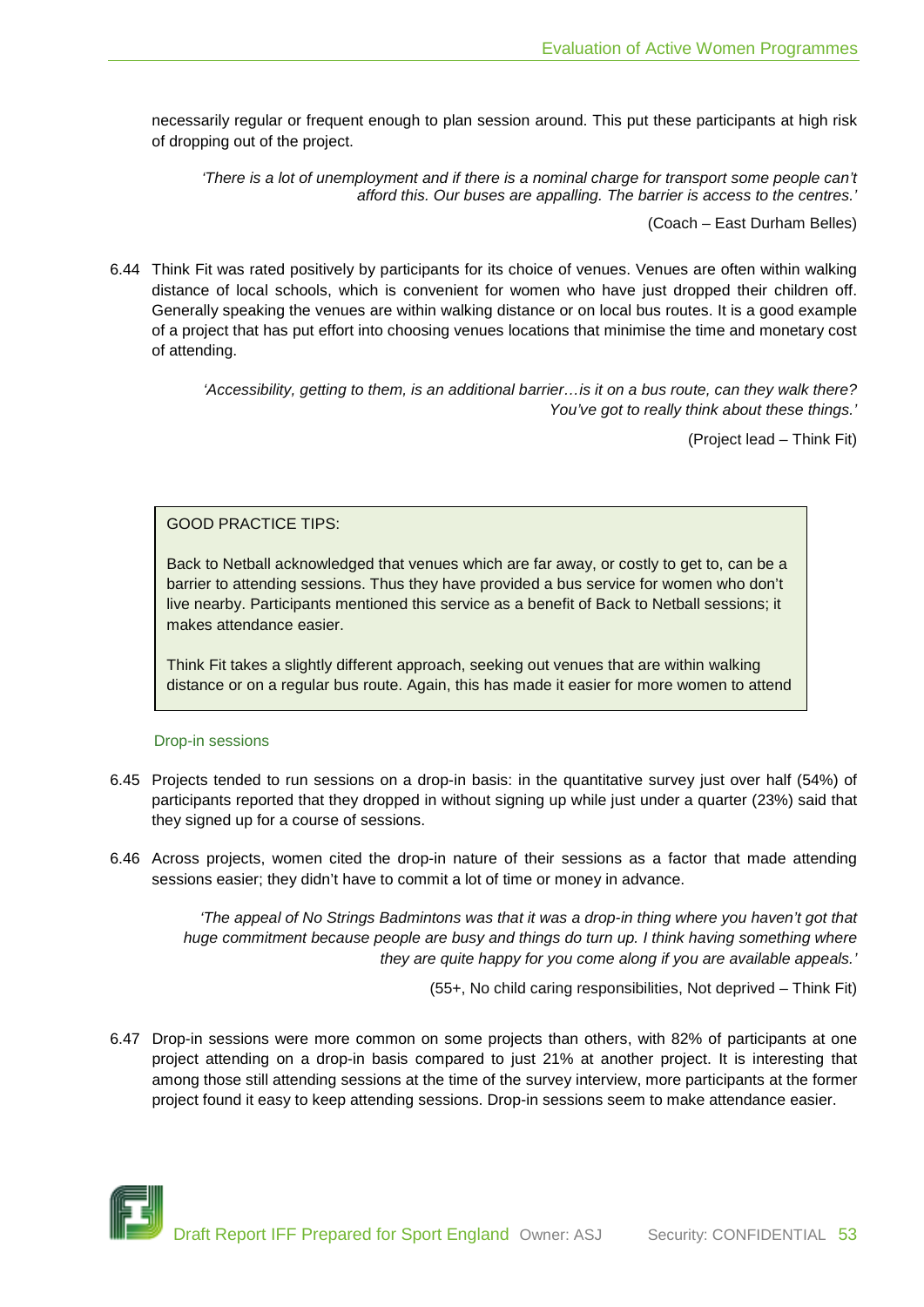necessarily regular or frequent enough to plan session around. This put these participants at high risk of dropping out of the project.

> *'There is a lot of unemployment and if there is a nominal charge for transport some people can't afford this. Our buses are appalling. The barrier is access to the centres.'*
>
> (Coach – East Durham Belles)

6.44 Think Fit was rated positively by participants for its choice of venues. Venues are often within walking distance of local schools, which is convenient for women who have just dropped their children off. Generally speaking the venues are within walking distance or on local bus routes. It is a good example of a project that has put effort into choosing venues locations that minimise the time and monetary cost of attending.

> *'Accessibility, getting to them, is an additional barrier…is it on a bus route, can they walk there? You've got to really think about these things.'*
>
> (Project lead – Think Fit)

> GOOD PRACTICE TIPS:
>
> Back to Netball acknowledged that venues which are far away, or costly to get to, can be a barrier to attending sessions. Thus they have provided a bus service for women who don't live nearby. Participants mentioned this service as a benefit of Back to Netball sessions; it makes attendance easier.
>
> Think Fit takes a slightly different approach, seeking out venues that are within walking distance or on a regular bus route. Again, this has made it easier for more women to attend

### Drop-in sessions

6.45 Projects tended to run sessions on a drop-in basis: in the quantitative survey just over half (54%) of participants reported that they dropped in without signing up while just under a quarter (23%) said that they signed up for a course of sessions.

6.46 Across projects, women cited the drop-in nature of their sessions as a factor that made attending sessions easier; they didn't have to commit a lot of time or money in advance.

> *'The appeal of No Strings Badmintons was that it was a drop-in thing where you haven't got that huge commitment because people are busy and things do turn up. I think having something where they are quite happy for you come along if you are available appeals.'*
>
> (55+, No child caring responsibilities, Not deprived – Think Fit)

6.47 Drop-in sessions were more common on some projects than others, with 82% of participants at one project attending on a drop-in basis compared to just 21% at another project. It is interesting that among those still attending sessions at the time of the survey interview, more participants at the former project found it easy to keep attending sessions. Drop-in sessions seem to make attendance easier.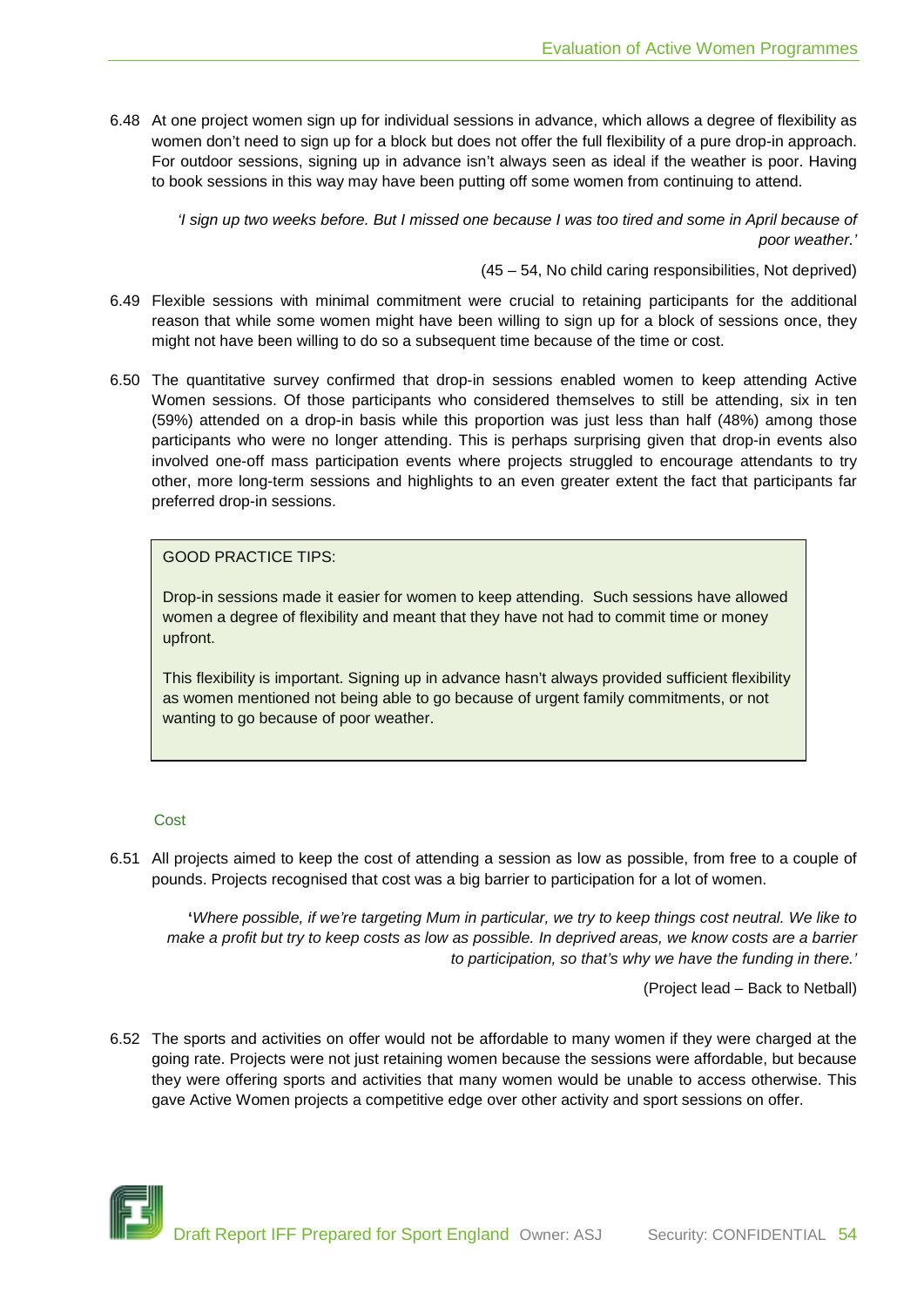6.48 At one project women sign up for individual sessions in advance, which allows a degree of flexibility as women don't need to sign up for a block but does not offer the full flexibility of a pure drop-in approach. For outdoor sessions, signing up in advance isn't always seen as ideal if the weather is poor. Having to book sessions in this way may have been putting off some women from continuing to attend.

> *'I sign up two weeks before. But I missed one because I was too tired and some in April because of poor weather.'*
>
> (45 – 54, No child caring responsibilities, Not deprived)

6.49 Flexible sessions with minimal commitment were crucial to retaining participants for the additional reason that while some women might have been willing to sign up for a block of sessions once, they might not have been willing to do so a subsequent time because of the time or cost.

6.50 The quantitative survey confirmed that drop-in sessions enabled women to keep attending Active Women sessions. Of those participants who considered themselves to still be attending, six in ten (59%) attended on a drop-in basis while this proportion was just less than half (48%) among those participants who were no longer attending. This is perhaps surprising given that drop-in events also involved one-off mass participation events where projects struggled to encourage attendants to try other, more long-term sessions and highlights to an even greater extent the fact that participants far preferred drop-in sessions.

> GOOD PRACTICE TIPS:
>
> Drop-in sessions made it easier for women to keep attending. Such sessions have allowed women a degree of flexibility and meant that they have not had to commit time or money upfront.
>
> This flexibility is important. Signing up in advance hasn't always provided sufficient flexibility as women mentioned not being able to go because of urgent family commitments, or not wanting to go because of poor weather.

### Cost

6.51 All projects aimed to keep the cost of attending a session as low as possible, from free to a couple of pounds. Projects recognised that cost was a big barrier to participation for a lot of women.

> *'Where possible, if we're targeting Mum in particular, we try to keep things cost neutral. We like to make a profit but try to keep costs as low as possible. In deprived areas, we know costs are a barrier to participation, so that's why we have the funding in there.'*
>
> (Project lead – Back to Netball)

6.52 The sports and activities on offer would not be affordable to many women if they were charged at the going rate. Projects were not just retaining women because the sessions were affordable, but because they were offering sports and activities that many women would be unable to access otherwise. This gave Active Women projects a competitive edge over other activity and sport sessions on offer.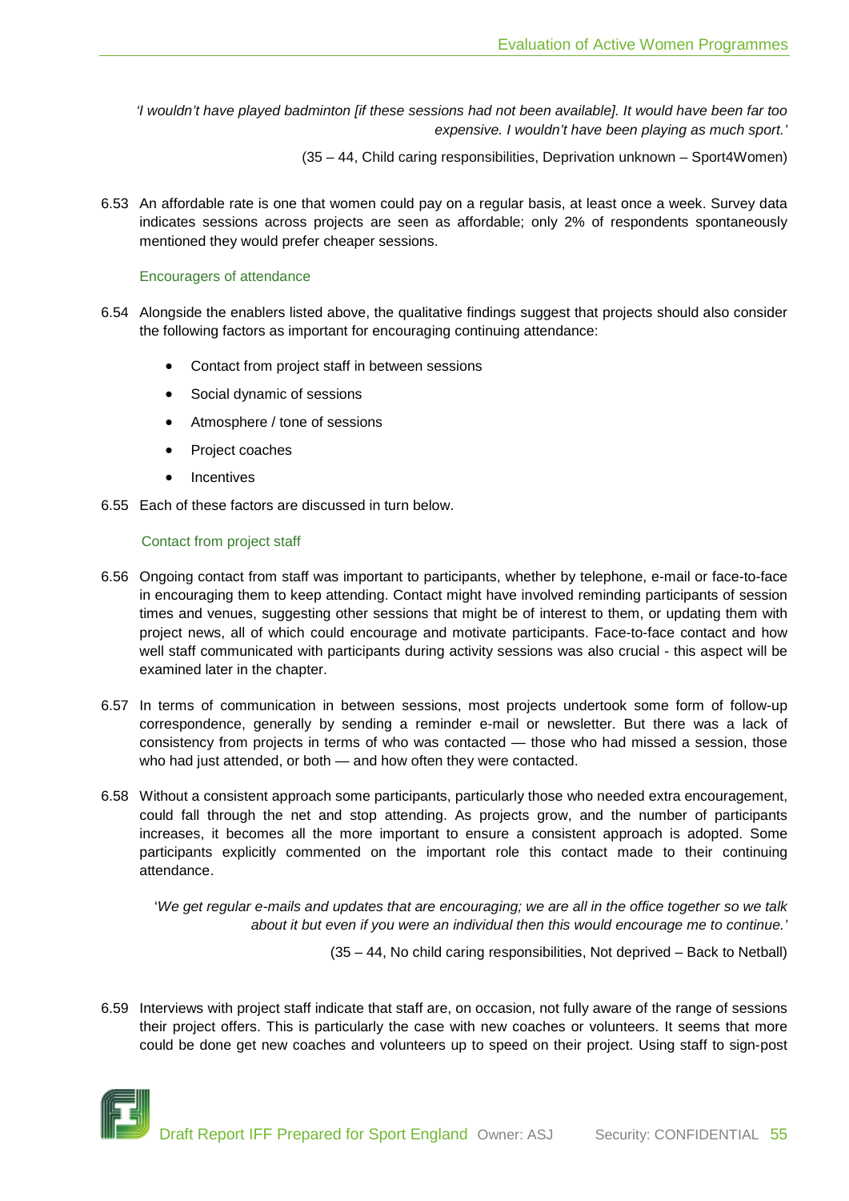*'I wouldn't have played badminton [if these sessions had not been available]. It would have been far too expensive. I wouldn't have been playing as much sport.'*

(35 – 44, Child caring responsibilities, Deprivation unknown – Sport4Women)

6.53 An affordable rate is one that women could pay on a regular basis, at least once a week. Survey data indicates sessions across projects are seen as affordable; only 2% of respondents spontaneously mentioned they would prefer cheaper sessions.

### Encouragers of attendance

6.54 Alongside the enablers listed above, the qualitative findings suggest that projects should also consider the following factors as important for encouraging continuing attendance:

- Contact from project staff in between sessions
- Social dynamic of sessions
- Atmosphere / tone of sessions
- Project coaches
- Incentives

6.55 Each of these factors are discussed in turn below.

#### Contact from project staff

6.56 Ongoing contact from staff was important to participants, whether by telephone, e-mail or face-to-face in encouraging them to keep attending. Contact might have involved reminding participants of session times and venues, suggesting other sessions that might be of interest to them, or updating them with project news, all of which could encourage and motivate participants. Face-to-face contact and how well staff communicated with participants during activity sessions was also crucial - this aspect will be examined later in the chapter.

6.57 In terms of communication in between sessions, most projects undertook some form of follow-up correspondence, generally by sending a reminder e-mail or newsletter. But there was a lack of consistency from projects in terms of who was contacted — those who had missed a session, those who had just attended, or both — and how often they were contacted.

6.58 Without a consistent approach some participants, particularly those who needed extra encouragement, could fall through the net and stop attending. As projects grow, and the number of participants increases, it becomes all the more important to ensure a consistent approach is adopted. Some participants explicitly commented on the important role this contact made to their continuing attendance.

'*We get regular e-mails and updates that are encouraging; we are all in the office together so we talk about it but even if you were an individual then this would encourage me to continue.'*

(35 – 44, No child caring responsibilities, Not deprived – Back to Netball)

6.59 Interviews with project staff indicate that staff are, on occasion, not fully aware of the range of sessions their project offers. This is particularly the case with new coaches or volunteers. It seems that more could be done get new coaches and volunteers up to speed on their project. Using staff to sign-post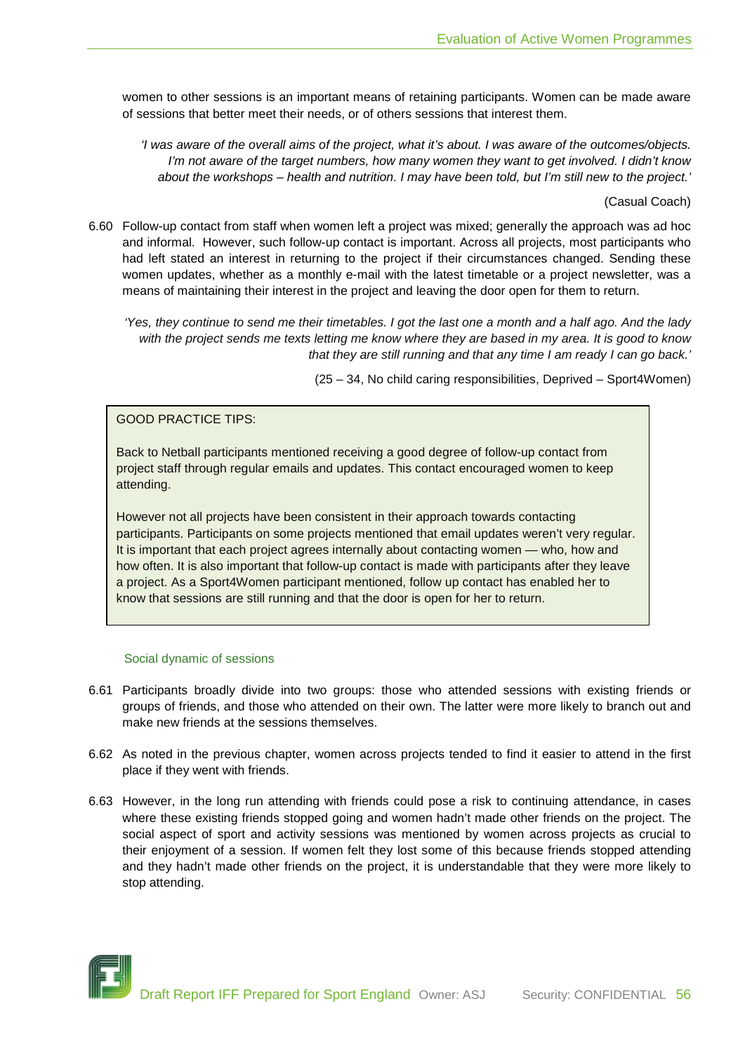women to other sessions is an important means of retaining participants. Women can be made aware of sessions that better meet their needs, or of others sessions that interest them.

*'I was aware of the overall aims of the project, what it's about. I was aware of the outcomes/objects. I'm not aware of the target numbers, how many women they want to get involved. I didn't know about the workshops – health and nutrition. I may have been told, but I'm still new to the project.'*

(Casual Coach)

6.60 Follow-up contact from staff when women left a project was mixed; generally the approach was ad hoc and informal. However, such follow-up contact is important. Across all projects, most participants who had left stated an interest in returning to the project if their circumstances changed. Sending these women updates, whether as a monthly e-mail with the latest timetable or a project newsletter, was a means of maintaining their interest in the project and leaving the door open for them to return.

*'Yes, they continue to send me their timetables. I got the last one a month and a half ago. And the lady with the project sends me texts letting me know where they are based in my area. It is good to know that they are still running and that any time I am ready I can go back.'*

(25 – 34, No child caring responsibilities, Deprived – Sport4Women)

> GOOD PRACTICE TIPS:
>
> Back to Netball participants mentioned receiving a good degree of follow-up contact from project staff through regular emails and updates. This contact encouraged women to keep attending.
>
> However not all projects have been consistent in their approach towards contacting participants. Participants on some projects mentioned that email updates weren't very regular. It is important that each project agrees internally about contacting women — who, how and how often. It is also important that follow-up contact is made with participants after they leave a project. As a Sport4Women participant mentioned, follow up contact has enabled her to know that sessions are still running and that the door is open for her to return.

### Social dynamic of sessions

6.61 Participants broadly divide into two groups: those who attended sessions with existing friends or groups of friends, and those who attended on their own. The latter were more likely to branch out and make new friends at the sessions themselves.

6.62 As noted in the previous chapter, women across projects tended to find it easier to attend in the first place if they went with friends.

6.63 However, in the long run attending with friends could pose a risk to continuing attendance, in cases where these existing friends stopped going and women hadn't made other friends on the project. The social aspect of sport and activity sessions was mentioned by women across projects as crucial to their enjoyment of a session. If women felt they lost some of this because friends stopped attending and they hadn't made other friends on the project, it is understandable that they were more likely to stop attending.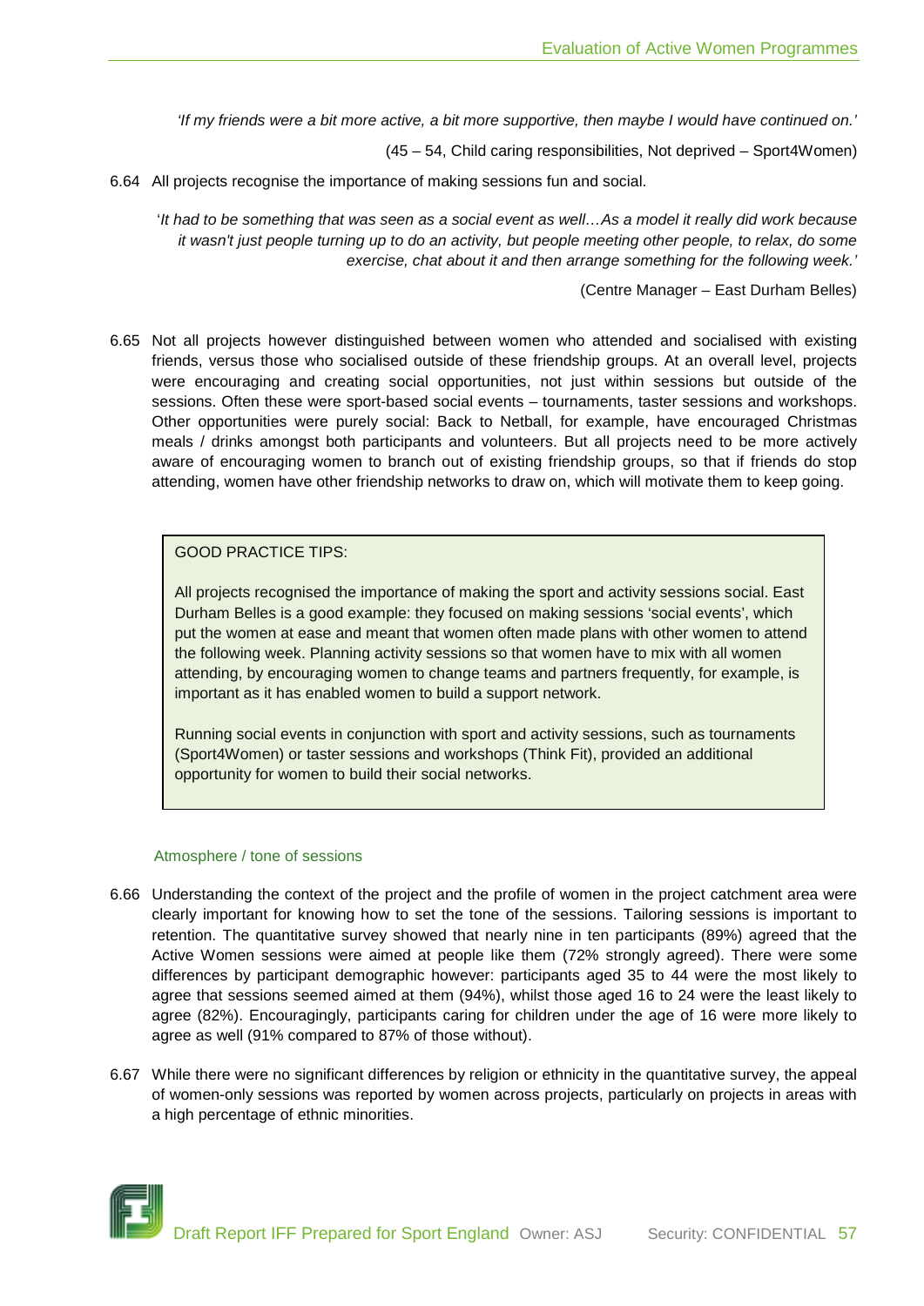*'If my friends were a bit more active, a bit more supportive, then maybe I would have continued on.'*

(45 – 54, Child caring responsibilities, Not deprived – Sport4Women)

6.64 All projects recognise the importance of making sessions fun and social.

'*It had to be something that was seen as a social event as well…As a model it really did work because it wasn't just people turning up to do an activity, but people meeting other people, to relax, do some exercise, chat about it and then arrange something for the following week.'*

(Centre Manager – East Durham Belles)

6.65 Not all projects however distinguished between women who attended and socialised with existing friends, versus those who socialised outside of these friendship groups. At an overall level, projects were encouraging and creating social opportunities, not just within sessions but outside of the sessions. Often these were sport-based social events – tournaments, taster sessions and workshops. Other opportunities were purely social: Back to Netball, for example, have encouraged Christmas meals / drinks amongst both participants and volunteers. But all projects need to be more actively aware of encouraging women to branch out of existing friendship groups, so that if friends do stop attending, women have other friendship networks to draw on, which will motivate them to keep going.

> GOOD PRACTICE TIPS:
>
> All projects recognised the importance of making the sport and activity sessions social. East Durham Belles is a good example: they focused on making sessions 'social events', which put the women at ease and meant that women often made plans with other women to attend the following week. Planning activity sessions so that women have to mix with all women attending, by encouraging women to change teams and partners frequently, for example, is important as it has enabled women to build a support network.
>
> Running social events in conjunction with sport and activity sessions, such as tournaments (Sport4Women) or taster sessions and workshops (Think Fit), provided an additional opportunity for women to build their social networks.

### Atmosphere / tone of sessions

6.66 Understanding the context of the project and the profile of women in the project catchment area were clearly important for knowing how to set the tone of the sessions. Tailoring sessions is important to retention. The quantitative survey showed that nearly nine in ten participants (89%) agreed that the Active Women sessions were aimed at people like them (72% strongly agreed). There were some differences by participant demographic however: participants aged 35 to 44 were the most likely to agree that sessions seemed aimed at them (94%), whilst those aged 16 to 24 were the least likely to agree (82%). Encouragingly, participants caring for children under the age of 16 were more likely to agree as well (91% compared to 87% of those without).

6.67 While there were no significant differences by religion or ethnicity in the quantitative survey, the appeal of women-only sessions was reported by women across projects, particularly on projects in areas with a high percentage of ethnic minorities.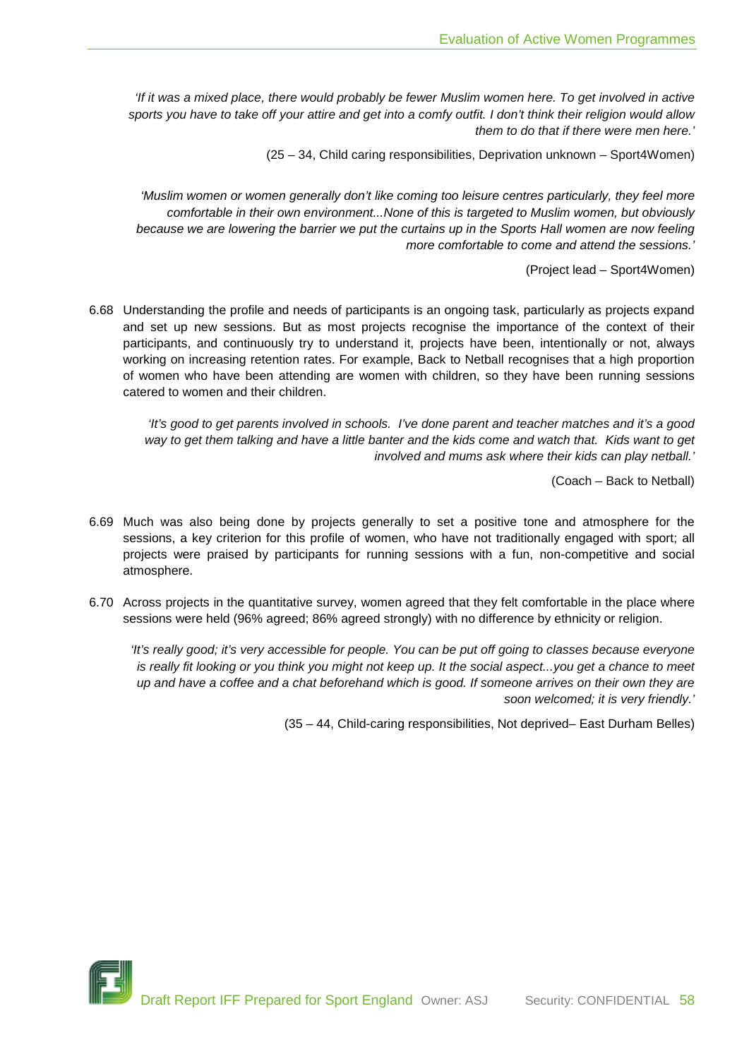*'If it was a mixed place, there would probably be fewer Muslim women here. To get involved in active sports you have to take off your attire and get into a comfy outfit. I don't think their religion would allow them to do that if there were men here.'*

(25 – 34, Child caring responsibilities, Deprivation unknown – Sport4Women)

*'Muslim women or women generally don't like coming too leisure centres particularly, they feel more comfortable in their own environment...None of this is targeted to Muslim women, but obviously because we are lowering the barrier we put the curtains up in the Sports Hall women are now feeling more comfortable to come and attend the sessions.'*

(Project lead – Sport4Women)

6.68 Understanding the profile and needs of participants is an ongoing task, particularly as projects expand and set up new sessions. But as most projects recognise the importance of the context of their participants, and continuously try to understand it, projects have been, intentionally or not, always working on increasing retention rates. For example, Back to Netball recognises that a high proportion of women who have been attending are women with children, so they have been running sessions catered to women and their children.

*'It's good to get parents involved in schools. I've done parent and teacher matches and it's a good way to get them talking and have a little banter and the kids come and watch that. Kids want to get involved and mums ask where their kids can play netball.'*

(Coach – Back to Netball)

6.69 Much was also being done by projects generally to set a positive tone and atmosphere for the sessions, a key criterion for this profile of women, who have not traditionally engaged with sport; all projects were praised by participants for running sessions with a fun, non-competitive and social atmosphere.

6.70 Across projects in the quantitative survey, women agreed that they felt comfortable in the place where sessions were held (96% agreed; 86% agreed strongly) with no difference by ethnicity or religion.

*'It's really good; it's very accessible for people. You can be put off going to classes because everyone is really fit looking or you think you might not keep up. It the social aspect...you get a chance to meet up and have a coffee and a chat beforehand which is good. If someone arrives on their own they are soon welcomed; it is very friendly.'*

(35 – 44, Child-caring responsibilities, Not deprived– East Durham Belles)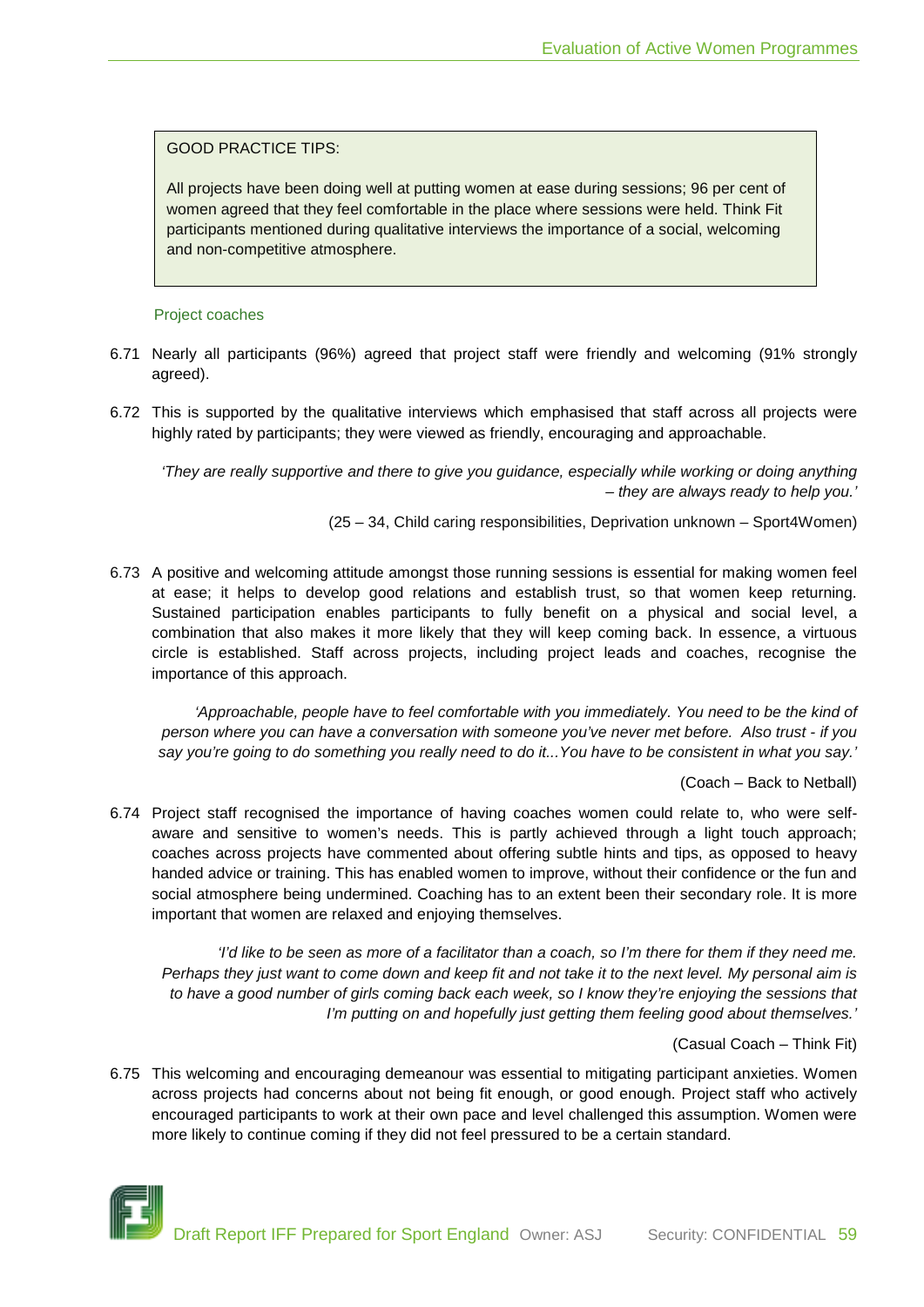> GOOD PRACTICE TIPS:
>
> All projects have been doing well at putting women at ease during sessions; 96 per cent of women agreed that they feel comfortable in the place where sessions were held. Think Fit participants mentioned during qualitative interviews the importance of a social, welcoming and non-competitive atmosphere.

### Project coaches

6.71 Nearly all participants (96%) agreed that project staff were friendly and welcoming (91% strongly agreed).

6.72 This is supported by the qualitative interviews which emphasised that staff across all projects were highly rated by participants; they were viewed as friendly, encouraging and approachable.

> *'They are really supportive and there to give you guidance, especially while working or doing anything – they are always ready to help you.'*
>
> (25 – 34, Child caring responsibilities, Deprivation unknown – Sport4Women)

6.73 A positive and welcoming attitude amongst those running sessions is essential for making women feel at ease; it helps to develop good relations and establish trust, so that women keep returning. Sustained participation enables participants to fully benefit on a physical and social level, a combination that also makes it more likely that they will keep coming back. In essence, a virtuous circle is established. Staff across projects, including project leads and coaches, recognise the importance of this approach.

> *'Approachable, people have to feel comfortable with you immediately. You need to be the kind of person where you can have a conversation with someone you've never met before. Also trust - if you say you're going to do something you really need to do it...You have to be consistent in what you say.'*
>
> (Coach – Back to Netball)

6.74 Project staff recognised the importance of having coaches women could relate to, who were self-aware and sensitive to women's needs. This is partly achieved through a light touch approach; coaches across projects have commented about offering subtle hints and tips, as opposed to heavy handed advice or training. This has enabled women to improve, without their confidence or the fun and social atmosphere being undermined. Coaching has to an extent been their secondary role. It is more important that women are relaxed and enjoying themselves.

> *'I'd like to be seen as more of a facilitator than a coach, so I'm there for them if they need me. Perhaps they just want to come down and keep fit and not take it to the next level. My personal aim is to have a good number of girls coming back each week, so I know they're enjoying the sessions that I'm putting on and hopefully just getting them feeling good about themselves.'*
>
> (Casual Coach – Think Fit)

6.75 This welcoming and encouraging demeanour was essential to mitigating participant anxieties. Women across projects had concerns about not being fit enough, or good enough. Project staff who actively encouraged participants to work at their own pace and level challenged this assumption. Women were more likely to continue coming if they did not feel pressured to be a certain standard.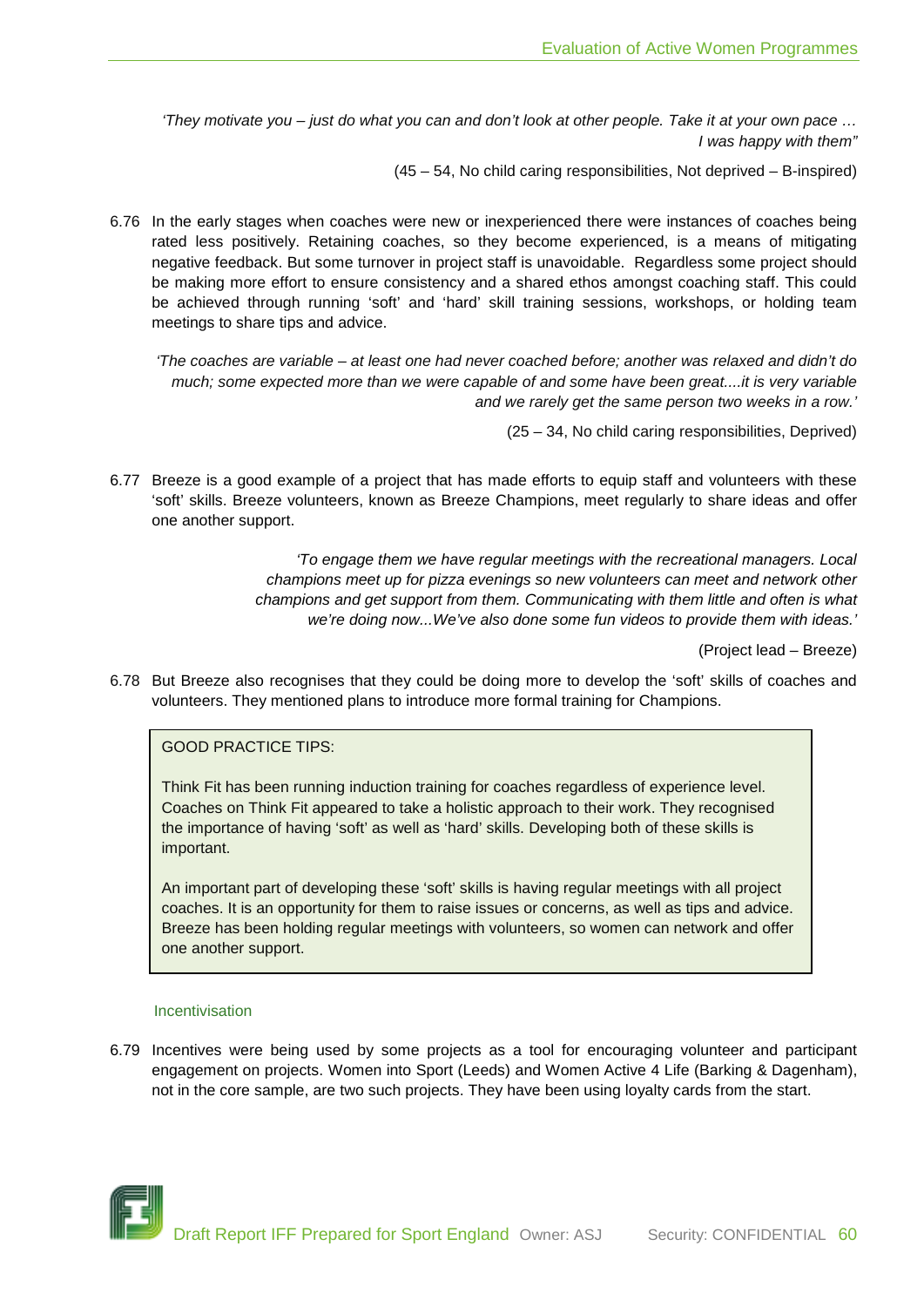*'They motivate you – just do what you can and don't look at other people. Take it at your own pace … I was happy with them"*

(45 – 54, No child caring responsibilities, Not deprived – B-inspired)

6.76 In the early stages when coaches were new or inexperienced there were instances of coaches being rated less positively. Retaining coaches, so they become experienced, is a means of mitigating negative feedback. But some turnover in project staff is unavoidable. Regardless some project should be making more effort to ensure consistency and a shared ethos amongst coaching staff. This could be achieved through running 'soft' and 'hard' skill training sessions, workshops, or holding team meetings to share tips and advice.

*'The coaches are variable – at least one had never coached before; another was relaxed and didn't do much; some expected more than we were capable of and some have been great....it is very variable and we rarely get the same person two weeks in a row.'*

(25 – 34, No child caring responsibilities, Deprived)

6.77 Breeze is a good example of a project that has made efforts to equip staff and volunteers with these 'soft' skills. Breeze volunteers, known as Breeze Champions, meet regularly to share ideas and offer one another support.

*'To engage them we have regular meetings with the recreational managers. Local champions meet up for pizza evenings so new volunteers can meet and network other champions and get support from them. Communicating with them little and often is what we're doing now...We've also done some fun videos to provide them with ideas.'*

(Project lead – Breeze)

6.78 But Breeze also recognises that they could be doing more to develop the 'soft' skills of coaches and volunteers. They mentioned plans to introduce more formal training for Champions.

> GOOD PRACTICE TIPS:
>
> Think Fit has been running induction training for coaches regardless of experience level. Coaches on Think Fit appeared to take a holistic approach to their work. They recognised the importance of having 'soft' as well as 'hard' skills. Developing both of these skills is important.
>
> An important part of developing these 'soft' skills is having regular meetings with all project coaches. It is an opportunity for them to raise issues or concerns, as well as tips and advice. Breeze has been holding regular meetings with volunteers, so women can network and offer one another support.

### Incentivisation

6.79 Incentives were being used by some projects as a tool for encouraging volunteer and participant engagement on projects. Women into Sport (Leeds) and Women Active 4 Life (Barking & Dagenham), not in the core sample, are two such projects. They have been using loyalty cards from the start.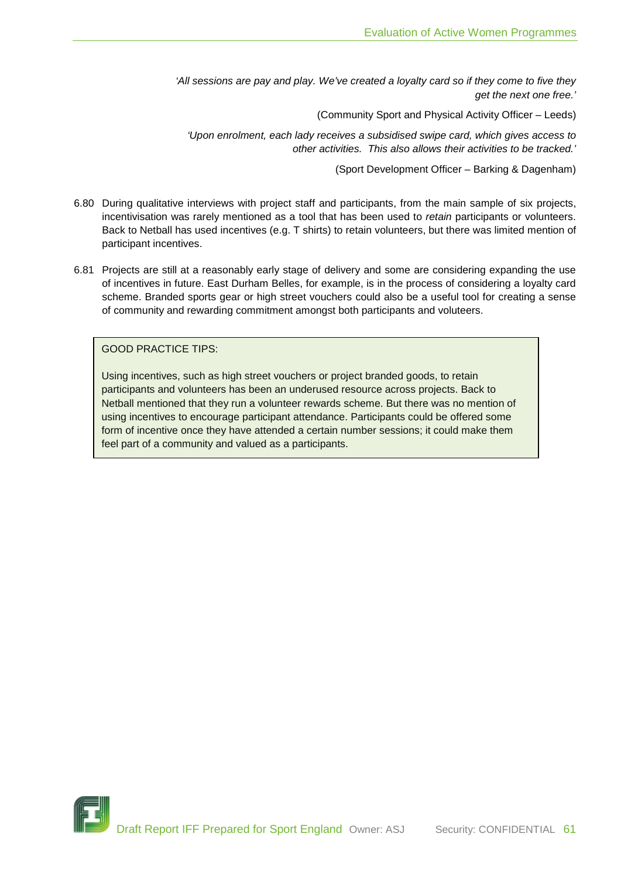*'All sessions are pay and play. We've created a loyalty card so if they come to five they get the next one free.'*

(Community Sport and Physical Activity Officer – Leeds)

*'Upon enrolment, each lady receives a subsidised swipe card, which gives access to other activities. This also allows their activities to be tracked.'*

(Sport Development Officer – Barking & Dagenham)

6.80 During qualitative interviews with project staff and participants, from the main sample of six projects, incentivisation was rarely mentioned as a tool that has been used to *retain* participants or volunteers. Back to Netball has used incentives (e.g. T shirts) to retain volunteers, but there was limited mention of participant incentives.

6.81 Projects are still at a reasonably early stage of delivery and some are considering expanding the use of incentives in future. East Durham Belles, for example, is in the process of considering a loyalty card scheme. Branded sports gear or high street vouchers could also be a useful tool for creating a sense of community and rewarding commitment amongst both participants and voluteers.

> GOOD PRACTICE TIPS:
>
> Using incentives, such as high street vouchers or project branded goods, to retain participants and volunteers has been an underused resource across projects. Back to Netball mentioned that they run a volunteer rewards scheme. But there was no mention of using incentives to encourage participant attendance. Participants could be offered some form of incentive once they have attended a certain number sessions; it could make them feel part of a community and valued as a participants.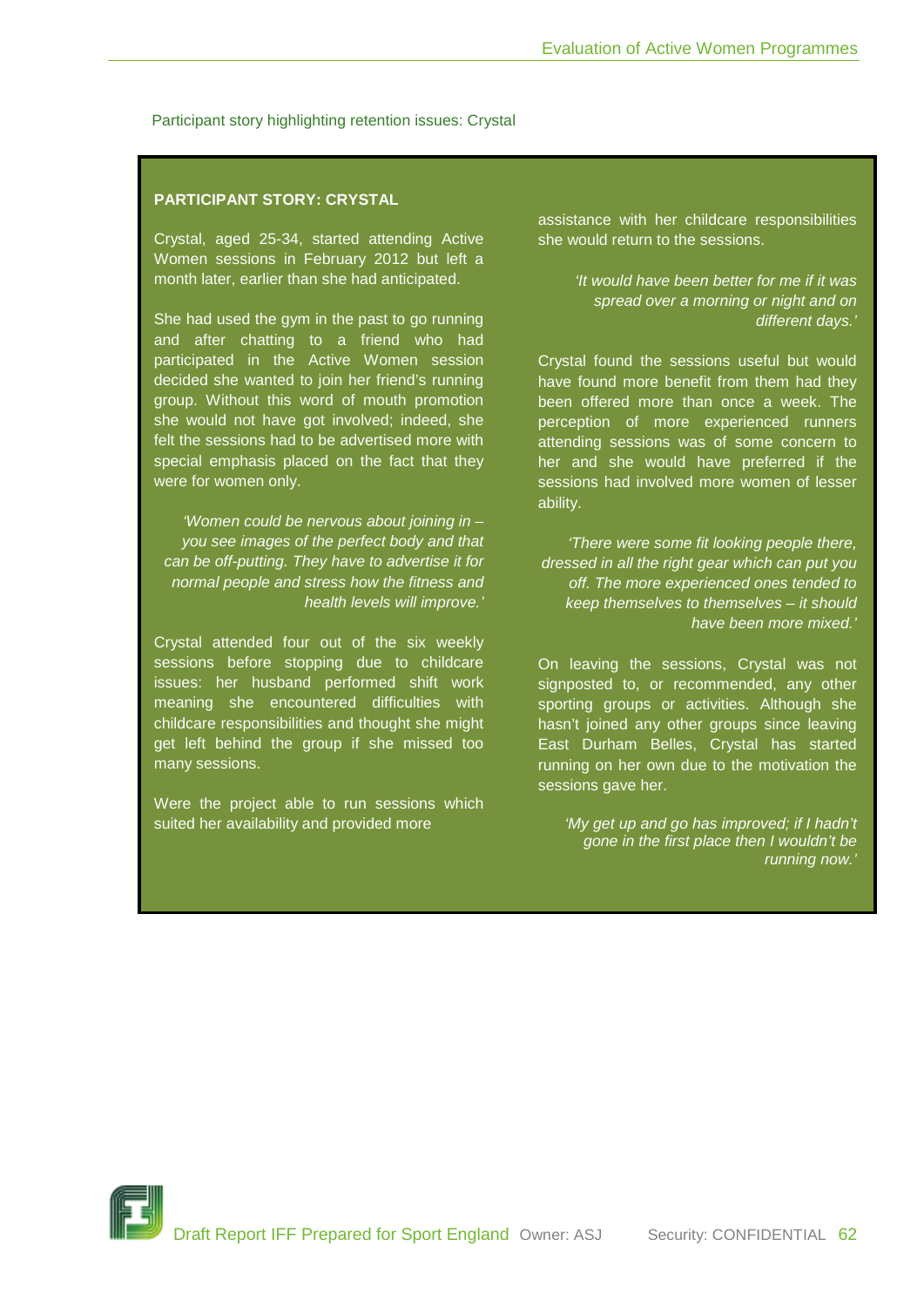Participant story highlighting retention issues: Crystal

**PARTICIPANT STORY: CRYSTAL**

Crystal, aged 25-34, started attending Active Women sessions in February 2012 but left a month later, earlier than she had anticipated.

She had used the gym in the past to go running and after chatting to a friend who had participated in the Active Women session decided she wanted to join her friend's running group. Without this word of mouth promotion she would not have got involved; indeed, she felt the sessions had to be advertised more with special emphasis placed on the fact that they were for women only.

*'Women could be nervous about joining in – you see images of the perfect body and that can be off-putting. They have to advertise it for normal people and stress how the fitness and health levels will improve.'*

Crystal attended four out of the six weekly sessions before stopping due to childcare issues: her husband performed shift work meaning she encountered difficulties with childcare responsibilities and thought she might get left behind the group if she missed too many sessions.

Were the project able to run sessions which suited her availability and provided more assistance with her childcare responsibilities she would return to the sessions.

*'It would have been better for me if it was spread over a morning or night and on different days.'*

Crystal found the sessions useful but would have found more benefit from them had they been offered more than once a week. The perception of more experienced runners attending sessions was of some concern to her and she would have preferred if the sessions had involved more women of lesser ability.

*'There were some fit looking people there, dressed in all the right gear which can put you off. The more experienced ones tended to keep themselves to themselves – it should have been more mixed.'*

On leaving the sessions, Crystal was not signposted to, or recommended, any other sporting groups or activities. Although she hasn't joined any other groups since leaving East Durham Belles, Crystal has started running on her own due to the motivation the sessions gave her.

*'My get up and go has improved; if I hadn't gone in the first place then I wouldn't be running now.'*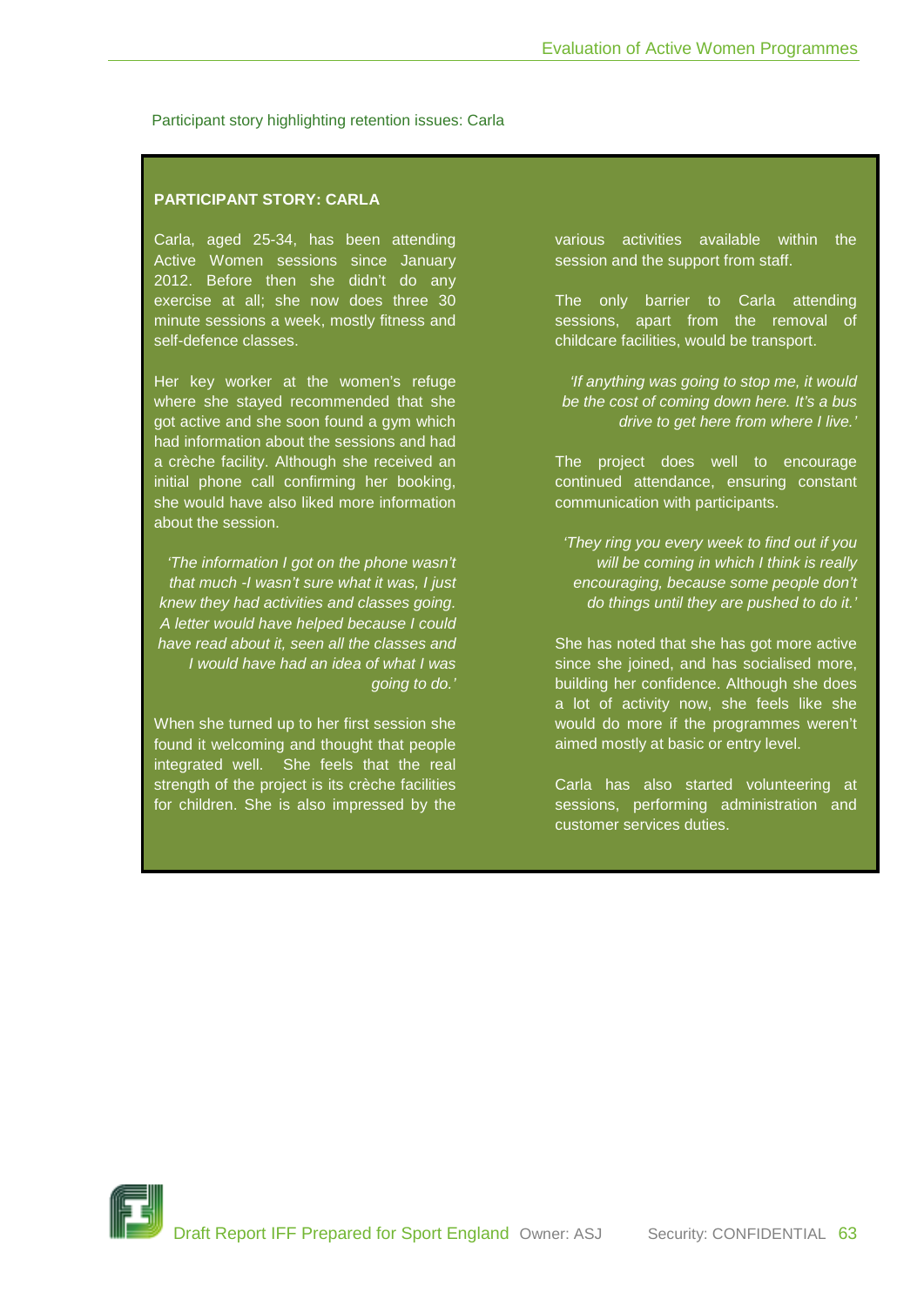Participant story highlighting retention issues: Carla

**PARTICIPANT STORY: CARLA**

Carla, aged 25-34, has been attending Active Women sessions since January 2012. Before then she didn't do any exercise at all; she now does three 30 minute sessions a week, mostly fitness and self-defence classes.

Her key worker at the women's refuge where she stayed recommended that she got active and she soon found a gym which had information about the sessions and had a crèche facility. Although she received an initial phone call confirming her booking, she would have also liked more information about the session.

*'The information I got on the phone wasn't that much -I wasn't sure what it was, I just knew they had activities and classes going. A letter would have helped because I could have read about it, seen all the classes and I would have had an idea of what I was going to do.'*

When she turned up to her first session she found it welcoming and thought that people integrated well. She feels that the real strength of the project is its crèche facilities for children. She is also impressed by the various activities available within the session and the support from staff.

The only barrier to Carla attending sessions, apart from the removal of childcare facilities, would be transport.

*'If anything was going to stop me, it would be the cost of coming down here. It's a bus drive to get here from where I live.'*

The project does well to encourage continued attendance, ensuring constant communication with participants.

*'They ring you every week to find out if you will be coming in which I think is really encouraging, because some people don't do things until they are pushed to do it.'*

She has noted that she has got more active since she joined, and has socialised more, building her confidence. Although she does a lot of activity now, she feels like she would do more if the programmes weren't aimed mostly at basic or entry level.

Carla has also started volunteering at sessions, performing administration and customer services duties.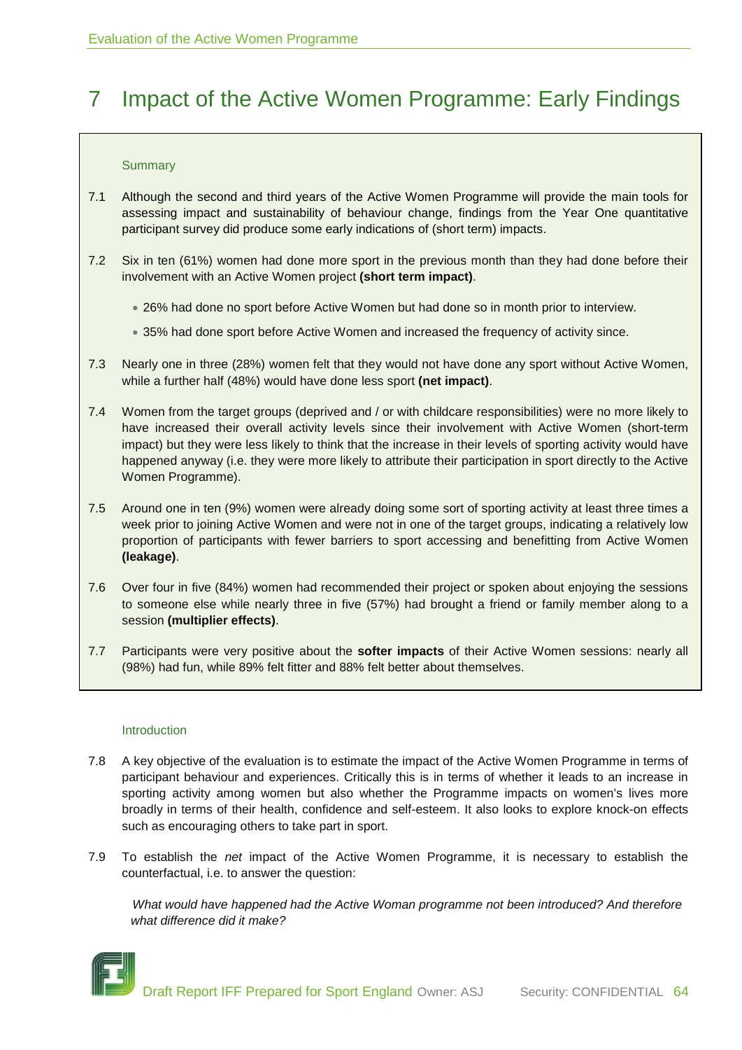# 7 Impact of the Active Women Programme: Early Findings

### Summary

7.1 Although the second and third years of the Active Women Programme will provide the main tools for assessing impact and sustainability of behaviour change, findings from the Year One quantitative participant survey did produce some early indications of (short term) impacts.

7.2 Six in ten (61%) women had done more sport in the previous month than they had done before their involvement with an Active Women project **(short term impact)**.

- 26% had done no sport before Active Women but had done so in month prior to interview.
- 35% had done sport before Active Women and increased the frequency of activity since.

7.3 Nearly one in three (28%) women felt that they would not have done any sport without Active Women, while a further half (48%) would have done less sport **(net impact)**.

7.4 Women from the target groups (deprived and / or with childcare responsibilities) were no more likely to have increased their overall activity levels since their involvement with Active Women (short-term impact) but they were less likely to think that the increase in their levels of sporting activity would have happened anyway (i.e. they were more likely to attribute their participation in sport directly to the Active Women Programme).

7.5 Around one in ten (9%) women were already doing some sort of sporting activity at least three times a week prior to joining Active Women and were not in one of the target groups, indicating a relatively low proportion of participants with fewer barriers to sport accessing and benefitting from Active Women **(leakage)**.

7.6 Over four in five (84%) women had recommended their project or spoken about enjoying the sessions to someone else while nearly three in five (57%) had brought a friend or family member along to a session **(multiplier effects)**.

7.7 Participants were very positive about the **softer impacts** of their Active Women sessions: nearly all (98%) had fun, while 89% felt fitter and 88% felt better about themselves.

### Introduction

7.8 A key objective of the evaluation is to estimate the impact of the Active Women Programme in terms of participant behaviour and experiences. Critically this is in terms of whether it leads to an increase in sporting activity among women but also whether the Programme impacts on women's lives more broadly in terms of their health, confidence and self-esteem. It also looks to explore knock-on effects such as encouraging others to take part in sport.

7.9 To establish the *net* impact of the Active Women Programme, it is necessary to establish the counterfactual, i.e. to answer the question:

*What would have happened had the Active Woman programme not been introduced? And therefore what difference did it make?*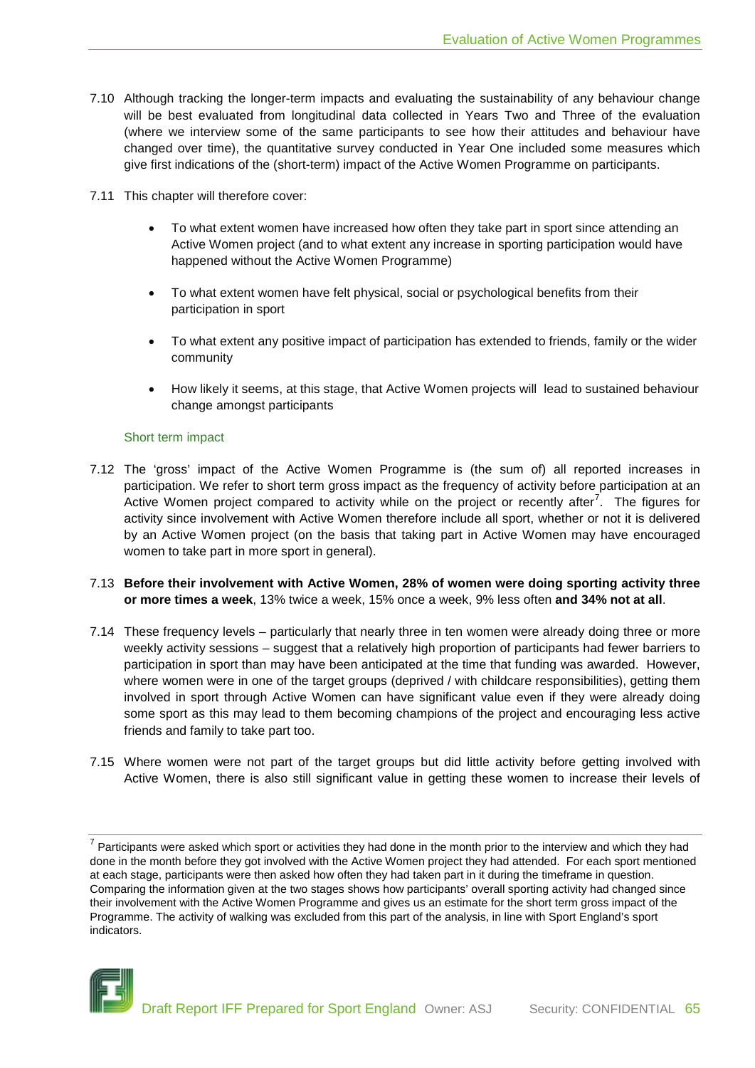7.10 Although tracking the longer-term impacts and evaluating the sustainability of any behaviour change will be best evaluated from longitudinal data collected in Years Two and Three of the evaluation (where we interview some of the same participants to see how their attitudes and behaviour have changed over time), the quantitative survey conducted in Year One included some measures which give first indications of the (short-term) impact of the Active Women Programme on participants.

7.11 This chapter will therefore cover:

- To what extent women have increased how often they take part in sport since attending an Active Women project (and to what extent any increase in sporting participation would have happened without the Active Women Programme)
- To what extent women have felt physical, social or psychological benefits from their participation in sport
- To what extent any positive impact of participation has extended to friends, family or the wider community
- How likely it seems, at this stage, that Active Women projects will lead to sustained behaviour change amongst participants

### Short term impact

7.12 The 'gross' impact of the Active Women Programme is (the sum of) all reported increases in participation. We refer to short term gross impact as the frequency of activity before participation at an Active Women project compared to activity while on the project or recently after[7]. The figures for activity since involvement with Active Women therefore include all sport, whether or not it is delivered by an Active Women project (on the basis that taking part in Active Women may have encouraged women to take part in more sport in general).

7.13 **Before their involvement with Active Women, 28% of women were doing sporting activity three or more times a week**, 13% twice a week, 15% once a week, 9% less often **and 34% not at all**.

7.14 These frequency levels – particularly that nearly three in ten women were already doing three or more weekly activity sessions – suggest that a relatively high proportion of participants had fewer barriers to participation in sport than may have been anticipated at the time that funding was awarded. However, where women were in one of the target groups (deprived / with childcare responsibilities), getting them involved in sport through Active Women can have significant value even if they were already doing some sport as this may lead to them becoming champions of the project and encouraging less active friends and family to take part too.

7.15 Where women were not part of the target groups but did little activity before getting involved with Active Women, there is also still significant value in getting these women to increase their levels of

---

[7] Participants were asked which sport or activities they had done in the month prior to the interview and which they had done in the month before they got involved with the Active Women project they had attended. For each sport mentioned at each stage, participants were then asked how often they had taken part in it during the timeframe in question. Comparing the information given at the two stages shows how participants' overall sporting activity had changed since their involvement with the Active Women Programme and gives us an estimate for the short term gross impact of the Programme. The activity of walking was excluded from this part of the analysis, in line with Sport England's sport indicators.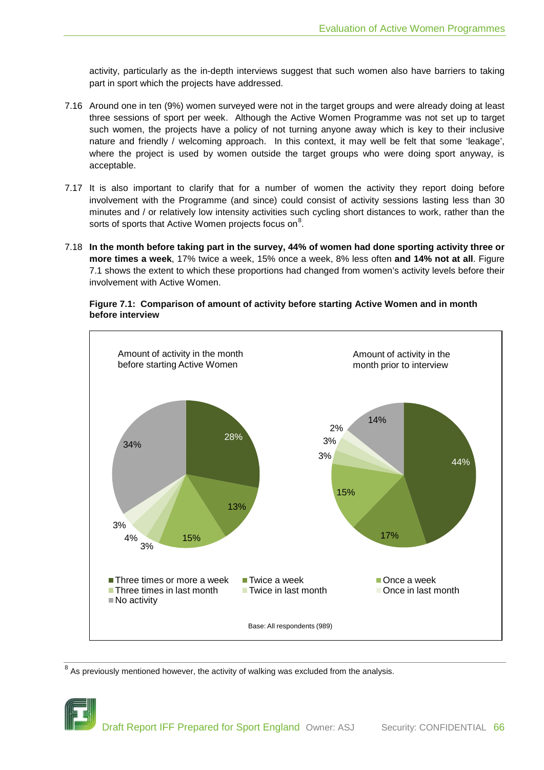activity, particularly as the in-depth interviews suggest that such women also have barriers to taking part in sport which the projects have addressed.

7.16 Around one in ten (9%) women surveyed were not in the target groups and were already doing at least three sessions of sport per week. Although the Active Women Programme was not set up to target such women, the projects have a policy of not turning anyone away which is key to their inclusive nature and friendly / welcoming approach. In this context, it may well be felt that some 'leakage', where the project is used by women outside the target groups who were doing sport anyway, is acceptable.

7.17 It is also important to clarify that for a number of women the activity they report doing before involvement with the Programme (and since) could consist of activity sessions lasting less than 30 minutes and / or relatively low intensity activities such cycling short distances to work, rather than the sorts of sports that Active Women projects focus on[8].

7.18 **In the month before taking part in the survey, 44% of women had done sporting activity three or more times a week**, 17% twice a week, 15% once a week, 8% less often **and 14% not at all**. Figure 7.1 shows the extent to which these proportions had changed from women's activity levels before their involvement with Active Women.

**Figure 7.1: Comparison of amount of activity before starting Active Women and in month before interview**

| Amount of activity | In the month before starting Active Women | In the month prior to interview |
|---|---|---|
| Three times or more a week | 28% | 44% |
| Twice a week | 13% | 17% |
| Once a week | 15% | 15% |
| Three times in last month | 3% | 3% |
| Twice in last month | 4% | 3% |
| Once in last month | 3% | 2% |
| No activity | 34% | 14% |

Base: All respondents (989)

[8] As previously mentioned however, the activity of walking was excluded from the analysis.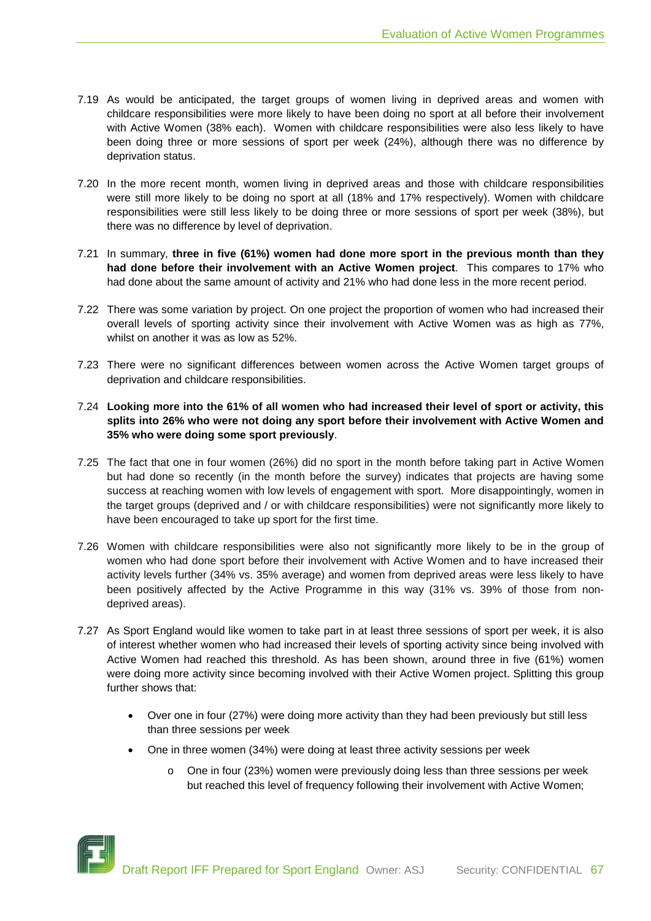7.19 As would be anticipated, the target groups of women living in deprived areas and women with childcare responsibilities were more likely to have been doing no sport at all before their involvement with Active Women (38% each). Women with childcare responsibilities were also less likely to have been doing three or more sessions of sport per week (24%), although there was no difference by deprivation status.

7.20 In the more recent month, women living in deprived areas and those with childcare responsibilities were still more likely to be doing no sport at all (18% and 17% respectively). Women with childcare responsibilities were still less likely to be doing three or more sessions of sport per week (38%), but there was no difference by level of deprivation.

7.21 In summary, **three in five (61%) women had done more sport in the previous month than they had done before their involvement with an Active Women project**. This compares to 17% who had done about the same amount of activity and 21% who had done less in the more recent period.

7.22 There was some variation by project. On one project the proportion of women who had increased their overall levels of sporting activity since their involvement with Active Women was as high as 77%, whilst on another it was as low as 52%.

7.23 There were no significant differences between women across the Active Women target groups of deprivation and childcare responsibilities.

7.24 **Looking more into the 61% of all women who had increased their level of sport or activity, this splits into 26% who were not doing any sport before their involvement with Active Women and 35% who were doing some sport previously**.

7.25 The fact that one in four women (26%) did no sport in the month before taking part in Active Women but had done so recently (in the month before the survey) indicates that projects are having some success at reaching women with low levels of engagement with sport. More disappointingly, women in the target groups (deprived and / or with childcare responsibilities) were not significantly more likely to have been encouraged to take up sport for the first time.

7.26 Women with childcare responsibilities were also not significantly more likely to be in the group of women who had done sport before their involvement with Active Women and to have increased their activity levels further (34% vs. 35% average) and women from deprived areas were less likely to have been positively affected by the Active Programme in this way (31% vs. 39% of those from non-deprived areas).

7.27 As Sport England would like women to take part in at least three sessions of sport per week, it is also of interest whether women who had increased their levels of sporting activity since being involved with Active Women had reached this threshold. As has been shown, around three in five (61%) women were doing more activity since becoming involved with their Active Women project. Splitting this group further shows that:

- Over one in four (27%) were doing more activity than they had been previously but still less than three sessions per week
- One in three women (34%) were doing at least three activity sessions per week
  - One in four (23%) women were previously doing less than three sessions per week but reached this level of frequency following their involvement with Active Women;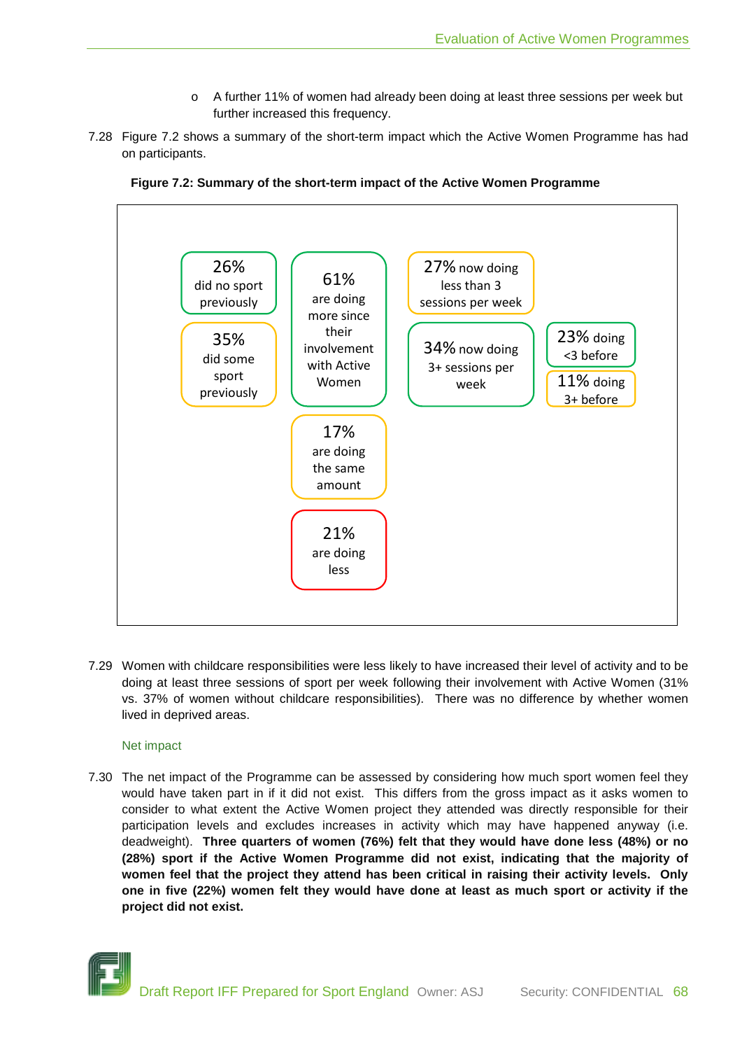- A further 11% of women had already been doing at least three sessions per week but further increased this frequency.

7.28 Figure 7.2 shows a summary of the short-term impact which the Active Women Programme has had on participants.

**Figure 7.2: Summary of the short-term impact of the Active Women Programme**

26% did no sport previously

35% did some sport previously

61% are doing more since their involvement with Active Women

27% now doing less than 3 sessions per week

34% now doing 3+ sessions per week

23% doing <3 before

11% doing 3+ before

17% are doing the same amount

21% are doing less

7.29 Women with childcare responsibilities were less likely to have increased their level of activity and to be doing at least three sessions of sport per week following their involvement with Active Women (31% vs. 37% of women without childcare responsibilities). There was no difference by whether women lived in deprived areas.

### Net impact

7.30 The net impact of the Programme can be assessed by considering how much sport women feel they would have taken part in if it did not exist. This differs from the gross impact as it asks women to consider to what extent the Active Women project they attended was directly responsible for their participation levels and excludes increases in activity which may have happened anyway (i.e. deadweight). **Three quarters of women (76%) felt that they would have done less (48%) or no (28%) sport if the Active Women Programme did not exist, indicating that the majority of women feel that the project they attend has been critical in raising their activity levels. Only one in five (22%) women felt they would have done at least as much sport or activity if the project did not exist.**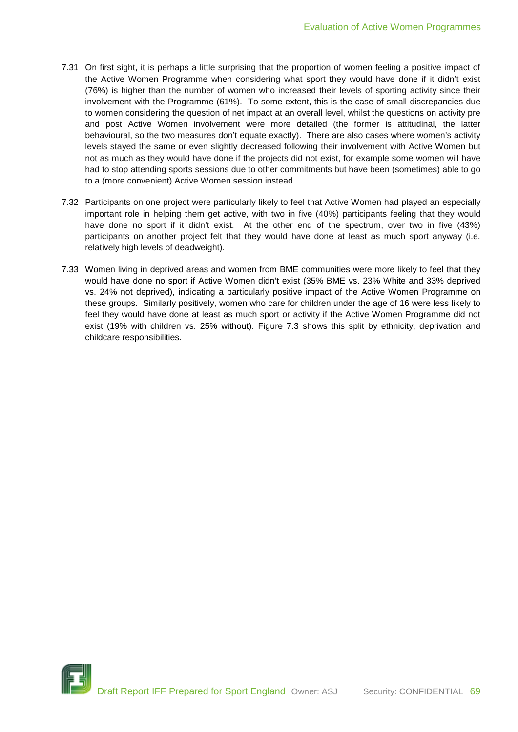7.31 On first sight, it is perhaps a little surprising that the proportion of women feeling a positive impact of the Active Women Programme when considering what sport they would have done if it didn't exist (76%) is higher than the number of women who increased their levels of sporting activity since their involvement with the Programme (61%). To some extent, this is the case of small discrepancies due to women considering the question of net impact at an overall level, whilst the questions on activity pre and post Active Women involvement were more detailed (the former is attitudinal, the latter behavioural, so the two measures don't equate exactly). There are also cases where women's activity levels stayed the same or even slightly decreased following their involvement with Active Women but not as much as they would have done if the projects did not exist, for example some women will have had to stop attending sports sessions due to other commitments but have been (sometimes) able to go to a (more convenient) Active Women session instead.

7.32 Participants on one project were particularly likely to feel that Active Women had played an especially important role in helping them get active, with two in five (40%) participants feeling that they would have done no sport if it didn't exist. At the other end of the spectrum, over two in five (43%) participants on another project felt that they would have done at least as much sport anyway (i.e. relatively high levels of deadweight).

7.33 Women living in deprived areas and women from BME communities were more likely to feel that they would have done no sport if Active Women didn't exist (35% BME vs. 23% White and 33% deprived vs. 24% not deprived), indicating a particularly positive impact of the Active Women Programme on these groups. Similarly positively, women who care for children under the age of 16 were less likely to feel they would have done at least as much sport or activity if the Active Women Programme did not exist (19% with children vs. 25% without). Figure 7.3 shows this split by ethnicity, deprivation and childcare responsibilities.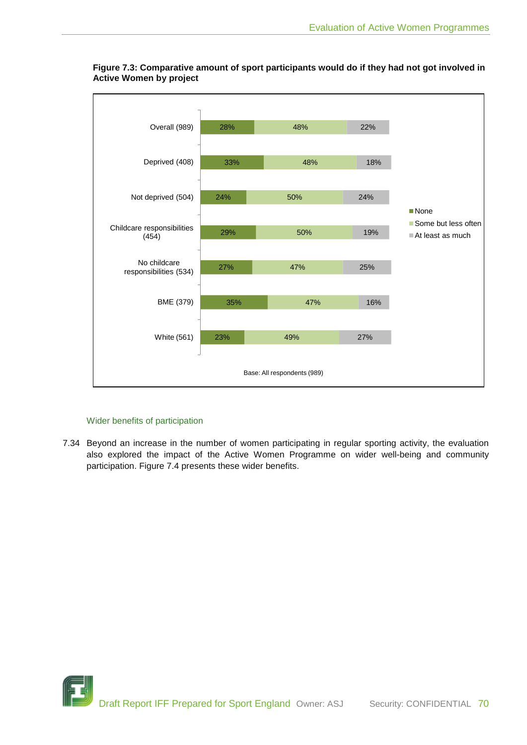**Figure 7.3: Comparative amount of sport participants would do if they had not got involved in Active Women by project**

| | None | Some but less often | At least as much |
|---|---|---|---|
| Overall (989) | 28% | 48% | 22% |
| Deprived (408) | 33% | 48% | 18% |
| Not deprived (504) | 24% | 50% | 24% |
| Childcare responsibilities (454) | 29% | 50% | 19% |
| No childcare responsibilities (534) | 27% | 47% | 25% |
| BME (379) | 35% | 47% | 16% |
| White (561) | 23% | 49% | 27% |

Base: All respondents (989)

### Wider benefits of participation

7.34 Beyond an increase in the number of women participating in regular sporting activity, the evaluation also explored the impact of the Active Women Programme on wider well-being and community participation. Figure 7.4 presents these wider benefits.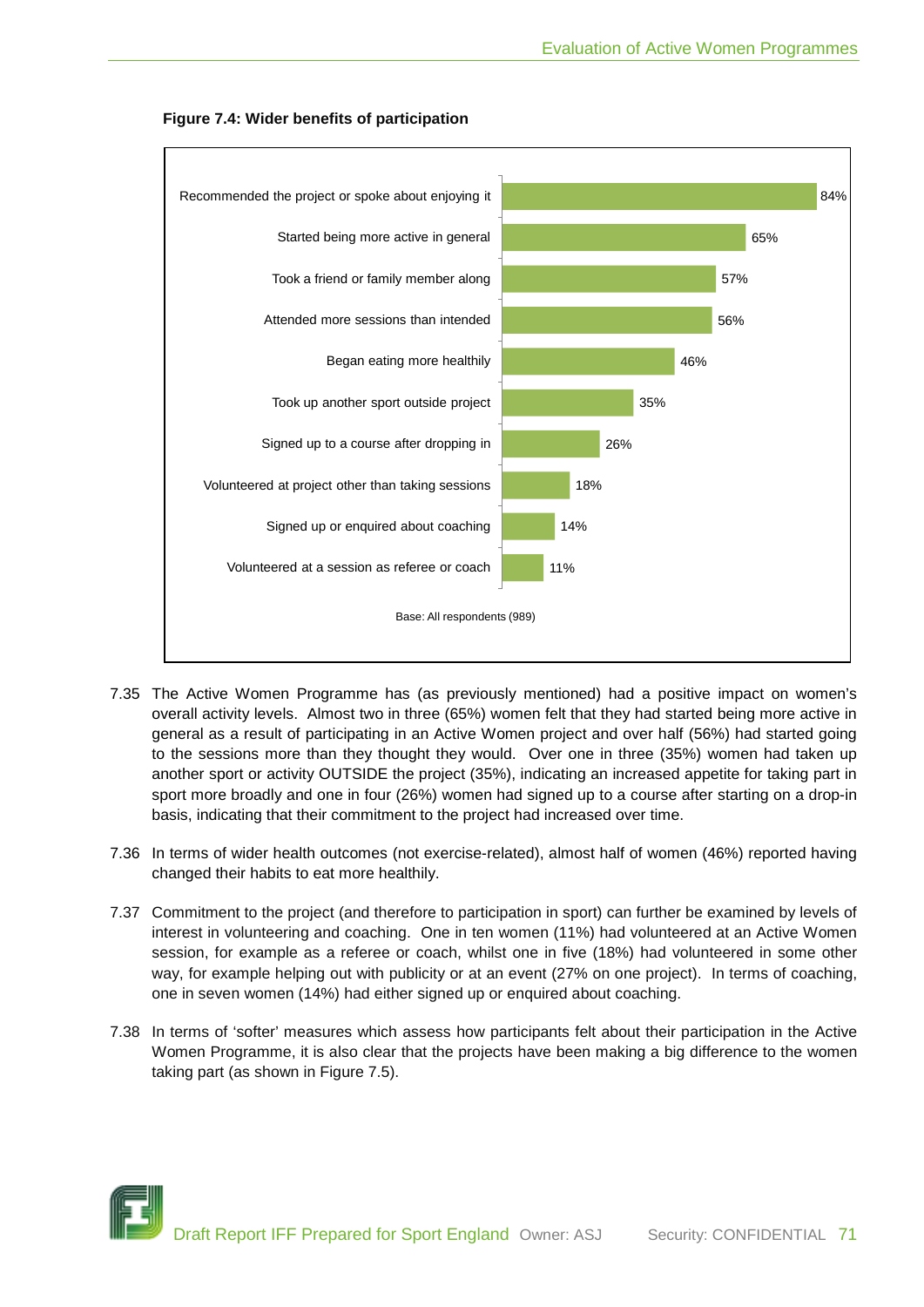**Figure 7.4: Wider benefits of participation**

| Benefit | % |
|---|---|
| Recommended the project or spoke about enjoying it | 84% |
| Started being more active in general | 65% |
| Took a friend or family member along | 57% |
| Attended more sessions than intended | 56% |
| Began eating more healthily | 46% |
| Took up another sport outside project | 35% |
| Signed up to a course after dropping in | 26% |
| Volunteered at project other than taking sessions | 18% |
| Signed up or enquired about coaching | 14% |
| Volunteered at a session as referee or coach | 11% |

Base: All respondents (989)

7.35 The Active Women Programme has (as previously mentioned) had a positive impact on women's overall activity levels. Almost two in three (65%) women felt that they had started being more active in general as a result of participating in an Active Women project and over half (56%) had started going to the sessions more than they thought they would. Over one in three (35%) women had taken up another sport or activity OUTSIDE the project (35%), indicating an increased appetite for taking part in sport more broadly and one in four (26%) women had signed up to a course after starting on a drop-in basis, indicating that their commitment to the project had increased over time.

7.36 In terms of wider health outcomes (not exercise-related), almost half of women (46%) reported having changed their habits to eat more healthily.

7.37 Commitment to the project (and therefore to participation in sport) can further be examined by levels of interest in volunteering and coaching. One in ten women (11%) had volunteered at an Active Women session, for example as a referee or coach, whilst one in five (18%) had volunteered in some other way, for example helping out with publicity or at an event (27% on one project). In terms of coaching, one in seven women (14%) had either signed up or enquired about coaching.

7.38 In terms of 'softer' measures which assess how participants felt about their participation in the Active Women Programme, it is also clear that the projects have been making a big difference to the women taking part (as shown in Figure 7.5).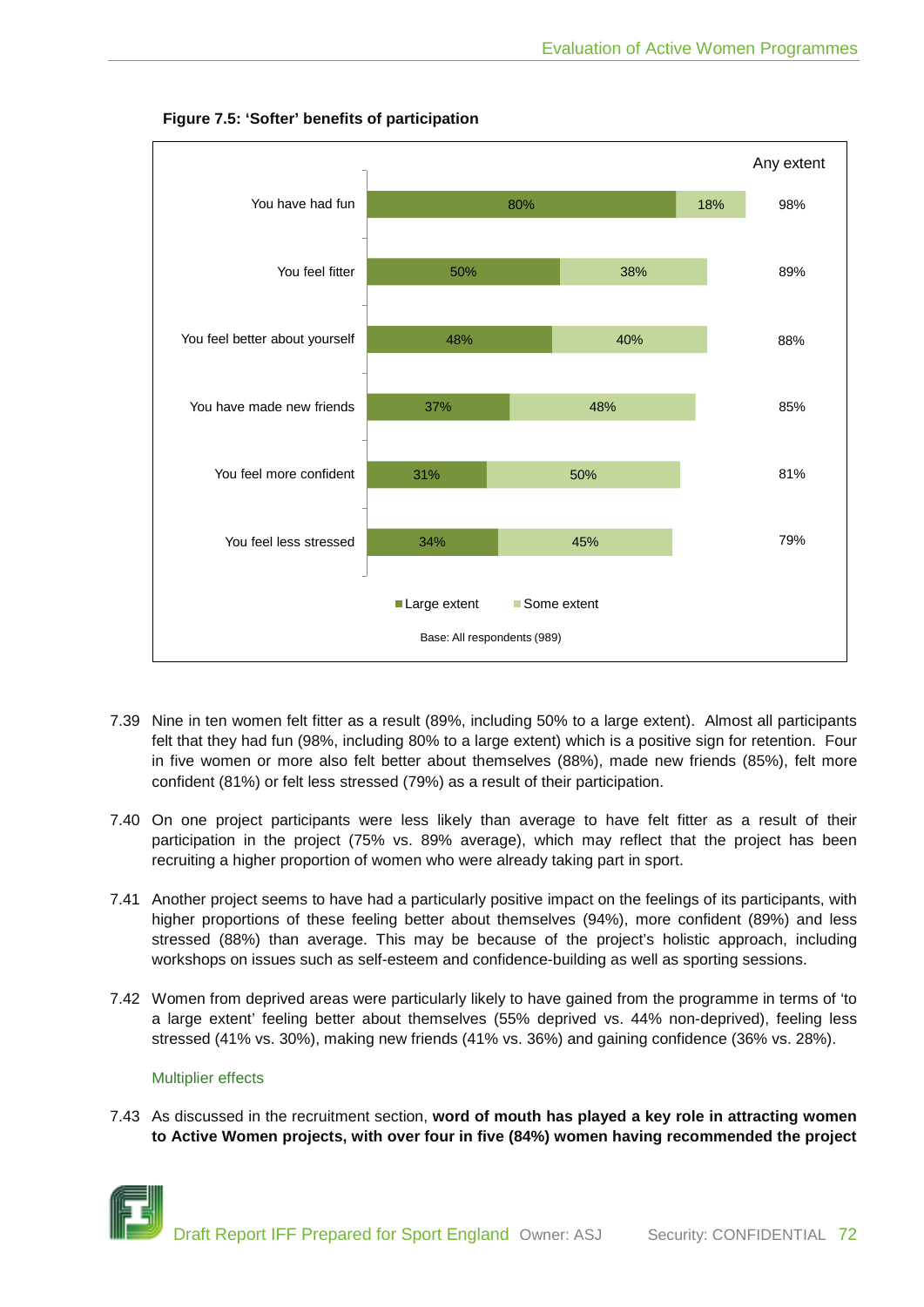**Figure 7.5: 'Softer' benefits of participation**

| | Large extent | Some extent | Any extent |
|---|---|---|---|
| You have had fun | 80% | 18% | 98% |
| You feel fitter | 50% | 38% | 89% |
| You feel better about yourself | 48% | 40% | 88% |
| You have made new friends | 37% | 48% | 85% |
| You feel more confident | 31% | 50% | 81% |
| You feel less stressed | 34% | 45% | 79% |

Base: All respondents (989)

7.39 Nine in ten women felt fitter as a result (89%, including 50% to a large extent). Almost all participants felt that they had fun (98%, including 80% to a large extent) which is a positive sign for retention. Four in five women or more also felt better about themselves (88%), made new friends (85%), felt more confident (81%) or felt less stressed (79%) as a result of their participation.

7.40 On one project participants were less likely than average to have felt fitter as a result of their participation in the project (75% vs. 89% average), which may reflect that the project has been recruiting a higher proportion of women who were already taking part in sport.

7.41 Another project seems to have had a particularly positive impact on the feelings of its participants, with higher proportions of these feeling better about themselves (94%), more confident (89%) and less stressed (88%) than average. This may be because of the project's holistic approach, including workshops on issues such as self-esteem and confidence-building as well as sporting sessions.

7.42 Women from deprived areas were particularly likely to have gained from the programme in terms of 'to a large extent' feeling better about themselves (55% deprived vs. 44% non-deprived), feeling less stressed (41% vs. 30%), making new friends (41% vs. 36%) and gaining confidence (36% vs. 28%).

### Multiplier effects

7.43 As discussed in the recruitment section, **word of mouth has played a key role in attracting women to Active Women projects, with over four in five (84%) women having recommended the project**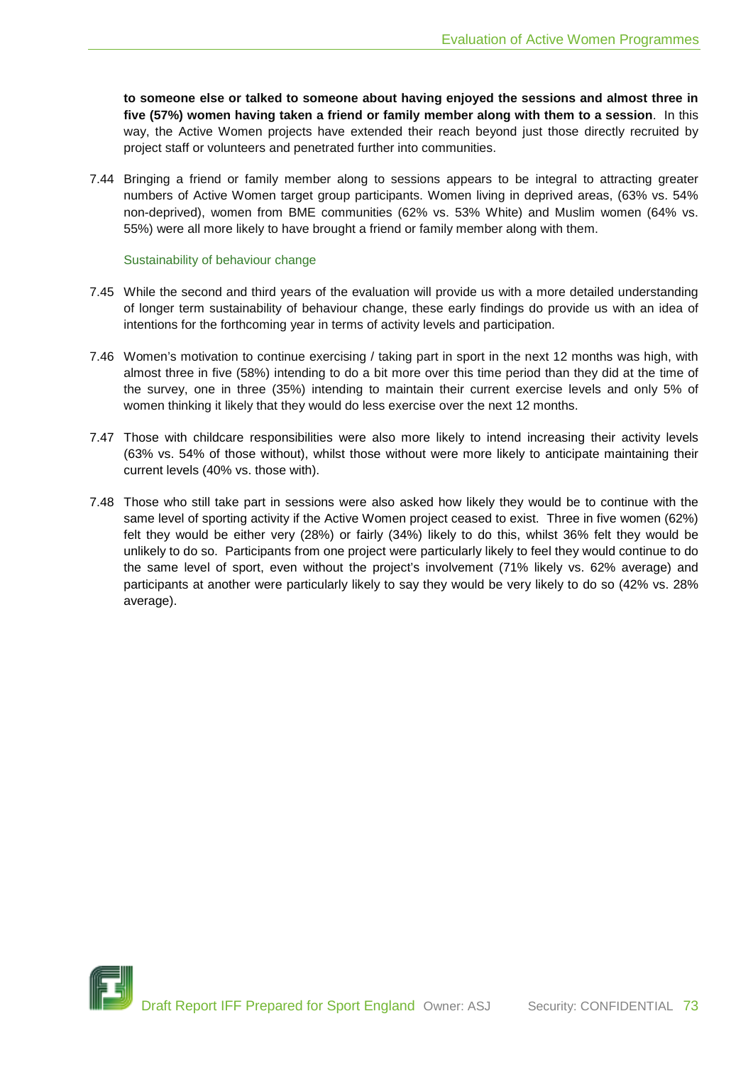**to someone else or talked to someone about having enjoyed the sessions and almost three in five (57%) women having taken a friend or family member along with them to a session**. In this way, the Active Women projects have extended their reach beyond just those directly recruited by project staff or volunteers and penetrated further into communities.

7.44 Bringing a friend or family member along to sessions appears to be integral to attracting greater numbers of Active Women target group participants. Women living in deprived areas, (63% vs. 54% non-deprived), women from BME communities (62% vs. 53% White) and Muslim women (64% vs. 55%) were all more likely to have brought a friend or family member along with them.

### Sustainability of behaviour change

7.45 While the second and third years of the evaluation will provide us with a more detailed understanding of longer term sustainability of behaviour change, these early findings do provide us with an idea of intentions for the forthcoming year in terms of activity levels and participation.

7.46 Women's motivation to continue exercising / taking part in sport in the next 12 months was high, with almost three in five (58%) intending to do a bit more over this time period than they did at the time of the survey, one in three (35%) intending to maintain their current exercise levels and only 5% of women thinking it likely that they would do less exercise over the next 12 months.

7.47 Those with childcare responsibilities were also more likely to intend increasing their activity levels (63% vs. 54% of those without), whilst those without were more likely to anticipate maintaining their current levels (40% vs. those with).

7.48 Those who still take part in sessions were also asked how likely they would be to continue with the same level of sporting activity if the Active Women project ceased to exist. Three in five women (62%) felt they would be either very (28%) or fairly (34%) likely to do this, whilst 36% felt they would be unlikely to do so. Participants from one project were particularly likely to feel they would continue to do the same level of sport, even without the project's involvement (71% likely vs. 62% average) and participants at another were particularly likely to say they would be very likely to do so (42% vs. 28% average).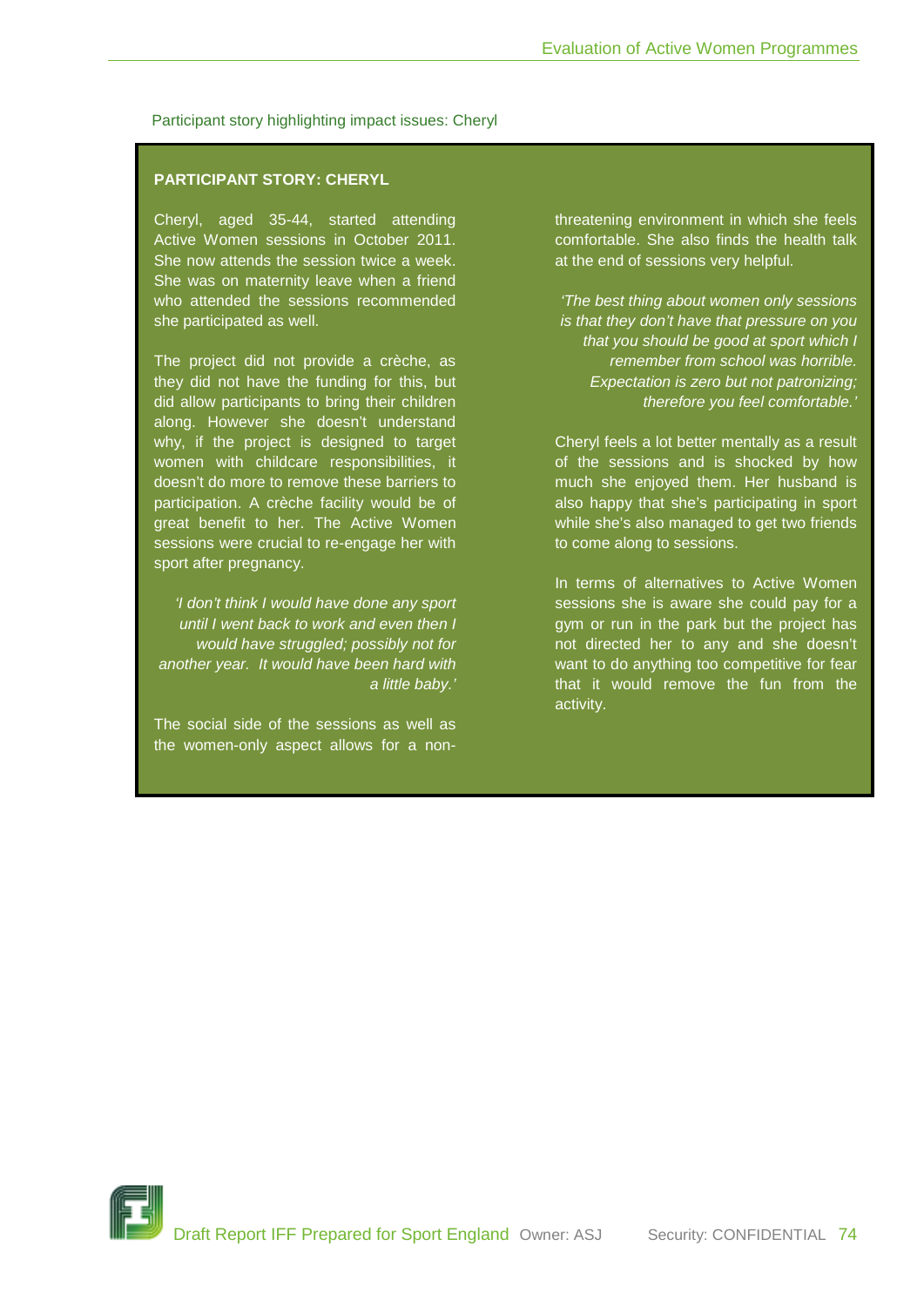Participant story highlighting impact issues: Cheryl

**PARTICIPANT STORY: CHERYL**

Cheryl, aged 35-44, started attending Active Women sessions in October 2011. She now attends the session twice a week. She was on maternity leave when a friend who attended the sessions recommended she participated as well.

The project did not provide a crèche, as they did not have the funding for this, but did allow participants to bring their children along. However she doesn't understand why, if the project is designed to target women with childcare responsibilities, it doesn't do more to remove these barriers to participation. A crèche facility would be of great benefit to her. The Active Women sessions were crucial to re-engage her with sport after pregnancy.

*'I don't think I would have done any sport until I went back to work and even then I would have struggled; possibly not for another year. It would have been hard with a little baby.'*

The social side of the sessions as well as the women-only aspect allows for a non-threatening environment in which she feels comfortable. She also finds the health talk at the end of sessions very helpful.

*'The best thing about women only sessions is that they don't have that pressure on you that you should be good at sport which I remember from school was horrible. Expectation is zero but not patronizing; therefore you feel comfortable.'*

Cheryl feels a lot better mentally as a result of the sessions and is shocked by how much she enjoyed them. Her husband is also happy that she's participating in sport while she's also managed to get two friends to come along to sessions.

In terms of alternatives to Active Women sessions she is aware she could pay for a gym or run in the park but the project has not directed her to any and she doesn't want to do anything too competitive for fear that it would remove the fun from the activity.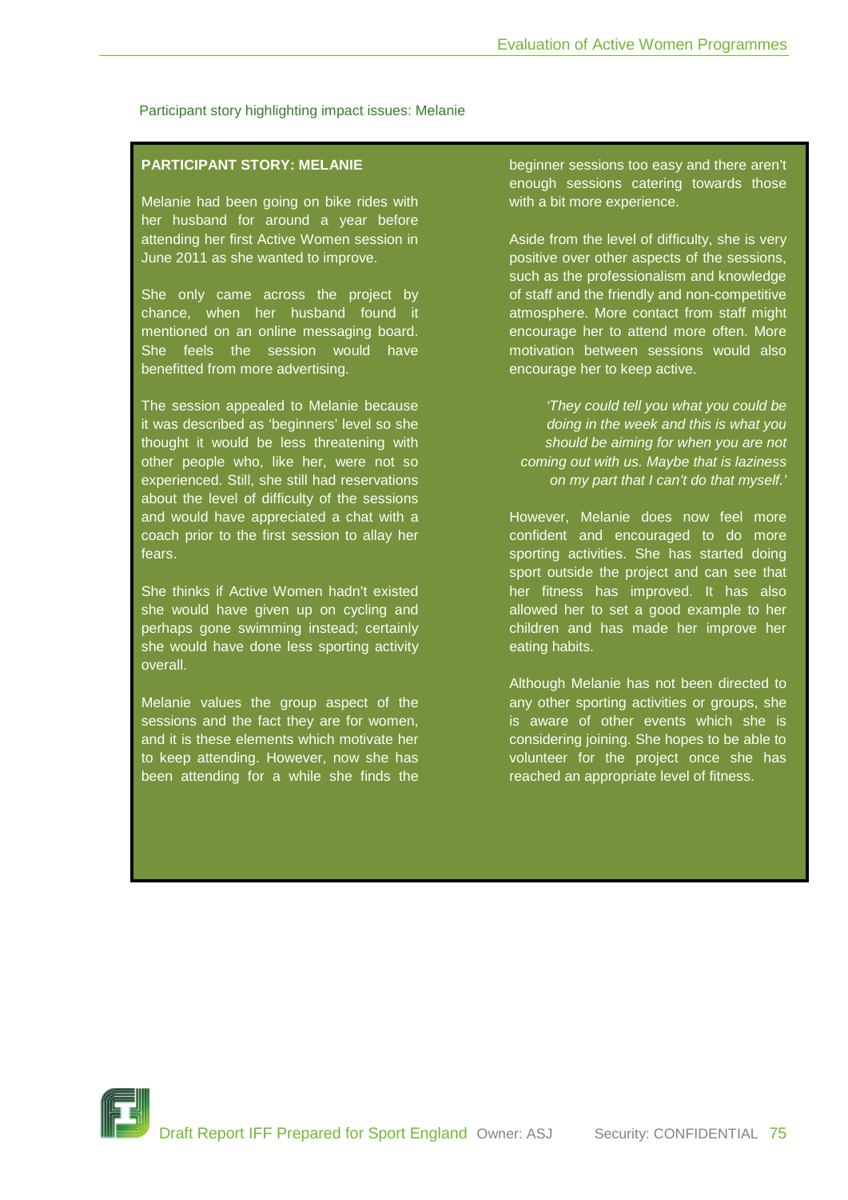Participant story highlighting impact issues: Melanie

**PARTICIPANT STORY: MELANIE**

Melanie had been going on bike rides with her husband for around a year before attending her first Active Women session in June 2011 as she wanted to improve.

She only came across the project by chance, when her husband found it mentioned on an online messaging board. She feels the session would have benefitted from more advertising.

The session appealed to Melanie because it was described as 'beginners' level so she thought it would be less threatening with other people who, like her, were not so experienced. Still, she still had reservations about the level of difficulty of the sessions and would have appreciated a chat with a coach prior to the first session to allay her fears.

She thinks if Active Women hadn't existed she would have given up on cycling and perhaps gone swimming instead; certainly she would have done less sporting activity overall.

Melanie values the group aspect of the sessions and the fact they are for women, and it is these elements which motivate her to keep attending. However, now she has been attending for a while she finds the beginner sessions too easy and there aren't enough sessions catering towards those with a bit more experience.

Aside from the level of difficulty, she is very positive over other aspects of the sessions, such as the professionalism and knowledge of staff and the friendly and non-competitive atmosphere. More contact from staff might encourage her to attend more often. More motivation between sessions would also encourage her to keep active.

> *'They could tell you what you could be doing in the week and this is what you should be aiming for when you are not coming out with us. Maybe that is laziness on my part that I can't do that myself.'*

However, Melanie does now feel more confident and encouraged to do more sporting activities. She has started doing sport outside the project and can see that her fitness has improved. It has also allowed her to set a good example to her children and has made her improve her eating habits.

Although Melanie has not been directed to any other sporting activities or groups, she is aware of other events which she is considering joining. She hopes to be able to volunteer for the project once she has reached an appropriate level of fitness.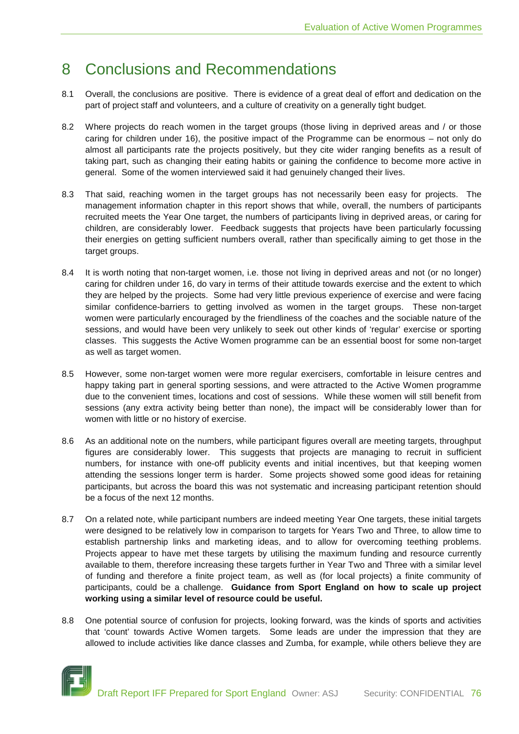# 8 Conclusions and Recommendations

8.1 Overall, the conclusions are positive. There is evidence of a great deal of effort and dedication on the part of project staff and volunteers, and a culture of creativity on a generally tight budget.

8.2 Where projects do reach women in the target groups (those living in deprived areas and / or those caring for children under 16), the positive impact of the Programme can be enormous – not only do almost all participants rate the projects positively, but they cite wider ranging benefits as a result of taking part, such as changing their eating habits or gaining the confidence to become more active in general. Some of the women interviewed said it had genuinely changed their lives.

8.3 That said, reaching women in the target groups has not necessarily been easy for projects. The management information chapter in this report shows that while, overall, the numbers of participants recruited meets the Year One target, the numbers of participants living in deprived areas, or caring for children, are considerably lower. Feedback suggests that projects have been particularly focussing their energies on getting sufficient numbers overall, rather than specifically aiming to get those in the target groups.

8.4 It is worth noting that non-target women, i.e. those not living in deprived areas and not (or no longer) caring for children under 16, do vary in terms of their attitude towards exercise and the extent to which they are helped by the projects. Some had very little previous experience of exercise and were facing similar confidence-barriers to getting involved as women in the target groups. These non-target women were particularly encouraged by the friendliness of the coaches and the sociable nature of the sessions, and would have been very unlikely to seek out other kinds of 'regular' exercise or sporting classes. This suggests the Active Women programme can be an essential boost for some non-target as well as target women.

8.5 However, some non-target women were more regular exercisers, comfortable in leisure centres and happy taking part in general sporting sessions, and were attracted to the Active Women programme due to the convenient times, locations and cost of sessions. While these women will still benefit from sessions (any extra activity being better than none), the impact will be considerably lower than for women with little or no history of exercise.

8.6 As an additional note on the numbers, while participant figures overall are meeting targets, throughput figures are considerably lower. This suggests that projects are managing to recruit in sufficient numbers, for instance with one-off publicity events and initial incentives, but that keeping women attending the sessions longer term is harder. Some projects showed some good ideas for retaining participants, but across the board this was not systematic and increasing participant retention should be a focus of the next 12 months.

8.7 On a related note, while participant numbers are indeed meeting Year One targets, these initial targets were designed to be relatively low in comparison to targets for Years Two and Three, to allow time to establish partnership links and marketing ideas, and to allow for overcoming teething problems. Projects appear to have met these targets by utilising the maximum funding and resource currently available to them, therefore increasing these targets further in Year Two and Three with a similar level of funding and therefore a finite project team, as well as (for local projects) a finite community of participants, could be a challenge. **Guidance from Sport England on how to scale up project working using a similar level of resource could be useful.**

8.8 One potential source of confusion for projects, looking forward, was the kinds of sports and activities that 'count' towards Active Women targets. Some leads are under the impression that they are allowed to include activities like dance classes and Zumba, for example, while others believe they are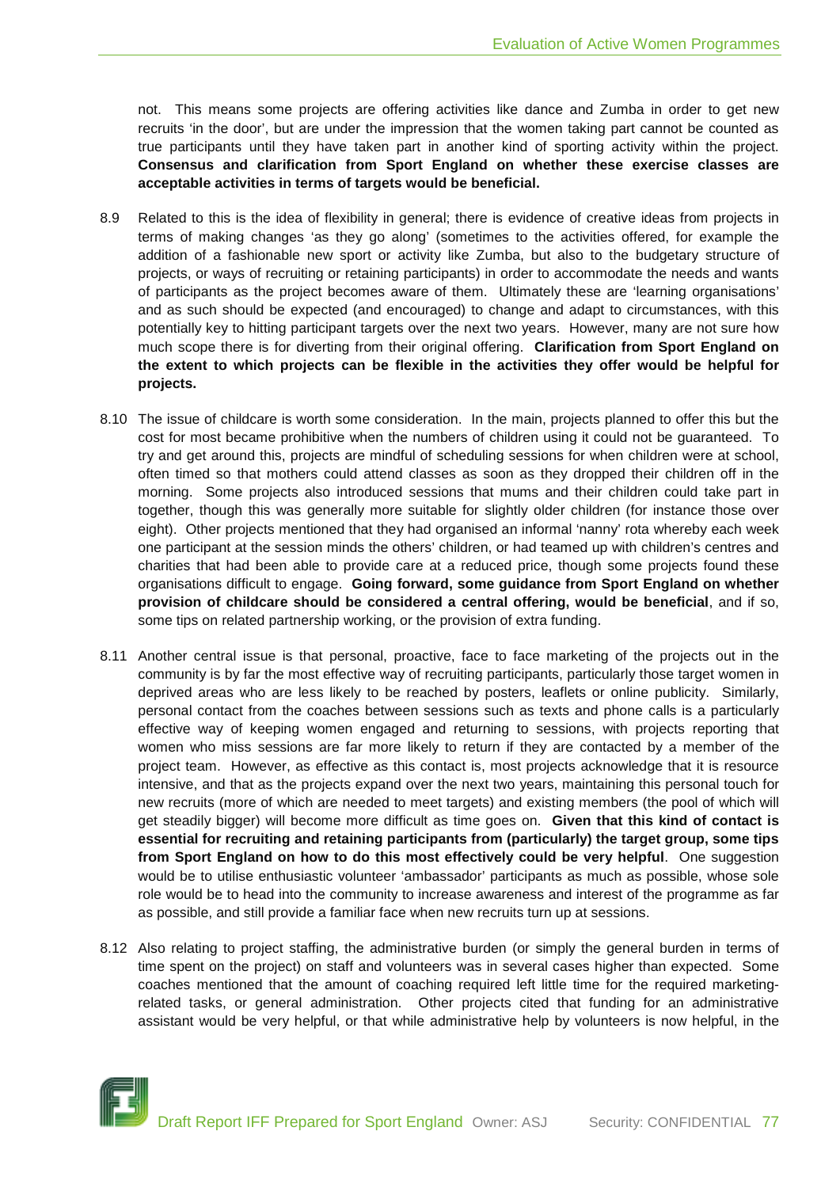not. This means some projects are offering activities like dance and Zumba in order to get new recruits 'in the door', but are under the impression that the women taking part cannot be counted as true participants until they have taken part in another kind of sporting activity within the project. **Consensus and clarification from Sport England on whether these exercise classes are acceptable activities in terms of targets would be beneficial.**

8.9 Related to this is the idea of flexibility in general; there is evidence of creative ideas from projects in terms of making changes 'as they go along' (sometimes to the activities offered, for example the addition of a fashionable new sport or activity like Zumba, but also to the budgetary structure of projects, or ways of recruiting or retaining participants) in order to accommodate the needs and wants of participants as the project becomes aware of them. Ultimately these are 'learning organisations' and as such should be expected (and encouraged) to change and adapt to circumstances, with this potentially key to hitting participant targets over the next two years. However, many are not sure how much scope there is for diverting from their original offering. **Clarification from Sport England on the extent to which projects can be flexible in the activities they offer would be helpful for projects.**

8.10 The issue of childcare is worth some consideration. In the main, projects planned to offer this but the cost for most became prohibitive when the numbers of children using it could not be guaranteed. To try and get around this, projects are mindful of scheduling sessions for when children were at school, often timed so that mothers could attend classes as soon as they dropped their children off in the morning. Some projects also introduced sessions that mums and their children could take part in together, though this was generally more suitable for slightly older children (for instance those over eight). Other projects mentioned that they had organised an informal 'nanny' rota whereby each week one participant at the session minds the others' children, or had teamed up with children's centres and charities that had been able to provide care at a reduced price, though some projects found these organisations difficult to engage. **Going forward, some guidance from Sport England on whether provision of childcare should be considered a central offering, would be beneficial**, and if so, some tips on related partnership working, or the provision of extra funding.

8.11 Another central issue is that personal, proactive, face to face marketing of the projects out in the community is by far the most effective way of recruiting participants, particularly those target women in deprived areas who are less likely to be reached by posters, leaflets or online publicity. Similarly, personal contact from the coaches between sessions such as texts and phone calls is a particularly effective way of keeping women engaged and returning to sessions, with projects reporting that women who miss sessions are far more likely to return if they are contacted by a member of the project team. However, as effective as this contact is, most projects acknowledge that it is resource intensive, and that as the projects expand over the next two years, maintaining this personal touch for new recruits (more of which are needed to meet targets) and existing members (the pool of which will get steadily bigger) will become more difficult as time goes on. **Given that this kind of contact is essential for recruiting and retaining participants from (particularly) the target group, some tips from Sport England on how to do this most effectively could be very helpful**. One suggestion would be to utilise enthusiastic volunteer 'ambassador' participants as much as possible, whose sole role would be to head into the community to increase awareness and interest of the programme as far as possible, and still provide a familiar face when new recruits turn up at sessions.

8.12 Also relating to project staffing, the administrative burden (or simply the general burden in terms of time spent on the project) on staff and volunteers was in several cases higher than expected. Some coaches mentioned that the amount of coaching required left little time for the required marketing-related tasks, or general administration. Other projects cited that funding for an administrative assistant would be very helpful, or that while administrative help by volunteers is now helpful, in the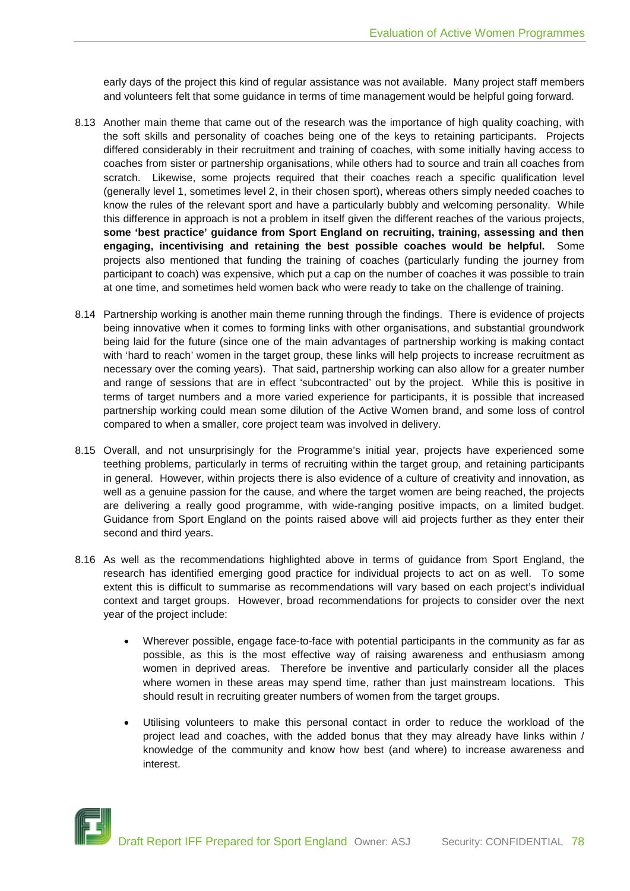early days of the project this kind of regular assistance was not available. Many project staff members and volunteers felt that some guidance in terms of time management would be helpful going forward.

8.13 Another main theme that came out of the research was the importance of high quality coaching, with the soft skills and personality of coaches being one of the keys to retaining participants. Projects differed considerably in their recruitment and training of coaches, with some initially having access to coaches from sister or partnership organisations, while others had to source and train all coaches from scratch. Likewise, some projects required that their coaches reach a specific qualification level (generally level 1, sometimes level 2, in their chosen sport), whereas others simply needed coaches to know the rules of the relevant sport and have a particularly bubbly and welcoming personality. While this difference in approach is not a problem in itself given the different reaches of the various projects, **some 'best practice' guidance from Sport England on recruiting, training, assessing and then engaging, incentivising and retaining the best possible coaches would be helpful.** Some projects also mentioned that funding the training of coaches (particularly funding the journey from participant to coach) was expensive, which put a cap on the number of coaches it was possible to train at one time, and sometimes held women back who were ready to take on the challenge of training.

8.14 Partnership working is another main theme running through the findings. There is evidence of projects being innovative when it comes to forming links with other organisations, and substantial groundwork being laid for the future (since one of the main advantages of partnership working is making contact with 'hard to reach' women in the target group, these links will help projects to increase recruitment as necessary over the coming years). That said, partnership working can also allow for a greater number and range of sessions that are in effect 'subcontracted' out by the project. While this is positive in terms of target numbers and a more varied experience for participants, it is possible that increased partnership working could mean some dilution of the Active Women brand, and some loss of control compared to when a smaller, core project team was involved in delivery.

8.15 Overall, and not unsurprisingly for the Programme's initial year, projects have experienced some teething problems, particularly in terms of recruiting within the target group, and retaining participants in general. However, within projects there is also evidence of a culture of creativity and innovation, as well as a genuine passion for the cause, and where the target women are being reached, the projects are delivering a really good programme, with wide-ranging positive impacts, on a limited budget. Guidance from Sport England on the points raised above will aid projects further as they enter their second and third years.

8.16 As well as the recommendations highlighted above in terms of guidance from Sport England, the research has identified emerging good practice for individual projects to act on as well. To some extent this is difficult to summarise as recommendations will vary based on each project's individual context and target groups. However, broad recommendations for projects to consider over the next year of the project include:

- Wherever possible, engage face-to-face with potential participants in the community as far as possible, as this is the most effective way of raising awareness and enthusiasm among women in deprived areas. Therefore be inventive and particularly consider all the places where women in these areas may spend time, rather than just mainstream locations. This should result in recruiting greater numbers of women from the target groups.

- Utilising volunteers to make this personal contact in order to reduce the workload of the project lead and coaches, with the added bonus that they may already have links within / knowledge of the community and know how best (and where) to increase awareness and interest.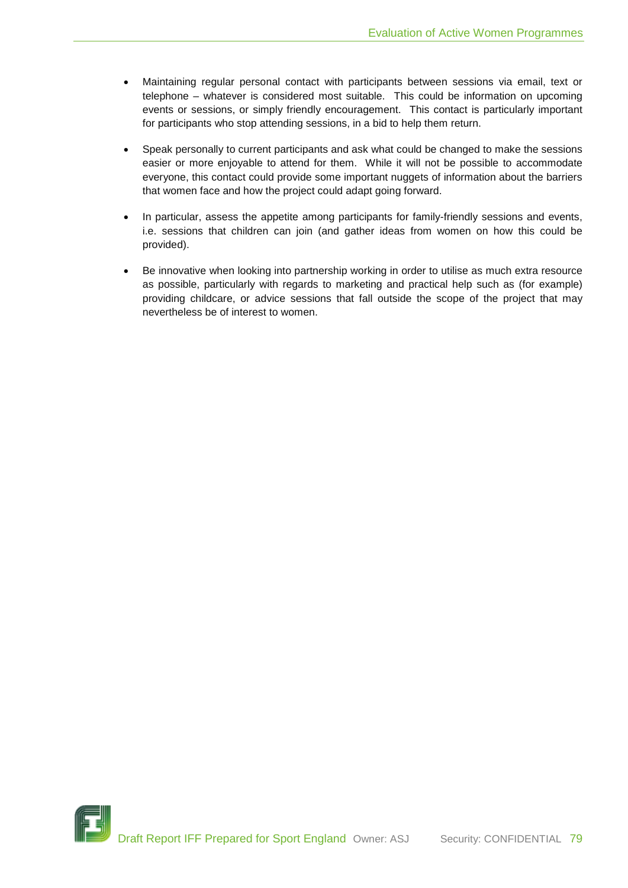- Maintaining regular personal contact with participants between sessions via email, text or telephone – whatever is considered most suitable. This could be information on upcoming events or sessions, or simply friendly encouragement. This contact is particularly important for participants who stop attending sessions, in a bid to help them return.

- Speak personally to current participants and ask what could be changed to make the sessions easier or more enjoyable to attend for them. While it will not be possible to accommodate everyone, this contact could provide some important nuggets of information about the barriers that women face and how the project could adapt going forward.

- In particular, assess the appetite among participants for family-friendly sessions and events, i.e. sessions that children can join (and gather ideas from women on how this could be provided).

- Be innovative when looking into partnership working in order to utilise as much extra resource as possible, particularly with regards to marketing and practical help such as (for example) providing childcare, or advice sessions that fall outside the scope of the project that may nevertheless be of interest to women.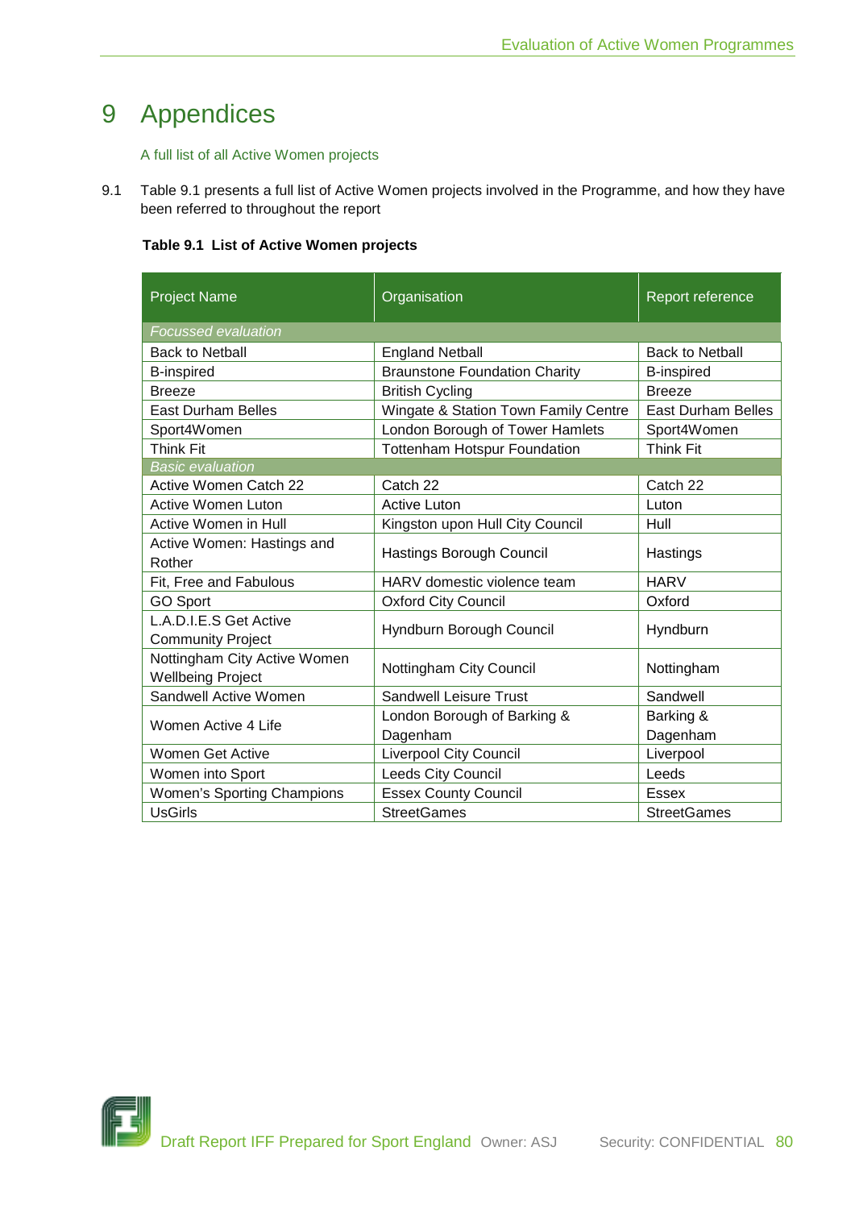# 9 Appendices

A full list of all Active Women projects

9.1 Table 9.1 presents a full list of Active Women projects involved in the Programme, and how they have been referred to throughout the report

**Table 9.1 List of Active Women projects**

| Project Name | Organisation | Report reference |
|---|---|---|
| *Focussed evaluation* | | |
| Back to Netball | England Netball | Back to Netball |
| B-inspired | Braunstone Foundation Charity | B-inspired |
| Breeze | British Cycling | Breeze |
| East Durham Belles | Wingate & Station Town Family Centre | East Durham Belles |
| Sport4Women | London Borough of Tower Hamlets | Sport4Women |
| Think Fit | Tottenham Hotspur Foundation | Think Fit |
| *Basic evaluation* | | |
| Active Women Catch 22 | Catch 22 | Catch 22 |
| Active Women Luton | Active Luton | Luton |
| Active Women in Hull | Kingston upon Hull City Council | Hull |
| Active Women: Hastings and Rother | Hastings Borough Council | Hastings |
| Fit, Free and Fabulous | HARV domestic violence team | HARV |
| GO Sport | Oxford City Council | Oxford |
| L.A.D.I.E.S Get Active Community Project | Hyndburn Borough Council | Hyndburn |
| Nottingham City Active Women Wellbeing Project | Nottingham City Council | Nottingham |
| Sandwell Active Women | Sandwell Leisure Trust | Sandwell |
| Women Active 4 Life | London Borough of Barking & Dagenham | Barking & Dagenham |
| Women Get Active | Liverpool City Council | Liverpool |
| Women into Sport | Leeds City Council | Leeds |
| Women's Sporting Champions | Essex County Council | Essex |
| UsGirls | StreetGames | StreetGames |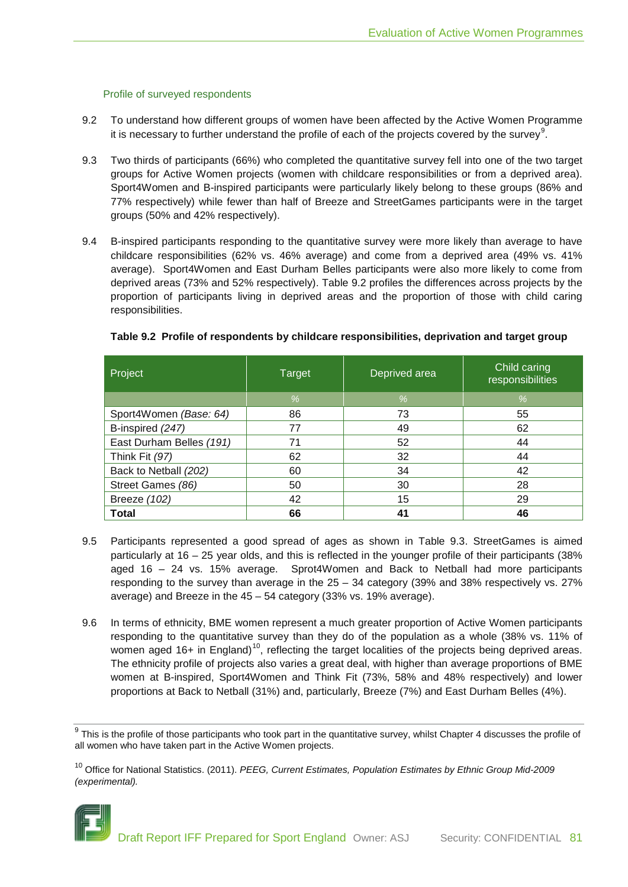### Profile of surveyed respondents

9.2 To understand how different groups of women have been affected by the Active Women Programme it is necessary to further understand the profile of each of the projects covered by the survey[9].

9.3 Two thirds of participants (66%) who completed the quantitative survey fell into one of the two target groups for Active Women projects (women with childcare responsibilities or from a deprived area). Sport4Women and B-inspired participants were particularly likely belong to these groups (86% and 77% respectively) while fewer than half of Breeze and StreetGames participants were in the target groups (50% and 42% respectively).

9.4 B-inspired participants responding to the quantitative survey were more likely than average to have childcare responsibilities (62% vs. 46% average) and come from a deprived area (49% vs. 41% average). Sport4Women and East Durham Belles participants were also more likely to come from deprived areas (73% and 52% respectively). Table 9.2 profiles the differences across projects by the proportion of participants living in deprived areas and the proportion of those with child caring responsibilities.

**Table 9.2 Profile of respondents by childcare responsibilities, deprivation and target group**

| Project | Target | Deprived area | Child caring responsibilities |
|---|---|---|---|
| | % | % | % |
| Sport4Women *(Base: 64)* | 86 | 73 | 55 |
| B-inspired *(247)* | 77 | 49 | 62 |
| East Durham Belles *(191)* | 71 | 52 | 44 |
| Think Fit *(97)* | 62 | 32 | 44 |
| Back to Netball *(202)* | 60 | 34 | 42 |
| Street Games *(86)* | 50 | 30 | 28 |
| Breeze *(102)* | 42 | 15 | 29 |
| **Total** | **66** | **41** | **46** |

9.5 Participants represented a good spread of ages as shown in Table 9.3. StreetGames is aimed particularly at 16 – 25 year olds, and this is reflected in the younger profile of their participants (38% aged 16 – 24 vs. 15% average. Sprot4Women and Back to Netball had more participants responding to the survey than average in the 25 – 34 category (39% and 38% respectively vs. 27% average) and Breeze in the 45 – 54 category (33% vs. 19% average).

9.6 In terms of ethnicity, BME women represent a much greater proportion of Active Women participants responding to the quantitative survey than they do of the population as a whole (38% vs. 11% of women aged 16+ in England)[10], reflecting the target localities of the projects being deprived areas. The ethnicity profile of projects also varies a great deal, with higher than average proportions of BME women at B-inspired, Sport4Women and Think Fit (73%, 58% and 48% respectively) and lower proportions at Back to Netball (31%) and, particularly, Breeze (7%) and East Durham Belles (4%).

---

[9] This is the profile of those participants who took part in the quantitative survey, whilst Chapter 4 discusses the profile of all women who have taken part in the Active Women projects.

[10] Office for National Statistics. (2011). *PEEG, Current Estimates, Population Estimates by Ethnic Group Mid-2009 (experimental).*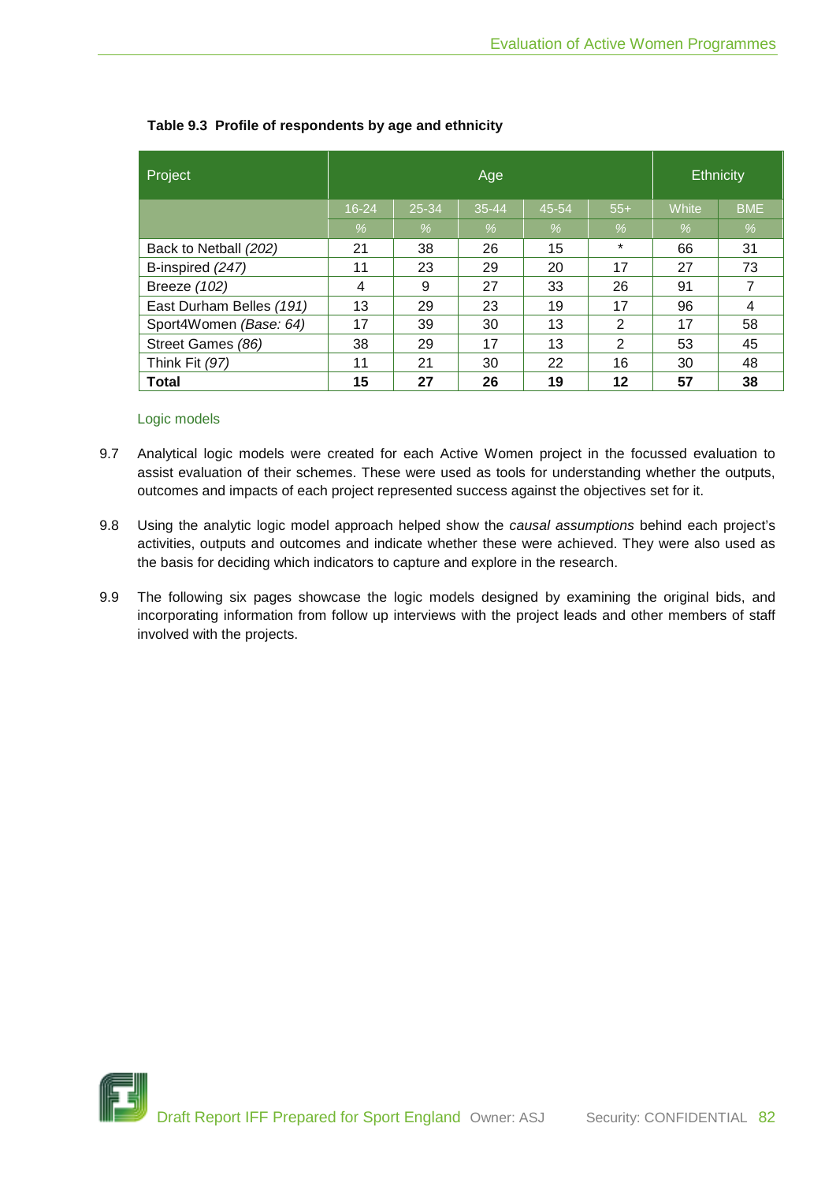**Table 9.3 Profile of respondents by age and ethnicity**

| Project | Age | | | | | Ethnicity | |
|---|---|---|---|---|---|---|---|
| | 16-24 | 25-34 | 35-44 | 45-54 | 55+ | White | BME |
| | % | % | % | % | % | % | % |
| Back to Netball *(202)* | 21 | 38 | 26 | 15 | * | 66 | 31 |
| B-inspired *(247)* | 11 | 23 | 29 | 20 | 17 | 27 | 73 |
| Breeze *(102)* | 4 | 9 | 27 | 33 | 26 | 91 | 7 |
| East Durham Belles *(191)* | 13 | 29 | 23 | 19 | 17 | 96 | 4 |
| Sport4Women *(Base: 64)* | 17 | 39 | 30 | 13 | 2 | 17 | 58 |
| Street Games *(86)* | 38 | 29 | 17 | 13 | 2 | 53 | 45 |
| Think Fit *(97)* | 11 | 21 | 30 | 22 | 16 | 30 | 48 |
| **Total** | **15** | **27** | **26** | **19** | **12** | **57** | **38** |

### Logic models

9.7 Analytical logic models were created for each Active Women project in the focussed evaluation to assist evaluation of their schemes. These were used as tools for understanding whether the outputs, outcomes and impacts of each project represented success against the objectives set for it.

9.8 Using the analytic logic model approach helped show the *causal assumptions* behind each project's activities, outputs and outcomes and indicate whether these were achieved. They were also used as the basis for deciding which indicators to capture and explore in the research.

9.9 The following six pages showcase the logic models designed by examining the original bids, and incorporating information from follow up interviews with the project leads and other members of staff involved with the projects.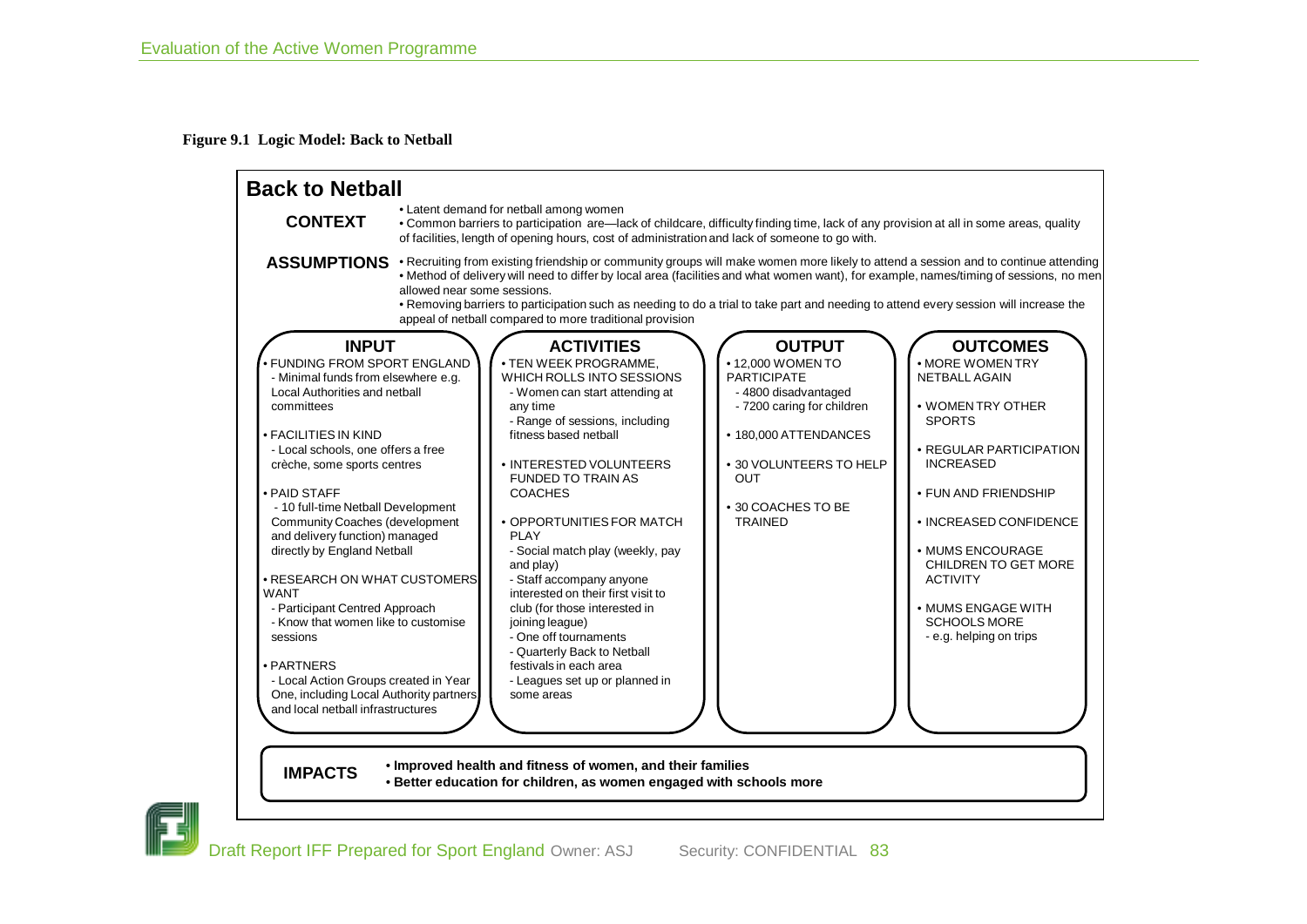**Figure 9.1 Logic Model: Back to Netball**

## Back to Netball

**CONTEXT**

- Latent demand for netball among women
- Common barriers to participation are—lack of childcare, difficulty finding time, lack of any provision at all in some areas, quality of facilities, length of opening hours, cost of administration and lack of someone to go with.

**ASSUMPTIONS**

- Recruiting from existing friendship or community groups will make women more likely to attend a session and to continue attending
- Method of delivery will need to differ by local area (facilities and what women want), for example, names/timing of sessions, no men allowed near some sessions.
- Removing barriers to participation such as needing to do a trial to take part and needing to attend every session will increase the appeal of netball compared to more traditional provision

### INPUT

- FUNDING FROM SPORT ENGLAND
  - Minimal funds from elsewhere e.g. Local Authorities and netball committees
- FACILITIES IN KIND
  - Local schools, one offers a free crèche, some sports centres
- PAID STAFF
  - 10 full-time Netball Development Community Coaches (development and delivery function) managed directly by England Netball
- RESEARCH ON WHAT CUSTOMERS WANT
  - Participant Centred Approach
  - Know that women like to customise sessions
- PARTNERS
  - Local Action Groups created in Year One, including Local Authority partners and local netball infrastructures

### ACTIVITIES

- TEN WEEK PROGRAMME, WHICH ROLLS INTO SESSIONS
  - Women can start attending at any time
  - Range of sessions, including fitness based netball
- INTERESTED VOLUNTEERS FUNDED TO TRAIN AS COACHES
- OPPORTUNITIES FOR MATCH PLAY
  - Social match play (weekly, pay and play)
  - Staff accompany anyone interested on their first visit to club (for those interested in joining league)
  - One off tournaments
  - Quarterly Back to Netball festivals in each area
  - Leagues set up or planned in some areas

### OUTPUT

- 12,000 WOMEN TO PARTICIPATE
  - 4800 disadvantaged
  - 7200 caring for children
- 180,000 ATTENDANCES
- 30 VOLUNTEERS TO HELP OUT
- 30 COACHES TO BE TRAINED

### OUTCOMES

- MORE WOMEN TRY NETBALL AGAIN
- WOMEN TRY OTHER SPORTS
- REGULAR PARTICIPATION INCREASED
- FUN AND FRIENDSHIP
- INCREASED CONFIDENCE
- MUMS ENCOURAGE CHILDREN TO GET MORE ACTIVITY
- MUMS ENGAGE WITH SCHOOLS MORE
  - e.g. helping on trips

**IMPACTS**

- **Improved health and fitness of women, and their families**
- **Better education for children, as women engaged with schools more**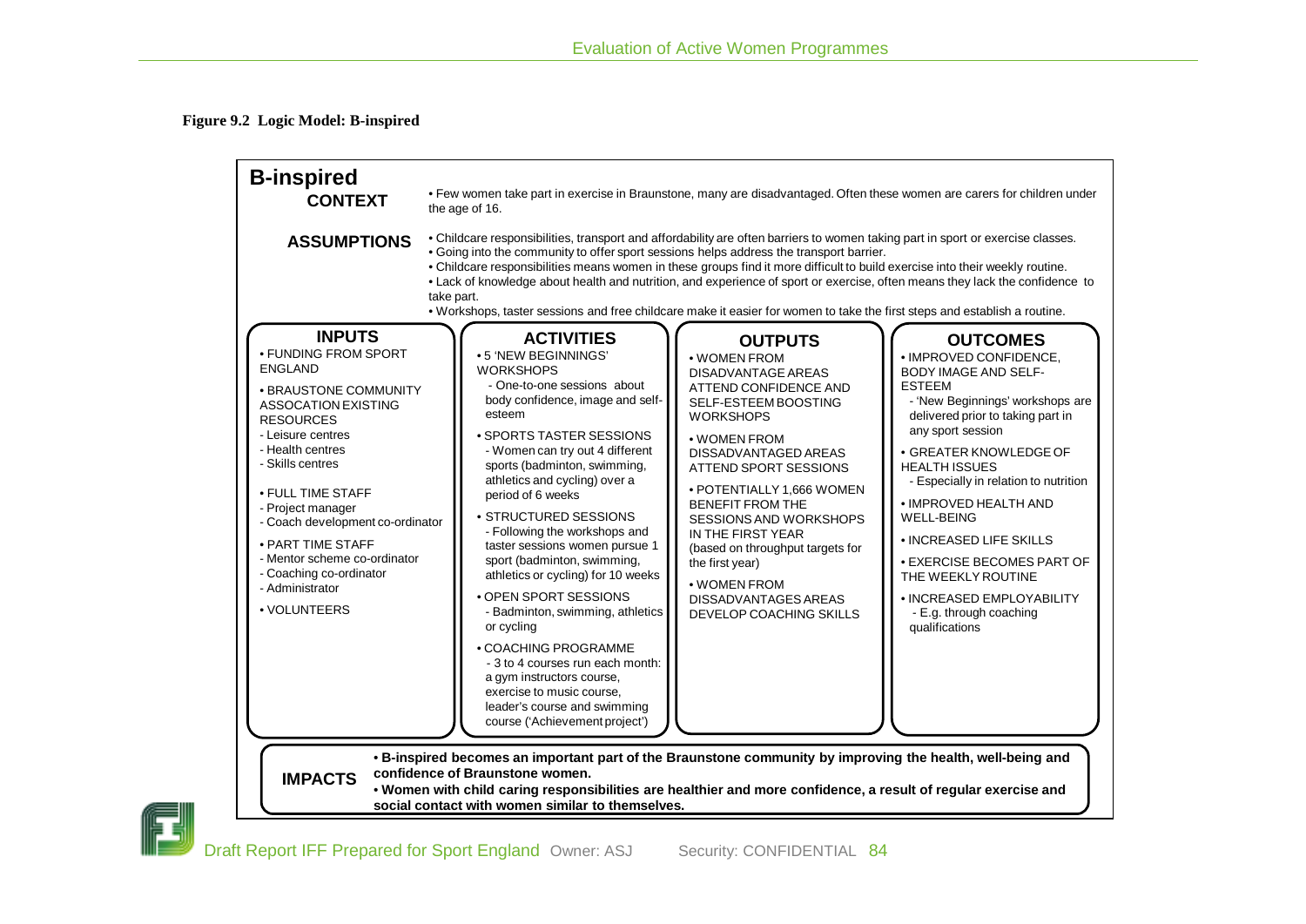**Figure 9.2 Logic Model: B-inspired**

## B-inspired

**CONTEXT**

- Few women take part in exercise in Braunstone, many are disadvantaged. Often these women are carers for children under the age of 16.

**ASSUMPTIONS**

- Childcare responsibilities, transport and affordability are often barriers to women taking part in sport or exercise classes.
- Going into the community to offer sport sessions helps address the transport barrier.
- Childcare responsibilities means women in these groups find it more difficult to build exercise into their weekly routine.
- Lack of knowledge about health and nutrition, and experience of sport or exercise, often means they lack the confidence to take part.
- Workshops, taster sessions and free childcare make it easier for women to take the first steps and establish a routine.

### INPUTS

- FUNDING FROM SPORT ENGLAND
- BRAUSTONE COMMUNITY ASSOCATION EXISTING RESOURCES
  - Leisure centres
  - Health centres
  - Skills centres
- FULL TIME STAFF
  - Project manager
  - Coach development co-ordinator
- PART TIME STAFF
  - Mentor scheme co-ordinator
  - Coaching co-ordinator
  - Administrator
- VOLUNTEERS

### ACTIVITIES

- 5 'NEW BEGINNINGS' WORKSHOPS
  - One-to-one sessions about body confidence, image and self-esteem
- SPORTS TASTER SESSIONS
  - Women can try out 4 different sports (badminton, swimming, athletics and cycling) over a period of 6 weeks
- STRUCTURED SESSIONS
  - Following the workshops and taster sessions women pursue 1 sport (badminton, swimming, athletics or cycling) for 10 weeks
- OPEN SPORT SESSIONS
  - Badminton, swimming, athletics or cycling
- COACHING PROGRAMME
  - 3 to 4 courses run each month: a gym instructors course, exercise to music course, leader's course and swimming course ('Achievement project')

### OUTPUTS

- WOMEN FROM DISADVANTAGE AREAS ATTEND CONFIDENCE AND SELF-ESTEEM BOOSTING WORKSHOPS
- WOMEN FROM DISSADVANTAGED AREAS ATTEND SPORT SESSIONS
- POTENTIALLY 1,666 WOMEN BENEFIT FROM THE SESSIONS AND WORKSHOPS IN THE FIRST YEAR (based on throughput targets for the first year)
- WOMEN FROM DISSADVANTAGES AREAS DEVELOP COACHING SKILLS

### OUTCOMES

- IMPROVED CONFIDENCE, BODY IMAGE AND SELF-ESTEEM
  - 'New Beginnings' workshops are delivered prior to taking part in any sport session
- GREATER KNOWLEDGE OF HEALTH ISSUES
  - Especially in relation to nutrition
- IMPROVED HEALTH AND WELL-BEING
- INCREASED LIFE SKILLS
- EXERCISE BECOMES PART OF THE WEEKLY ROUTINE
- INCREASED EMPLOYABILITY
  - E.g. through coaching qualifications

**IMPACTS**

- **B-inspired becomes an important part of the Braunstone community by improving the health, well-being and confidence of Braunstone women.**
- **Women with child caring responsibilities are healthier and more confidence, a result of regular exercise and social contact with women similar to themselves.**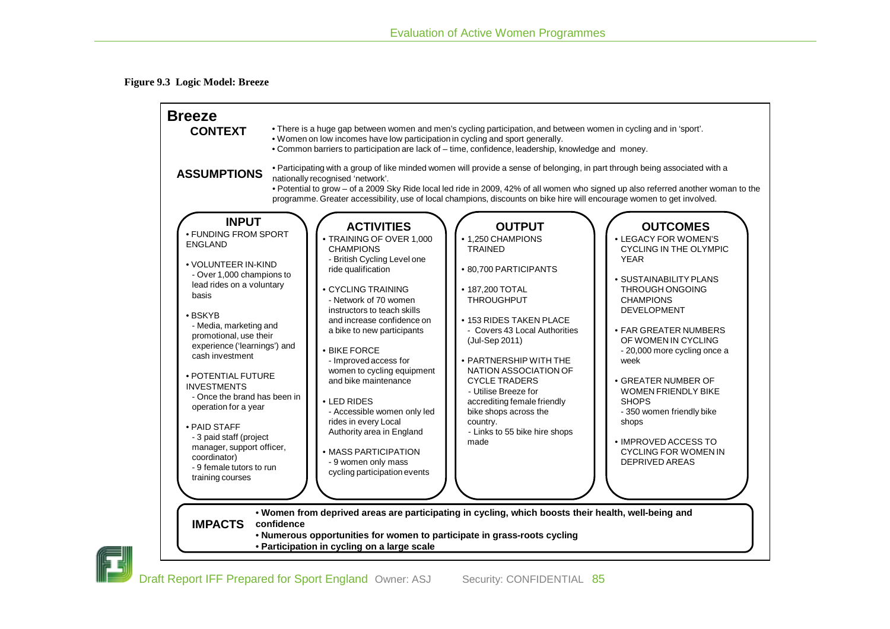**Figure 9.3 Logic Model: Breeze**

## Breeze

**CONTEXT**

- There is a huge gap between women and men's cycling participation, and between women in cycling and in 'sport'.
- Women on low incomes have low participation in cycling and sport generally.
- Common barriers to participation are lack of – time, confidence, leadership, knowledge and money.

**ASSUMPTIONS**

- Participating with a group of like minded women will provide a sense of belonging, in part through being associated with a nationally recognised 'network'.
- Potential to grow – of a 2009 Sky Ride local led ride in 2009, 42% of all women who signed up also referred another woman to the programme. Greater accessibility, use of local champions, discounts on bike hire will encourage women to get involved.

### INPUT

- FUNDING FROM SPORT ENGLAND
- VOLUNTEER IN-KIND
  - Over 1,000 champions to lead rides on a voluntary basis
- BSKYB
  - Media, marketing and promotional, use their experience ('learnings') and cash investment
- POTENTIAL FUTURE INVESTMENTS
  - Once the brand has been in operation for a year
- PAID STAFF
  - 3 paid staff (project manager, support officer, coordinator)
  - 9 female tutors to run training courses

### ACTIVITIES

- TRAINING OF OVER 1,000 CHAMPIONS
  - British Cycling Level one ride qualification
- CYCLING TRAINING
  - Network of 70 women instructors to teach skills and increase confidence on a bike to new participants
- BIKE FORCE
  - Improved access for women to cycling equipment and bike maintenance
- LED RIDES
  - Accessible women only led rides in every Local Authority area in England
- MASS PARTICIPATION
  - 9 women only mass cycling participation events

### OUTPUT

- 1,250 CHAMPIONS TRAINED
- 80,700 PARTICIPANTS
- 187,200 TOTAL THROUGHPUT
- 153 RIDES TAKEN PLACE
  - Covers 43 Local Authorities (Jul-Sep 2011)
- PARTNERSHIP WITH THE NATION ASSOCIATION OF CYCLE TRADERS
  - Utilise Breeze for accrediting female friendly bike shops across the country.
  - Links to 55 bike hire shops made

### OUTCOMES

- LEGACY FOR WOMEN'S CYCLING IN THE OLYMPIC YEAR
- SUSTAINABILITY PLANS THROUGH ONGOING CHAMPIONS DEVELOPMENT
- FAR GREATER NUMBERS OF WOMEN IN CYCLING
  - 20,000 more cycling once a week
- GREATER NUMBER OF WOMEN FRIENDLY BIKE SHOPS
  - 350 women friendly bike shops
- IMPROVED ACCESS TO CYCLING FOR WOMEN IN DEPRIVED AREAS

**IMPACTS**

- **Women from deprived areas are participating in cycling, which boosts their health, well-being and confidence**
- **Numerous opportunities for women to participate in grass-roots cycling**
- **Participation in cycling on a large scale**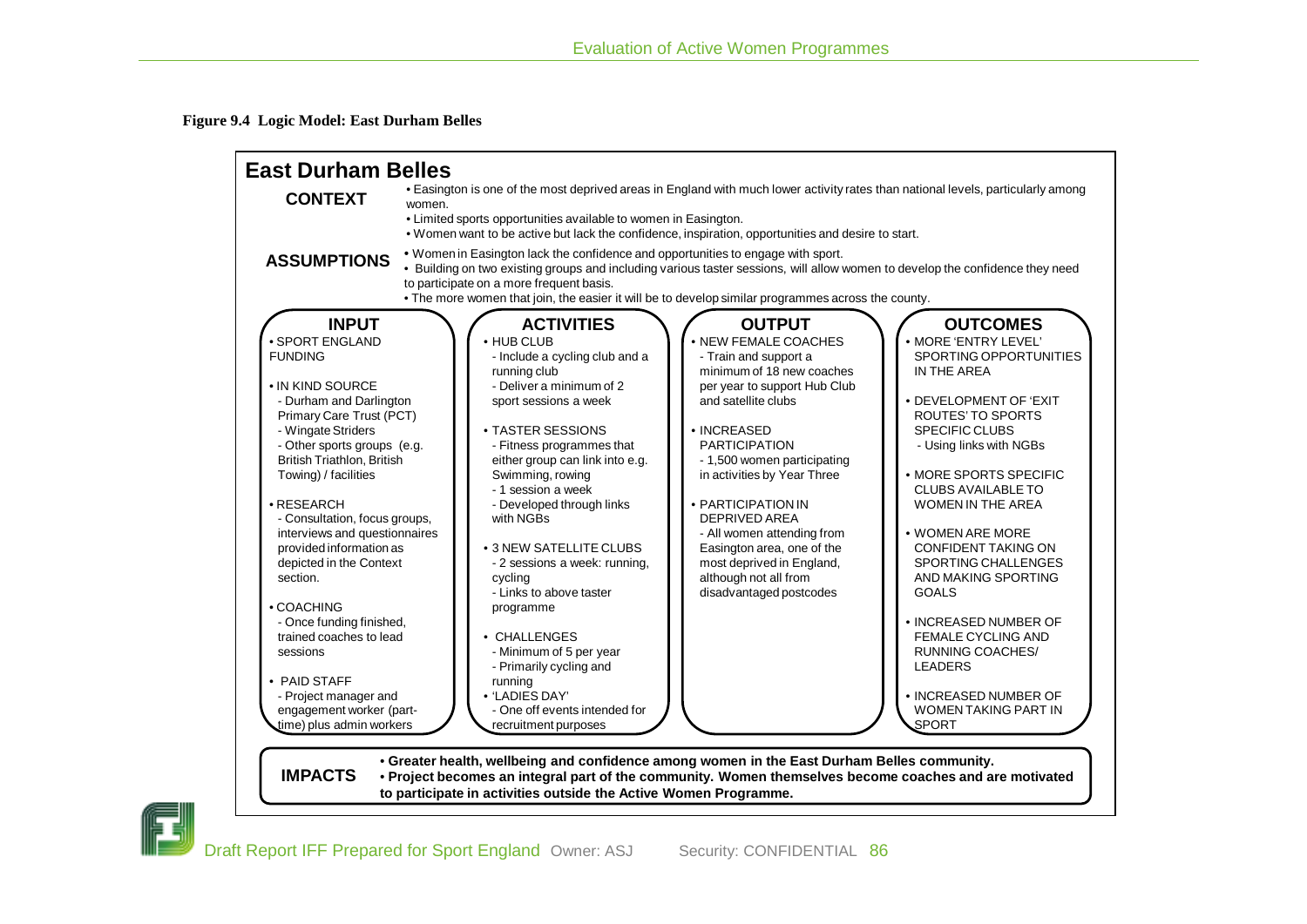**Figure 9.4 Logic Model: East Durham Belles**

## East Durham Belles

**CONTEXT**

- Easington is one of the most deprived areas in England with much lower activity rates than national levels, particularly among women.
- Limited sports opportunities available to women in Easington.
- Women want to be active but lack the confidence, inspiration, opportunities and desire to start.

**ASSUMPTIONS**

- Women in Easington lack the confidence and opportunities to engage with sport.
- Building on two existing groups and including various taster sessions, will allow women to develop the confidence they need to participate on a more frequent basis.
- The more women that join, the easier it will be to develop similar programmes across the county.

| INPUT | ACTIVITIES | OUTPUT | OUTCOMES |
|---|---|---|---|
| • SPORT ENGLAND FUNDING<br><br>• IN KIND SOURCE<br>- Durham and Darlington Primary Care Trust (PCT)<br>- Wingate Striders<br>- Other sports groups (e.g. British Triathlon, British Towing) / facilities<br><br>• RESEARCH<br>- Consultation, focus groups, interviews and questionnaires provided information as depicted in the Context section.<br><br>• COACHING<br>- Once funding finished, trained coaches to lead sessions<br><br>• PAID STAFF<br>- Project manager and engagement worker (part-time) plus admin workers | • HUB CLUB<br>- Include a cycling club and a running club<br>- Deliver a minimum of 2 sport sessions a week<br><br>• TASTER SESSIONS<br>- Fitness programmes that either group can link into e.g. Swimming, rowing<br>- 1 session a week<br>- Developed through links with NGBs<br><br>• 3 NEW SATELLITE CLUBS<br>- 2 sessions a week: running, cycling<br>- Links to above taster programme<br><br>• CHALLENGES<br>- Minimum of 5 per year<br>- Primarily cycling and running<br>• 'LADIES DAY'<br>- One off events intended for recruitment purposes | • NEW FEMALE COACHES<br>- Train and support a minimum of 18 new coaches per year to support Hub Club and satellite clubs<br><br>• INCREASED PARTICIPATION<br>- 1,500 women participating in activities by Year Three<br><br>• PARTICIPATION IN DEPRIVED AREA<br>- All women attending from Easington area, one of the most deprived in England, although not all from disadvantaged postcodes | • MORE 'ENTRY LEVEL' SPORTING OPPORTUNITIES IN THE AREA<br><br>• DEVELOPMENT OF 'EXIT ROUTES' TO SPORTS SPECIFIC CLUBS<br>- Using links with NGBs<br><br>• MORE SPORTS SPECIFIC CLUBS AVAILABLE TO WOMEN IN THE AREA<br><br>• WOMEN ARE MORE CONFIDENT TAKING ON SPORTING CHALLENGES AND MAKING SPORTING GOALS<br><br>• INCREASED NUMBER OF FEMALE CYCLING AND RUNNING COACHES/ LEADERS<br><br>• INCREASED NUMBER OF WOMEN TAKING PART IN SPORT |

**IMPACTS**

- **Greater health, wellbeing and confidence among women in the East Durham Belles community.**
- **Project becomes an integral part of the community. Women themselves become coaches and are motivated to participate in activities outside the Active Women Programme.**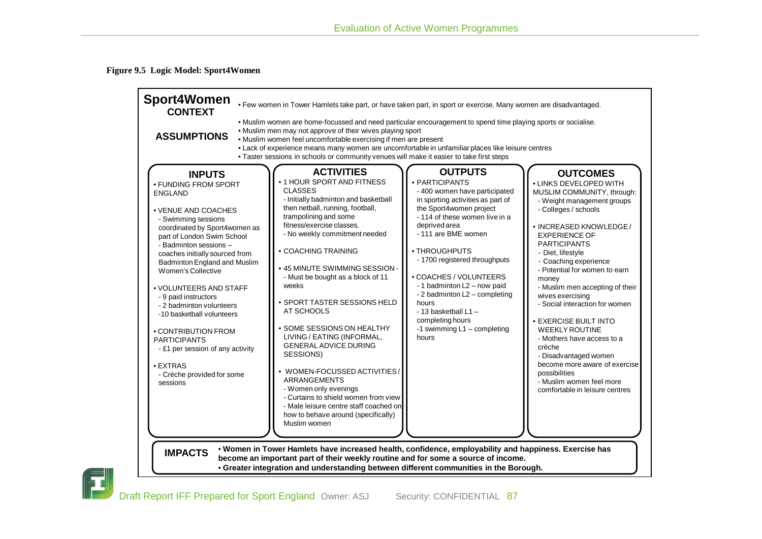**Figure 9.5 Logic Model: Sport4Women**

## Sport4Women

**CONTEXT**

- Few women in Tower Hamlets take part, or have taken part, in sport or exercise. Many women are disadvantaged.

**ASSUMPTIONS**

- Muslim women are home-focussed and need particular encouragement to spend time playing sports or socialise.
- Muslim men may not approve of their wives playing sport
- Muslim women feel uncomfortable exercising if men are present
- Lack of experience means many women are uncomfortable in unfamiliar places like leisure centres
- Taster sessions in schools or community venues will make it easier to take first steps

### INPUTS

- FUNDING FROM SPORT ENGLAND
- VENUE AND COACHES
  - Swimming sessions coordinated by Sport4women as part of London Swim School
  - Badminton sessions – coaches initially sourced from Badminton England and Muslim Women's Collective
- VOLUNTEERS AND STAFF
  - 9 paid instructors
  - 2 badminton volunteers
  - 10 basketball volunteers
- CONTRIBUTION FROM PARTICIPANTS
  - £1 per session of any activity
- EXTRAS
  - Crèche provided for some sessions

### ACTIVITIES

- 1 HOUR SPORT AND FITNESS CLASSES
  - Initially badminton and basketball then netball, running, football, trampolining and some fitness/exercise classes.
  - No weekly commitment needed
- COACHING TRAINING
- 45 MINUTE SWIMMING SESSION -
  - Must be bought as a block of 11 weeks
- SPORT TASTER SESSIONS HELD AT SCHOOLS
- SOME SESSIONS ON HEALTHY LIVING / EATING (INFORMAL, GENERAL ADVICE DURING SESSIONS)
- WOMEN-FOCUSSED ACTIVITIES / ARRANGEMENTS
  - Women only evenings
  - Curtains to shield women from view
  - Male leisure centre staff coached on how to behave around (specifically) Muslim women

### OUTPUTS

- PARTICIPANTS
  - 400 women have participated in sporting activities as part of the Sport4women project
  - 114 of these women live in a deprived area
  - 111 are BME women
- THROUGHPUTS
  - 1700 registered throughputs
- COACHES / VOLUNTEERS
  - 1 badminton L2 – now paid
  - 2 badminton L2 – completing hours
  - 13 basketball L1 – completing hours
  - 1 swimming L1 – completing hours

### OUTCOMES

- LINKS DEVELOPED WITH MUSLIM COMMUNITY, through:
  - Weight management groups
  - Colleges / schools
- INCREASED KNOWLEDGE / EXPERIENCE OF PARTICIPANTS
  - Diet, lifestyle
  - Coaching experience
  - Potential for women to earn money
  - Muslim men accepting of their wives exercising
  - Social interaction for women
- EXERCISE BUILT INTO WEEKLY ROUTINE
  - Mothers have access to a crèche
  - Disadvantaged women become more aware of exercise possibilities
  - Muslim women feel more comfortable in leisure centres

**IMPACTS**

- **Women in Tower Hamlets have increased health, confidence, employability and happiness. Exercise has become an important part of their weekly routine and for some a source of income.**
- **Greater integration and understanding between different communities in the Borough.**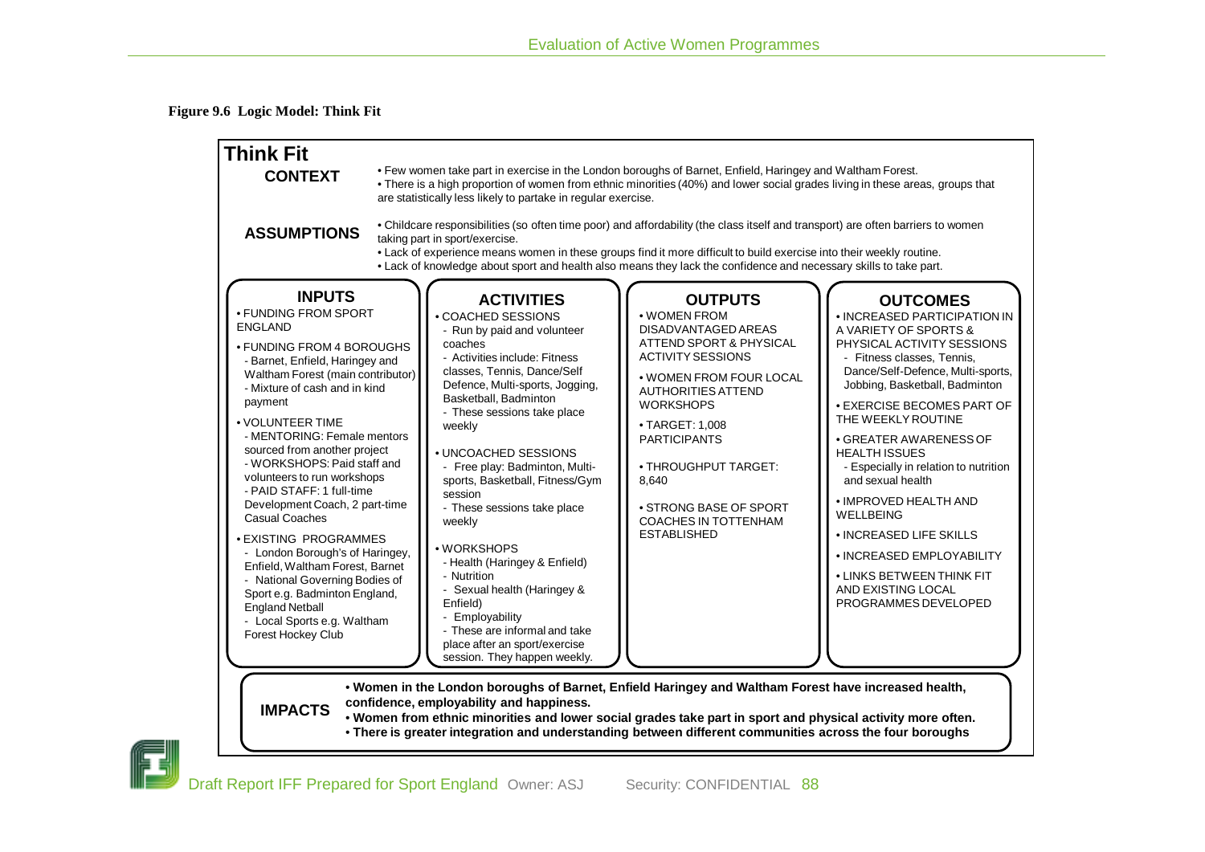**Figure 9.6 Logic Model: Think Fit**

## Think Fit

### CONTEXT

- Few women take part in exercise in the London boroughs of Barnet, Enfield, Haringey and Waltham Forest.
- There is a high proportion of women from ethnic minorities (40%) and lower social grades living in these areas, groups that are statistically less likely to partake in regular exercise.

### ASSUMPTIONS

- Childcare responsibilities (so often time poor) and affordability (the class itself and transport) are often barriers to women taking part in sport and exercise.
- Lack of experience means women in these groups find it more difficult to build exercise into their weekly routine.
- Lack of knowledge about sport and health also means they lack the confidence and necessary skills to take part.

### INPUTS

- FUNDING FROM SPORT ENGLAND
- FUNDING FROM 4 BOROUGHS
  - Barnet, Enfield, Haringey and Waltham Forest (main contributor)
  - Mixture of cash and in kind payment
- VOLUNTEER TIME
  - MENTORING: Female mentors sourced from another project
  - WORKSHOPS: Paid staff and volunteers to run workshops
  - PAID STAFF: 1 full-time Development Coach, 2 part-time Casual Coaches
- EXISTING PROGRAMMES
  - London Borough's of Haringey, Enfield, Waltham Forest, Barnet
  - National Governing Bodies of Sport e.g. Badminton England, England Netball
  - Local Sports e.g. Waltham Forest Hockey Club

### ACTIVITIES

- COACHED SESSIONS
  - Run by paid and volunteer coaches
  - Activities include: Fitness classes, Tennis, Dance/Self Defence, Multi-sports, Jogging, Basketball, Badminton
  - These sessions take place weekly
- UNCOACHED SESSIONS
  - Free play: Badminton, Multi-sports, Basketball, Fitness/Gym session
  - These sessions take place weekly
- WORKSHOPS
  - Health (Haringey & Enfield)
  - Nutrition
  - Sexual health (Haringey & Enfield)
  - Employability
  - These are informal and take place after an sport/exercise session. They happen weekly.

### OUTPUTS

- WOMEN FROM DISADVANTAGED AREAS ATTEND SPORT & PHYSICAL ACTIVITY SESSIONS
- WOMEN FROM FOUR LOCAL AUTHORITIES ATTEND WORKSHOPS
- TARGET: 1,008 PARTICIPANTS
- THROUGHPUT TARGET: 8,640
- STRONG BASE OF SPORT COACHES IN TOTTENHAM ESTABLISHED

### OUTCOMES

- INCREASED PARTICIPATION IN A VARIETY OF SPORTS & PHYSICAL ACTIVITY SESSIONS
  - Fitness classes, Tennis, Dance/Self-Defence, Multi-sports, Jobbing, Basketball, Badminton
- EXERCISE BECOMES PART OF THE WEEKLY ROUTINE
- GREATER AWARENESS OF HEALTH ISSUES
  - Especially in relation to nutrition and sexual health
- IMPROVED HEALTH AND WELLBEING
- INCREASED LIFE SKILLS
- INCREASED EMPLOYABILITY
- LINKS BETWEEN THINK FIT AND EXISTING LOCAL PROGRAMMES DEVELOPED

### IMPACTS

- **Women in the London boroughs of Barnet, Enfield Haringey and Waltham Forest have increased health, confidence, employability and happiness.**
- **Women from ethnic minorities and lower social grades take part in sport and physical activity more often.**
- **There is greater integration and understanding between different communities across the four boroughs**